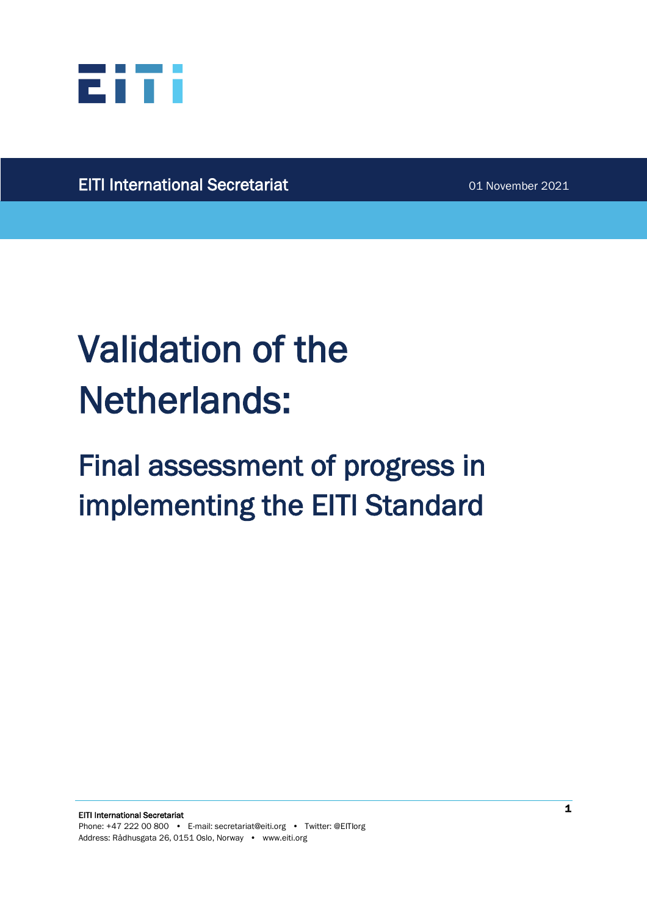EITI International Secretariat

01 November 2021

# Validation of the Netherlands:

## Final assessment of progress in implementing the EITI Standard

**EITI International Secretariat**
Phone: +47 222 00 800 • E-mail: secretariat@eiti.org • Twitter: @EITIorg
Address: Rådhusgata 26, 0151 Oslo, Norway • www.eiti.org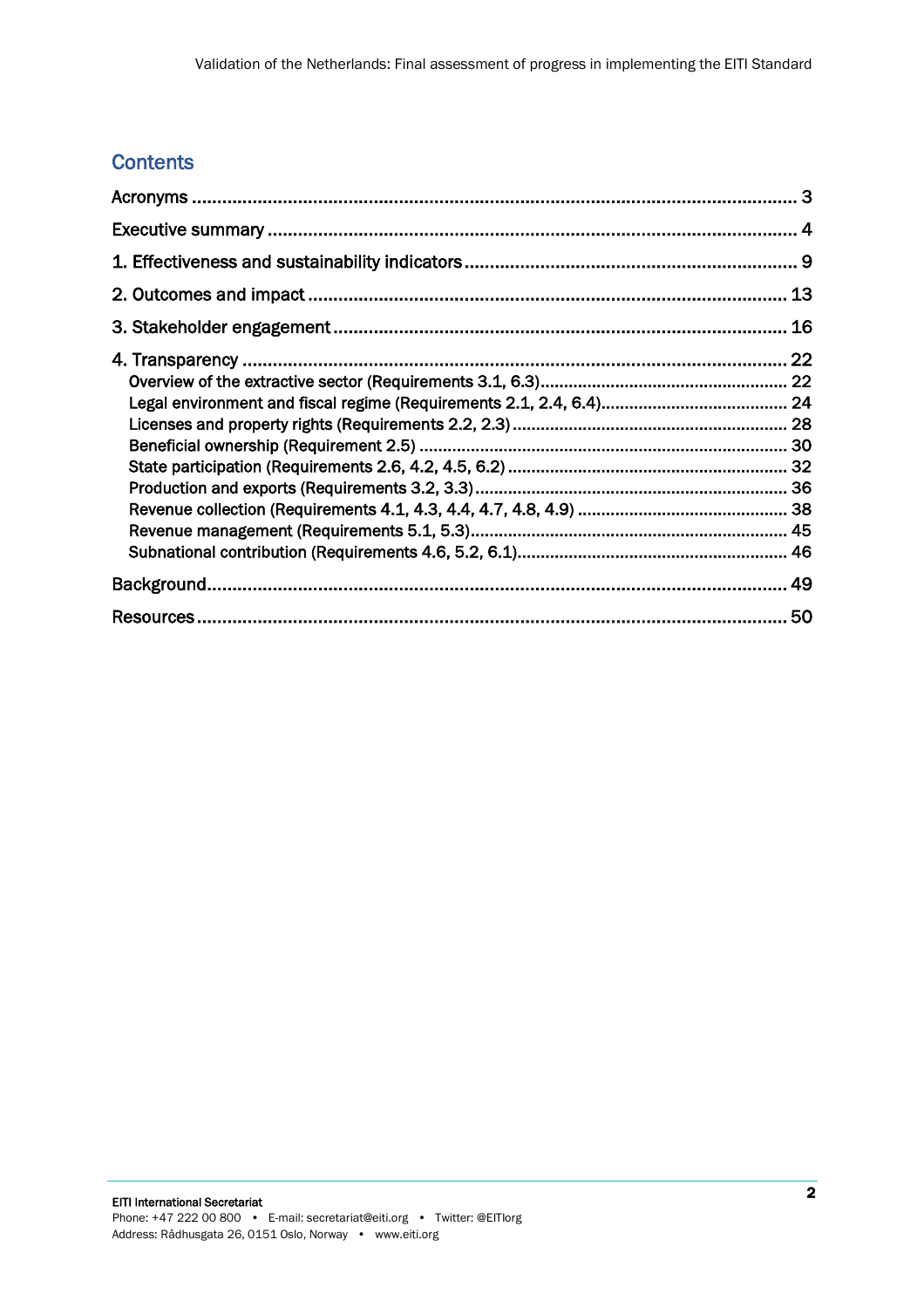## Contents

- Acronyms ..... 3
- Executive summary ..... 4
- 1. Effectiveness and sustainability indicators ..... 9
- 2. Outcomes and impact ..... 13
- 3. Stakeholder engagement ..... 16
- 4. Transparency ..... 22
  - Overview of the extractive sector (Requirements 3.1, 6.3) ..... 22
  - Legal environment and fiscal regime (Requirements 2.1, 2.4, 6.4) ..... 24
  - Licenses and property rights (Requirements 2.2, 2.3) ..... 28
  - Beneficial ownership (Requirement 2.5) ..... 30
  - State participation (Requirements 2.6, 4.2, 4.5, 6.2) ..... 32
  - Production and exports (Requirements 3.2, 3.3) ..... 36
  - Revenue collection (Requirements 4.1, 4.3, 4.4, 4.7, 4.8, 4.9) ..... 38
  - Revenue management (Requirements 5.1, 5.3) ..... 45
  - Subnational contribution (Requirements 4.6, 5.2, 6.1) ..... 46
- Background ..... 49
- Resources ..... 50

EITI International Secretariat
Phone: +47 222 00 800 • E-mail: secretariat@eiti.org • Twitter: @EITIorg
Address: Rådhusgata 26, 0151 Oslo, Norway • www.eiti.org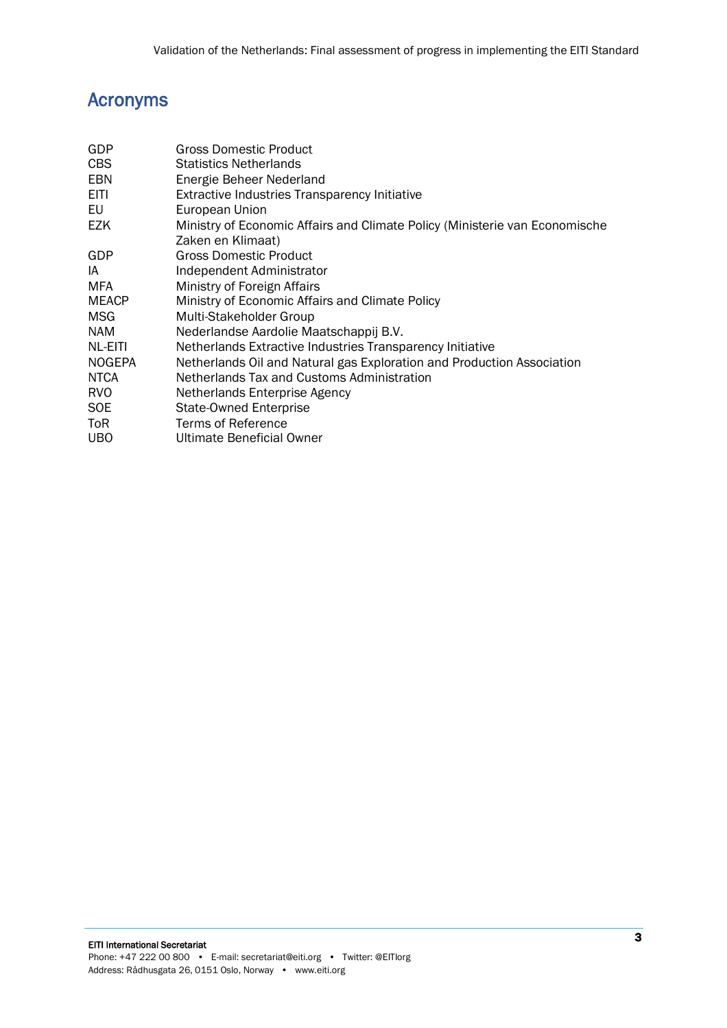## Acronyms

| | |
|---|---|
| GDP | Gross Domestic Product |
| CBS | Statistics Netherlands |
| EBN | Energie Beheer Nederland |
| EITI | Extractive Industries Transparency Initiative |
| EU | European Union |
| EZK | Ministry of Economic Affairs and Climate Policy (Ministerie van Economische Zaken en Klimaat) |
| GDP | Gross Domestic Product |
| IA | Independent Administrator |
| MFA | Ministry of Foreign Affairs |
| MEACP | Ministry of Economic Affairs and Climate Policy |
| MSG | Multi-Stakeholder Group |
| NAM | Nederlandse Aardolie Maatschappij B.V. |
| NL-EITI | Netherlands Extractive Industries Transparency Initiative |
| NOGEPA | Netherlands Oil and Natural gas Exploration and Production Association |
| NTCA | Netherlands Tax and Customs Administration |
| RVO | Netherlands Enterprise Agency |
| SOE | State-Owned Enterprise |
| ToR | Terms of Reference |
| UBO | Ultimate Beneficial Owner |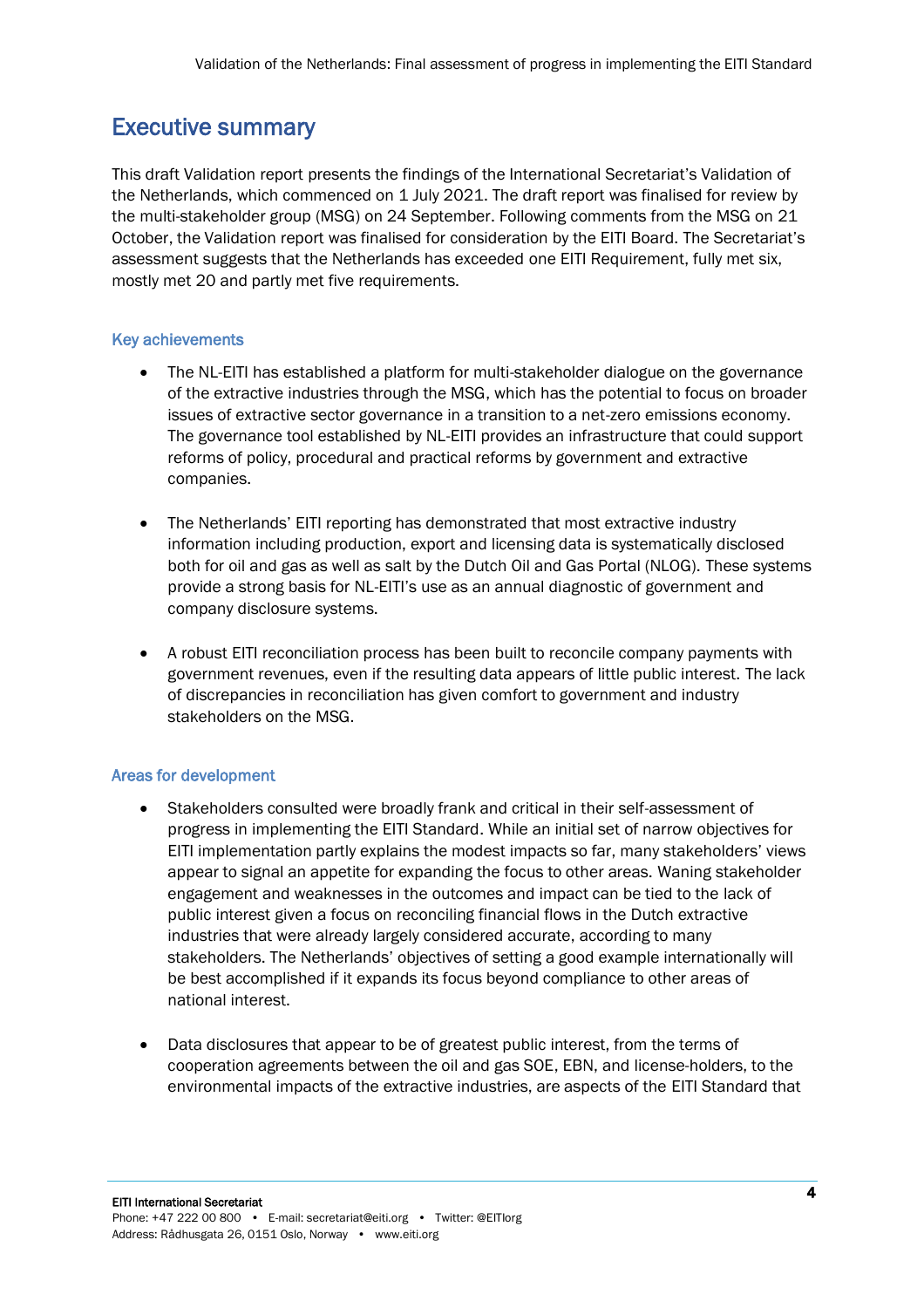## Executive summary

This draft Validation report presents the findings of the International Secretariat's Validation of the Netherlands, which commenced on 1 July 2021. The draft report was finalised for review by the multi-stakeholder group (MSG) on 24 September. Following comments from the MSG on 21 October, the Validation report was finalised for consideration by the EITI Board. The Secretariat's assessment suggests that the Netherlands has exceeded one EITI Requirement, fully met six, mostly met 20 and partly met five requirements.

### Key achievements

- The NL-EITI has established a platform for multi-stakeholder dialogue on the governance of the extractive industries through the MSG, which has the potential to focus on broader issues of extractive sector governance in a transition to a net-zero emissions economy. The governance tool established by NL-EITI provides an infrastructure that could support reforms of policy, procedural and practical reforms by government and extractive companies.

- The Netherlands' EITI reporting has demonstrated that most extractive industry information including production, export and licensing data is systematically disclosed both for oil and gas as well as salt by the Dutch Oil and Gas Portal (NLOG). These systems provide a strong basis for NL-EITI's use as an annual diagnostic of government and company disclosure systems.

- A robust EITI reconciliation process has been built to reconcile company payments with government revenues, even if the resulting data appears of little public interest. The lack of discrepancies in reconciliation has given comfort to government and industry stakeholders on the MSG.

### Areas for development

- Stakeholders consulted were broadly frank and critical in their self-assessment of progress in implementing the EITI Standard. While an initial set of narrow objectives for EITI implementation partly explains the modest impacts so far, many stakeholders' views appear to signal an appetite for expanding the focus to other areas. Waning stakeholder engagement and weaknesses in the outcomes and impact can be tied to the lack of public interest given a focus on reconciling financial flows in the Dutch extractive industries that were already largely considered accurate, according to many stakeholders. The Netherlands' objectives of setting a good example internationally will be best accomplished if it expands its focus beyond compliance to other areas of national interest.

- Data disclosures that appear to be of greatest public interest, from the terms of cooperation agreements between the oil and gas SOE, EBN, and license-holders, to the environmental impacts of the extractive industries, are aspects of the EITI Standard that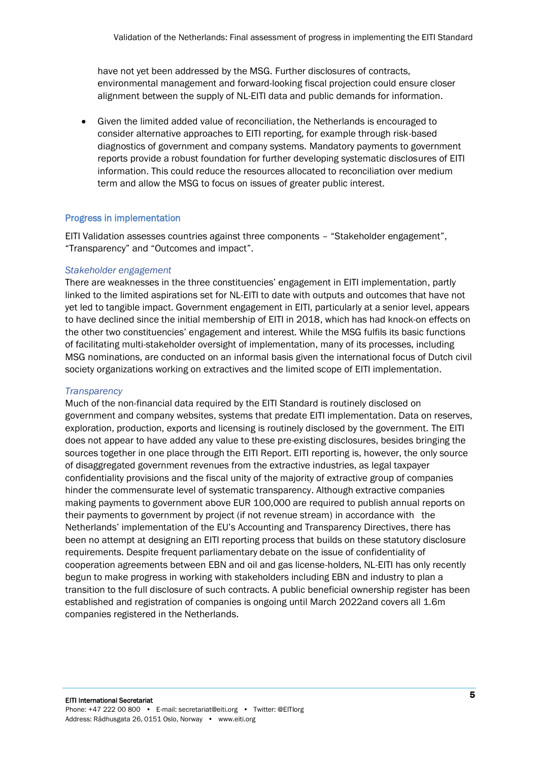have not yet been addressed by the MSG. Further disclosures of contracts, environmental management and forward-looking fiscal projection could ensure closer alignment between the supply of NL-EITI data and public demands for information.

- Given the limited added value of reconciliation, the Netherlands is encouraged to consider alternative approaches to EITI reporting, for example through risk-based diagnostics of government and company systems. Mandatory payments to government reports provide a robust foundation for further developing systematic disclosures of EITI information. This could reduce the resources allocated to reconciliation over medium term and allow the MSG to focus on issues of greater public interest.

## Progress in implementation

EITI Validation assesses countries against three components – "Stakeholder engagement", "Transparency" and "Outcomes and impact".

### *Stakeholder engagement*

There are weaknesses in the three constituencies' engagement in EITI implementation, partly linked to the limited aspirations set for NL-EITI to date with outputs and outcomes that have not yet led to tangible impact. Government engagement in EITI, particularly at a senior level, appears to have declined since the initial membership of EITI in 2018, which has had knock-on effects on the other two constituencies' engagement and interest. While the MSG fulfils its basic functions of facilitating multi-stakeholder oversight of implementation, many of its processes, including MSG nominations, are conducted on an informal basis given the international focus of Dutch civil society organizations working on extractives and the limited scope of EITI implementation.

### *Transparency*

Much of the non-financial data required by the EITI Standard is routinely disclosed on government and company websites, systems that predate EITI implementation. Data on reserves, exploration, production, exports and licensing is routinely disclosed by the government. The EITI does not appear to have added any value to these pre-existing disclosures, besides bringing the sources together in one place through the EITI Report. EITI reporting is, however, the only source of disaggregated government revenues from the extractive industries, as legal taxpayer confidentiality provisions and the fiscal unity of the majority of extractive group of companies hinder the commensurate level of systematic transparency. Although extractive companies making payments to government above EUR 100,000 are required to publish annual reports on their payments to government by project (if not revenue stream) in accordance with the Netherlands' implementation of the EU's Accounting and Transparency Directives, there has been no attempt at designing an EITI reporting process that builds on these statutory disclosure requirements. Despite frequent parliamentary debate on the issue of confidentiality of cooperation agreements between EBN and oil and gas license-holders, NL-EITI has only recently begun to make progress in working with stakeholders including EBN and industry to plan a transition to the full disclosure of such contracts. A public beneficial ownership register has been established and registration of companies is ongoing until March 2022and covers all 1.6m companies registered in the Netherlands.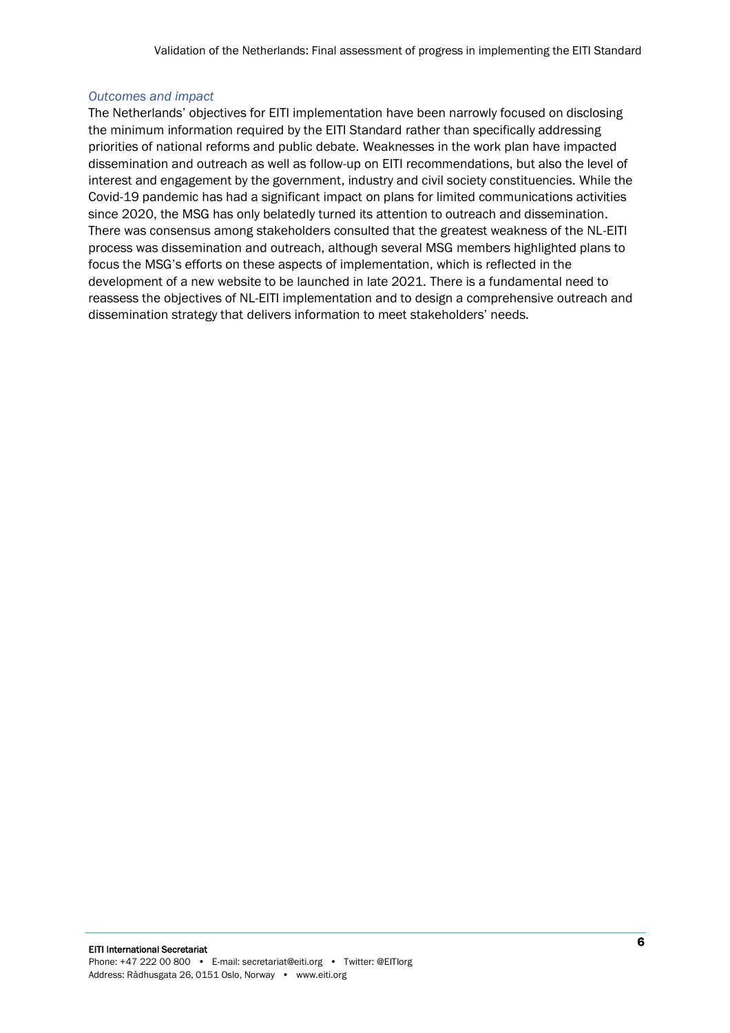*Outcomes and impact*

The Netherlands' objectives for EITI implementation have been narrowly focused on disclosing the minimum information required by the EITI Standard rather than specifically addressing priorities of national reforms and public debate. Weaknesses in the work plan have impacted dissemination and outreach as well as follow-up on EITI recommendations, but also the level of interest and engagement by the government, industry and civil society constituencies. While the Covid-19 pandemic has had a significant impact on plans for limited communications activities since 2020, the MSG has only belatedly turned its attention to outreach and dissemination. There was consensus among stakeholders consulted that the greatest weakness of the NL-EITI process was dissemination and outreach, although several MSG members highlighted plans to focus the MSG's efforts on these aspects of implementation, which is reflected in the development of a new website to be launched in late 2021. There is a fundamental need to reassess the objectives of NL-EITI implementation and to design a comprehensive outreach and dissemination strategy that delivers information to meet stakeholders' needs.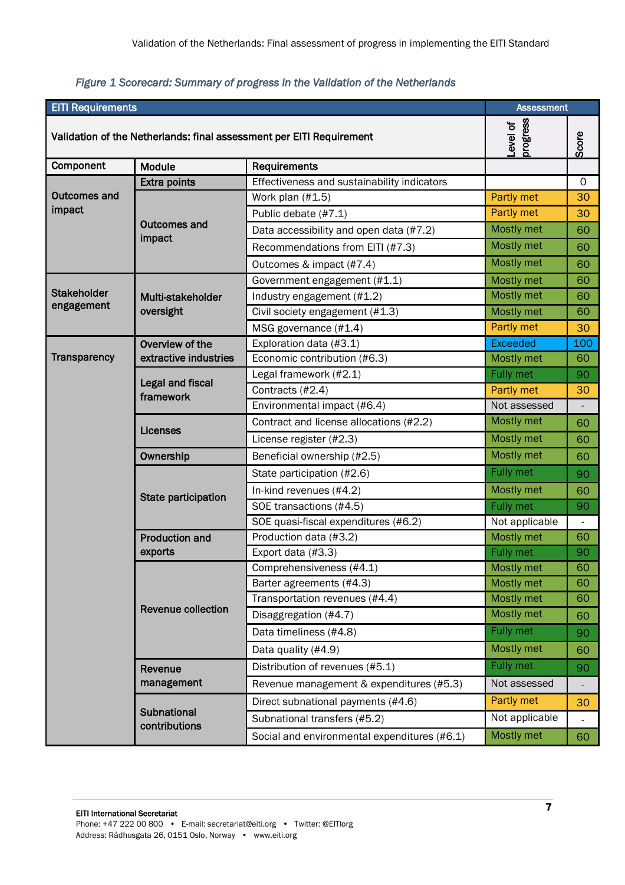*Figure 1 Scorecard: Summary of progress in the Validation of the Netherlands*

| EITI Requirements | | | Assessment | |
|---|---|---|---|---|
| Validation of the Netherlands: final assessment per EITI Requirement | | | Level of progress | Score |
| Component | Module | Requirements | | |
| Outcomes and impact | Extra points | Effectiveness and sustainability indicators | | 0 |
| | Outcomes and impact | Work plan (#1.5) | Partly met | 30 |
| | | Public debate (#7.1) | Partly met | 30 |
| | | Data accessibility and open data (#7.2) | Mostly met | 60 |
| | | Recommendations from EITI (#7.3) | Mostly met | 60 |
| | | Outcomes & impact (#7.4) | Mostly met | 60 |
| Stakeholder engagement | Multi-stakeholder oversight | Government engagement (#1.1) | Mostly met | 60 |
| | | Industry engagement (#1.2) | Mostly met | 60 |
| | | Civil society engagement (#1.3) | Mostly met | 60 |
| | | MSG governance (#1.4) | Partly met | 30 |
| Transparency | Overview of the extractive industries | Exploration data (#3.1) | Exceeded | 100 |
| | | Economic contribution (#6.3) | Mostly met | 60 |
| | Legal and fiscal framework | Legal framework (#2.1) | Fully met | 90 |
| | | Contracts (#2.4) | Partly met | 30 |
| | | Environmental impact (#6.4) | Not assessed | - |
| | Licenses | Contract and license allocations (#2.2) | Mostly met | 60 |
| | | License register (#2.3) | Mostly met | 60 |
| | Ownership | Beneficial ownership (#2.5) | Mostly met | 60 |
| | State participation | State participation (#2.6) | Fully met | 90 |
| | | In-kind revenues (#4.2) | Mostly met | 60 |
| | | SOE transactions (#4.5) | Fully met | 90 |
| | | SOE quasi-fiscal expenditures (#6.2) | Not applicable | - |
| | Production and exports | Production data (#3.2) | Mostly met | 60 |
| | | Export data (#3.3) | Fully met | 90 |
| | Revenue collection | Comprehensiveness (#4.1) | Mostly met | 60 |
| | | Barter agreements (#4.3) | Mostly met | 60 |
| | | Transportation revenues (#4.4) | Mostly met | 60 |
| | | Disaggregation (#4.7) | Mostly met | 60 |
| | | Data timeliness (#4.8) | Fully met | 90 |
| | | Data quality (#4.9) | Mostly met | 60 |
| | Revenue management | Distribution of revenues (#5.1) | Fully met | 90 |
| | | Revenue management & expenditures (#5.3) | Not assessed | - |
| | Subnational contributions | Direct subnational payments (#4.6) | Partly met | 30 |
| | | Subnational transfers (#5.2) | Not applicable | - |
| | | Social and environmental expenditures (#6.1) | Mostly met | 60 |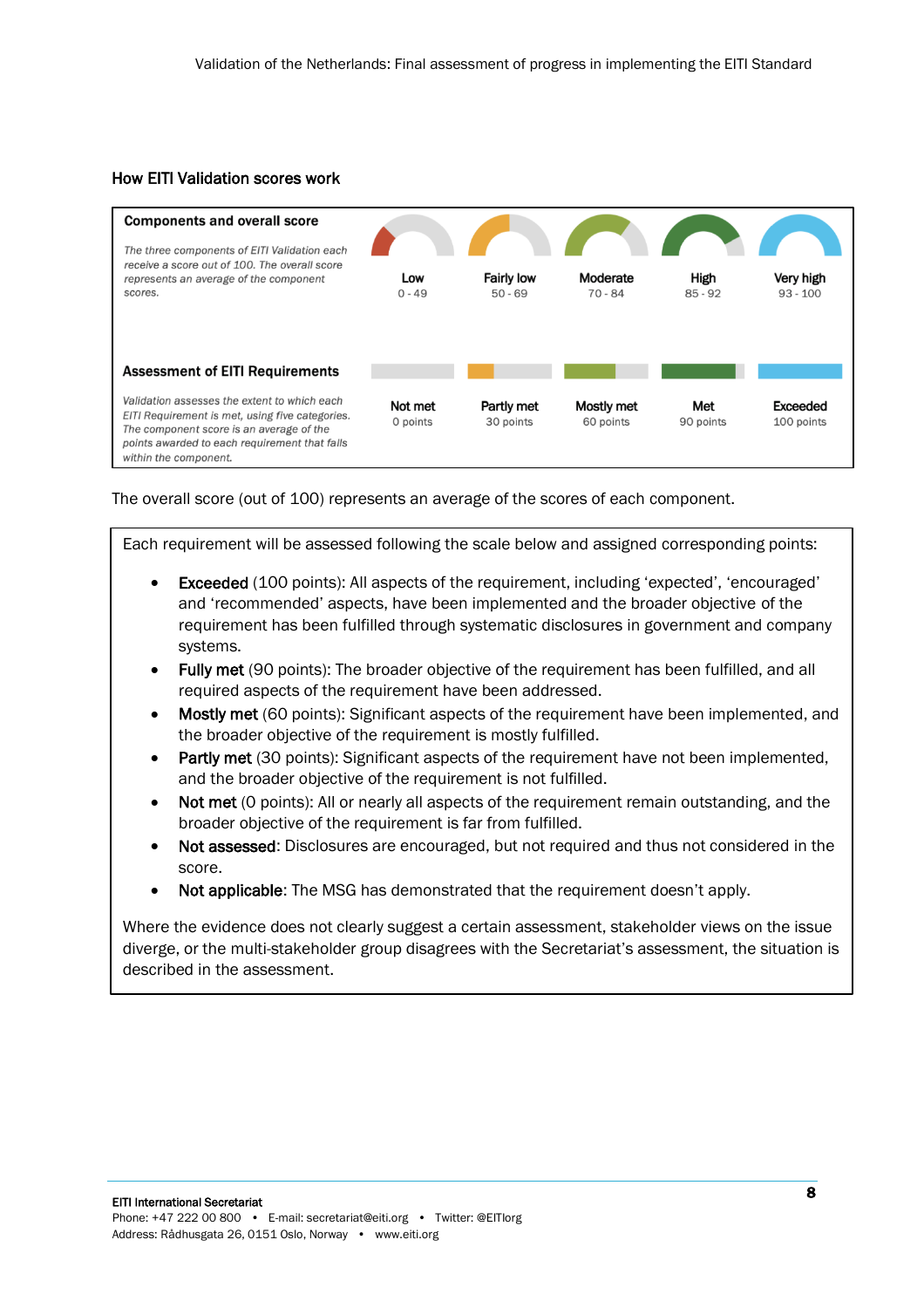### How EITI Validation scores work

| **Components and overall score** | Low | Fairly low | Moderate | High | Very high |
|---|---|---|---|---|---|
| *The three components of EITI Validation each receive a score out of 100. The overall score represents an average of the component scores.* | 0 - 49 | 50 - 69 | 70 - 84 | 85 - 92 | 93 - 100 |
| **Assessment of EITI Requirements** | Not met | Partly met | Mostly met | Met | Exceeded |
| *Validation assesses the extent to which each EITI Requirement is met, using five categories. The component score is an average of the points awarded to each requirement that falls within the component.* | 0 points | 30 points | 60 points | 90 points | 100 points |

The overall score (out of 100) represents an average of the scores of each component.

Each requirement will be assessed following the scale below and assigned corresponding points:

- **Exceeded** (100 points): All aspects of the requirement, including 'expected', 'encouraged' and 'recommended' aspects, have been implemented and the broader objective of the requirement has been fulfilled through systematic disclosures in government and company systems.
- **Fully met** (90 points): The broader objective of the requirement has been fulfilled, and all required aspects of the requirement have been addressed.
- **Mostly met** (60 points): Significant aspects of the requirement have been implemented, and the broader objective of the requirement is mostly fulfilled.
- **Partly met** (30 points): Significant aspects of the requirement have not been implemented, and the broader objective of the requirement is not fulfilled.
- **Not met** (0 points): All or nearly all aspects of the requirement remain outstanding, and the broader objective of the requirement is far from fulfilled.
- **Not assessed**: Disclosures are encouraged, but not required and thus not considered in the score.
- **Not applicable**: The MSG has demonstrated that the requirement doesn't apply.

Where the evidence does not clearly suggest a certain assessment, stakeholder views on the issue diverge, or the multi-stakeholder group disagrees with the Secretariat's assessment, the situation is described in the assessment.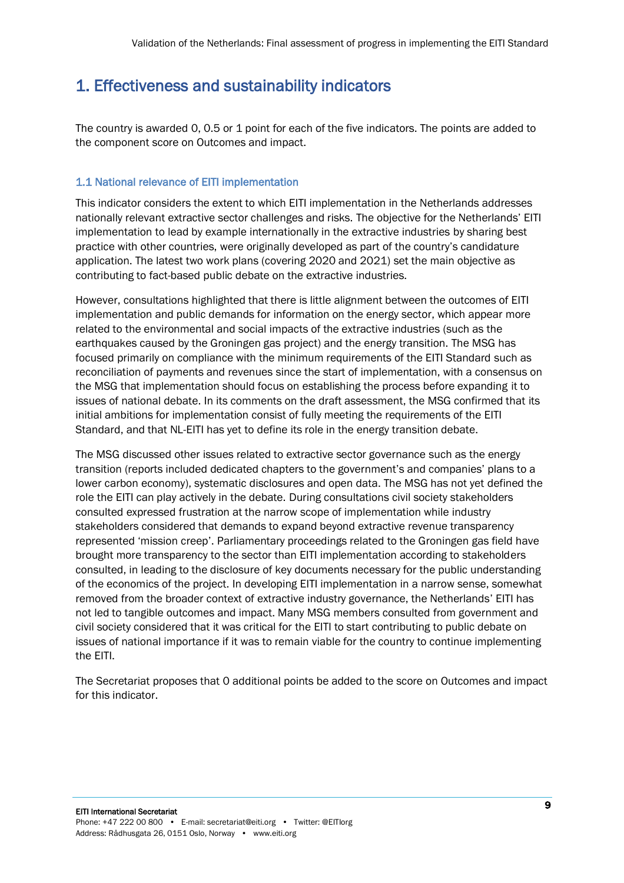# 1. Effectiveness and sustainability indicators

The country is awarded 0, 0.5 or 1 point for each of the five indicators. The points are added to the component score on Outcomes and impact.

### 1.1 National relevance of EITI implementation

This indicator considers the extent to which EITI implementation in the Netherlands addresses nationally relevant extractive sector challenges and risks. The objective for the Netherlands' EITI implementation to lead by example internationally in the extractive industries by sharing best practice with other countries, were originally developed as part of the country's candidature application. The latest two work plans (covering 2020 and 2021) set the main objective as contributing to fact-based public debate on the extractive industries.

However, consultations highlighted that there is little alignment between the outcomes of EITI implementation and public demands for information on the energy sector, which appear more related to the environmental and social impacts of the extractive industries (such as the earthquakes caused by the Groningen gas project) and the energy transition. The MSG has focused primarily on compliance with the minimum requirements of the EITI Standard such as reconciliation of payments and revenues since the start of implementation, with a consensus on the MSG that implementation should focus on establishing the process before expanding it to issues of national debate. In its comments on the draft assessment, the MSG confirmed that its initial ambitions for implementation consist of fully meeting the requirements of the EITI Standard, and that NL-EITI has yet to define its role in the energy transition debate.

The MSG discussed other issues related to extractive sector governance such as the energy transition (reports included dedicated chapters to the government's and companies' plans to a lower carbon economy), systematic disclosures and open data. The MSG has not yet defined the role the EITI can play actively in the debate. During consultations civil society stakeholders consulted expressed frustration at the narrow scope of implementation while industry stakeholders considered that demands to expand beyond extractive revenue transparency represented 'mission creep'. Parliamentary proceedings related to the Groningen gas field have brought more transparency to the sector than EITI implementation according to stakeholders consulted, in leading to the disclosure of key documents necessary for the public understanding of the economics of the project. In developing EITI implementation in a narrow sense, somewhat removed from the broader context of extractive industry governance, the Netherlands' EITI has not led to tangible outcomes and impact. Many MSG members consulted from government and civil society considered that it was critical for the EITI to start contributing to public debate on issues of national importance if it was to remain viable for the country to continue implementing the EITI.

The Secretariat proposes that 0 additional points be added to the score on Outcomes and impact for this indicator.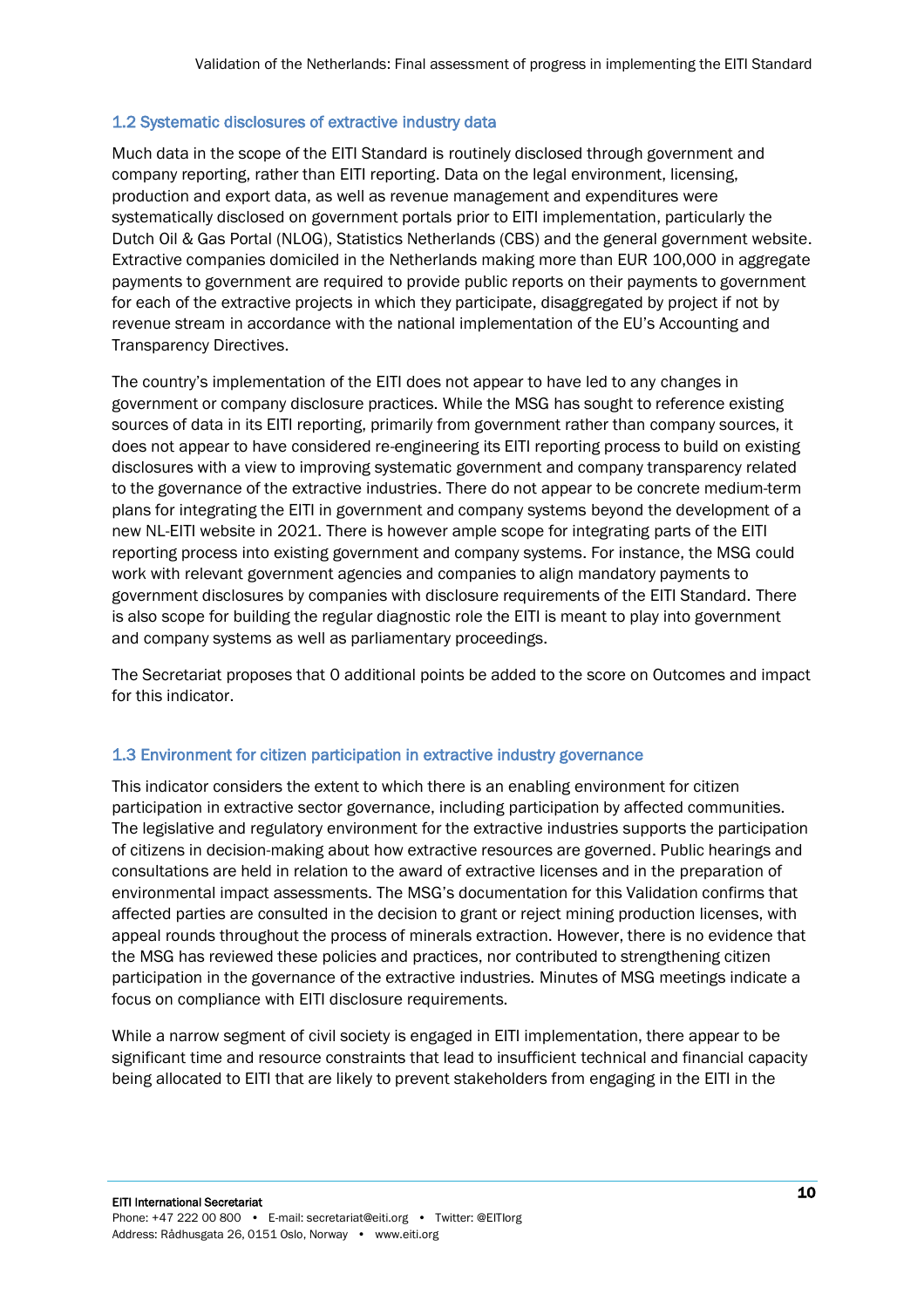### 1.2 Systematic disclosures of extractive industry data

Much data in the scope of the EITI Standard is routinely disclosed through government and company reporting, rather than EITI reporting. Data on the legal environment, licensing, production and export data, as well as revenue management and expenditures were systematically disclosed on government portals prior to EITI implementation, particularly the Dutch Oil & Gas Portal (NLOG), Statistics Netherlands (CBS) and the general government website. Extractive companies domiciled in the Netherlands making more than EUR 100,000 in aggregate payments to government are required to provide public reports on their payments to government for each of the extractive projects in which they participate, disaggregated by project if not by revenue stream in accordance with the national implementation of the EU's Accounting and Transparency Directives.

The country's implementation of the EITI does not appear to have led to any changes in government or company disclosure practices. While the MSG has sought to reference existing sources of data in its EITI reporting, primarily from government rather than company sources, it does not appear to have considered re-engineering its EITI reporting process to build on existing disclosures with a view to improving systematic government and company transparency related to the governance of the extractive industries. There do not appear to be concrete medium-term plans for integrating the EITI in government and company systems beyond the development of a new NL-EITI website in 2021. There is however ample scope for integrating parts of the EITI reporting process into existing government and company systems. For instance, the MSG could work with relevant government agencies and companies to align mandatory payments to government disclosures by companies with disclosure requirements of the EITI Standard. There is also scope for building the regular diagnostic role the EITI is meant to play into government and company systems as well as parliamentary proceedings.

The Secretariat proposes that 0 additional points be added to the score on Outcomes and impact for this indicator.

### 1.3 Environment for citizen participation in extractive industry governance

This indicator considers the extent to which there is an enabling environment for citizen participation in extractive sector governance, including participation by affected communities. The legislative and regulatory environment for the extractive industries supports the participation of citizens in decision-making about how extractive resources are governed. Public hearings and consultations are held in relation to the award of extractive licenses and in the preparation of environmental impact assessments. The MSG's documentation for this Validation confirms that affected parties are consulted in the decision to grant or reject mining production licenses, with appeal rounds throughout the process of minerals extraction. However, there is no evidence that the MSG has reviewed these policies and practices, nor contributed to strengthening citizen participation in the governance of the extractive industries. Minutes of MSG meetings indicate a focus on compliance with EITI disclosure requirements.

While a narrow segment of civil society is engaged in EITI implementation, there appear to be significant time and resource constraints that lead to insufficient technical and financial capacity being allocated to EITI that are likely to prevent stakeholders from engaging in the EITI in the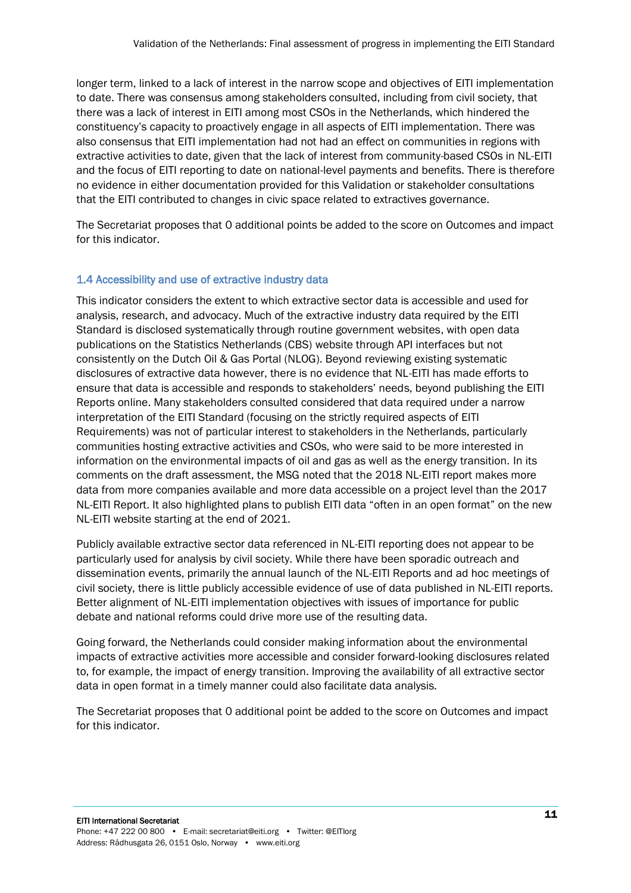longer term, linked to a lack of interest in the narrow scope and objectives of EITI implementation to date. There was consensus among stakeholders consulted, including from civil society, that there was a lack of interest in EITI among most CSOs in the Netherlands, which hindered the constituency's capacity to proactively engage in all aspects of EITI implementation. There was also consensus that EITI implementation had not had an effect on communities in regions with extractive activities to date, given that the lack of interest from community-based CSOs in NL-EITI and the focus of EITI reporting to date on national-level payments and benefits. There is therefore no evidence in either documentation provided for this Validation or stakeholder consultations that the EITI contributed to changes in civic space related to extractives governance.

The Secretariat proposes that 0 additional points be added to the score on Outcomes and impact for this indicator.

### 1.4 Accessibility and use of extractive industry data

This indicator considers the extent to which extractive sector data is accessible and used for analysis, research, and advocacy. Much of the extractive industry data required by the EITI Standard is disclosed systematically through routine government websites, with open data publications on the Statistics Netherlands (CBS) website through API interfaces but not consistently on the Dutch Oil & Gas Portal (NLOG). Beyond reviewing existing systematic disclosures of extractive data however, there is no evidence that NL-EITI has made efforts to ensure that data is accessible and responds to stakeholders' needs, beyond publishing the EITI Reports online. Many stakeholders consulted considered that data required under a narrow interpretation of the EITI Standard (focusing on the strictly required aspects of EITI Requirements) was not of particular interest to stakeholders in the Netherlands, particularly communities hosting extractive activities and CSOs, who were said to be more interested in information on the environmental impacts of oil and gas as well as the energy transition. In its comments on the draft assessment, the MSG noted that the 2018 NL-EITI report makes more data from more companies available and more data accessible on a project level than the 2017 NL-EITI Report. It also highlighted plans to publish EITI data "often in an open format" on the new NL-EITI website starting at the end of 2021.

Publicly available extractive sector data referenced in NL-EITI reporting does not appear to be particularly used for analysis by civil society. While there have been sporadic outreach and dissemination events, primarily the annual launch of the NL-EITI Reports and ad hoc meetings of civil society, there is little publicly accessible evidence of use of data published in NL-EITI reports. Better alignment of NL-EITI implementation objectives with issues of importance for public debate and national reforms could drive more use of the resulting data.

Going forward, the Netherlands could consider making information about the environmental impacts of extractive activities more accessible and consider forward-looking disclosures related to, for example, the impact of energy transition. Improving the availability of all extractive sector data in open format in a timely manner could also facilitate data analysis.

The Secretariat proposes that 0 additional point be added to the score on Outcomes and impact for this indicator.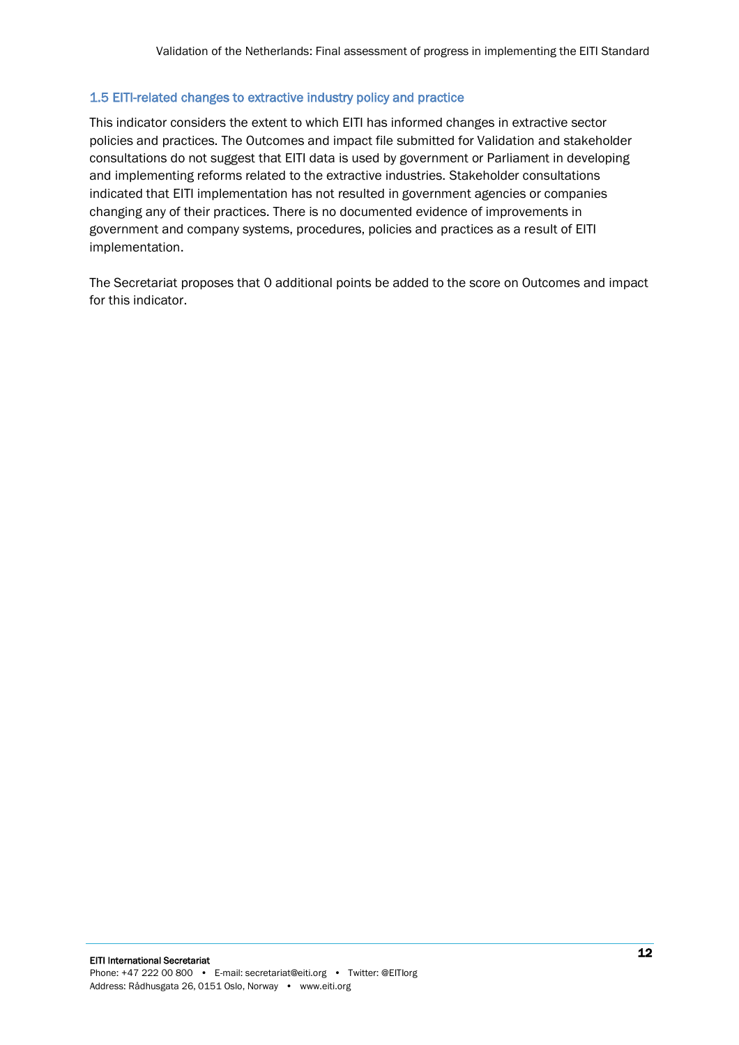### 1.5 EITI-related changes to extractive industry policy and practice

This indicator considers the extent to which EITI has informed changes in extractive sector policies and practices. The Outcomes and impact file submitted for Validation and stakeholder consultations do not suggest that EITI data is used by government or Parliament in developing and implementing reforms related to the extractive industries. Stakeholder consultations indicated that EITI implementation has not resulted in government agencies or companies changing any of their practices. There is no documented evidence of improvements in government and company systems, procedures, policies and practices as a result of EITI implementation.

The Secretariat proposes that 0 additional points be added to the score on Outcomes and impact for this indicator.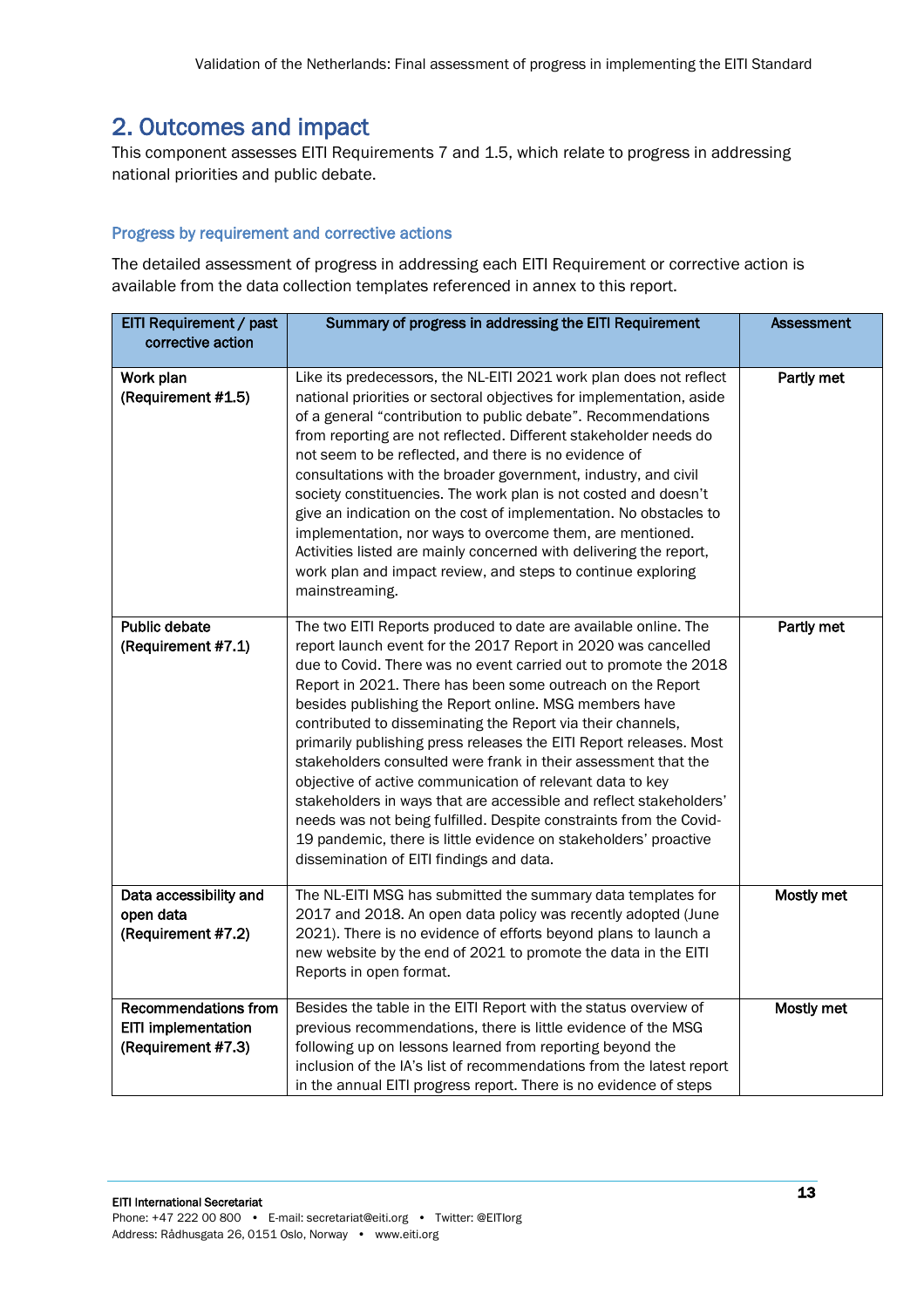## 2. Outcomes and impact

This component assesses EITI Requirements 7 and 1.5, which relate to progress in addressing national priorities and public debate.

### Progress by requirement and corrective actions

The detailed assessment of progress in addressing each EITI Requirement or corrective action is available from the data collection templates referenced in annex to this report.

| EITI Requirement / past corrective action | Summary of progress in addressing the EITI Requirement | Assessment |
|---|---|---|
| **Work plan (Requirement #1.5)** | Like its predecessors, the NL-EITI 2021 work plan does not reflect national priorities or sectoral objectives for implementation, aside of a general "contribution to public debate". Recommendations from reporting are not reflected. Different stakeholder needs do not seem to be reflected, and there is no evidence of consultations with the broader government, industry, and civil society constituencies. The work plan is not costed and doesn't give an indication on the cost of implementation. No obstacles to implementation, nor ways to overcome them, are mentioned. Activities listed are mainly concerned with delivering the report, work plan and impact review, and steps to continue exploring mainstreaming. | **Partly met** |
| **Public debate (Requirement #7.1)** | The two EITI Reports produced to date are available online. The report launch event for the 2017 Report in 2020 was cancelled due to Covid. There was no event carried out to promote the 2018 Report in 2021. There has been some outreach on the Report besides publishing the Report online. MSG members have contributed to disseminating the Report via their channels, primarily publishing press releases the EITI Report releases. Most stakeholders consulted were frank in their assessment that the objective of active communication of relevant data to key stakeholders in ways that are accessible and reflect stakeholders' needs was not being fulfilled. Despite constraints from the Covid-19 pandemic, there is little evidence on stakeholders' proactive dissemination of EITI findings and data. | **Partly met** |
| **Data accessibility and open data (Requirement #7.2)** | The NL-EITI MSG has submitted the summary data templates for 2017 and 2018. An open data policy was recently adopted (June 2021). There is no evidence of efforts beyond plans to launch a new website by the end of 2021 to promote the data in the EITI Reports in open format. | **Mostly met** |
| **Recommendations from EITI implementation (Requirement #7.3)** | Besides the table in the EITI Report with the status overview of previous recommendations, there is little evidence of the MSG following up on lessons learned from reporting beyond the inclusion of the IA's list of recommendations from the latest report in the annual EITI progress report. There is no evidence of steps | **Mostly met** |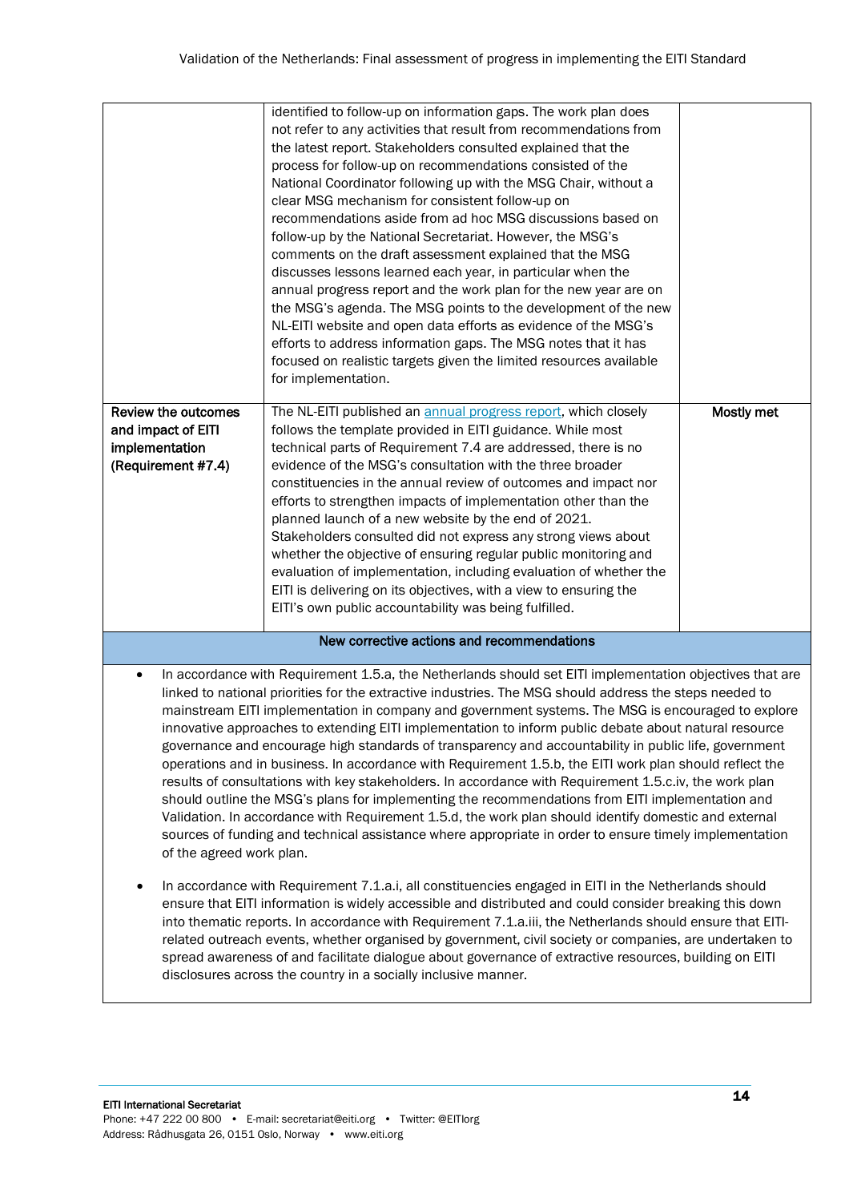| | | |
|---|---|---|
| | identified to follow-up on information gaps. The work plan does not refer to any activities that result from recommendations from the latest report. Stakeholders consulted explained that the process for follow-up on recommendations consisted of the National Coordinator following up with the MSG Chair, without a clear MSG mechanism for consistent follow-up on recommendations aside from ad hoc MSG discussions based on follow-up by the National Secretariat. However, the MSG's comments on the draft assessment explained that the MSG discusses lessons learned each year, in particular when the annual progress report and the work plan for the new year are on the MSG's agenda. The MSG points to the development of the new NL-EITI website and open data efforts as evidence of the MSG's efforts to address information gaps. The MSG notes that it has focused on realistic targets given the limited resources available for implementation. | |
| **Review the outcomes and impact of EITI implementation (Requirement #7.4)** | The NL-EITI published an annual progress report, which closely follows the template provided in EITI guidance. While most technical parts of Requirement 7.4 are addressed, there is no evidence of the MSG's consultation with the three broader constituencies in the annual review of outcomes and impact nor efforts to strengthen impacts of implementation other than the planned launch of a new website by the end of 2021. Stakeholders consulted did not express any strong views about whether the objective of ensuring regular public monitoring and evaluation of implementation, including evaluation of whether the EITI is delivering on its objectives, with a view to ensuring the EITI's own public accountability was being fulfilled. | **Mostly met** |

**New corrective actions and recommendations**

- In accordance with Requirement 1.5.a, the Netherlands should set EITI implementation objectives that are linked to national priorities for the extractive industries. The MSG should address the steps needed to mainstream EITI implementation in company and government systems. The MSG is encouraged to explore innovative approaches to extending EITI implementation to inform public debate about natural resource governance and encourage high standards of transparency and accountability in public life, government operations and in business. In accordance with Requirement 1.5.b, the EITI work plan should reflect the results of consultations with key stakeholders. In accordance with Requirement 1.5.c.iv, the work plan should outline the MSG's plans for implementing the recommendations from EITI implementation and Validation. In accordance with Requirement 1.5.d, the work plan should identify domestic and external sources of funding and technical assistance where appropriate in order to ensure timely implementation of the agreed work plan.

- In accordance with Requirement 7.1.a.i, all constituencies engaged in EITI in the Netherlands should ensure that EITI information is widely accessible and distributed and could consider breaking this down into thematic reports. In accordance with Requirement 7.1.a.iii, the Netherlands should ensure that EITI-related outreach events, whether organised by government, civil society or companies, are undertaken to spread awareness of and facilitate dialogue about governance of extractive resources, building on EITI disclosures across the country in a socially inclusive manner.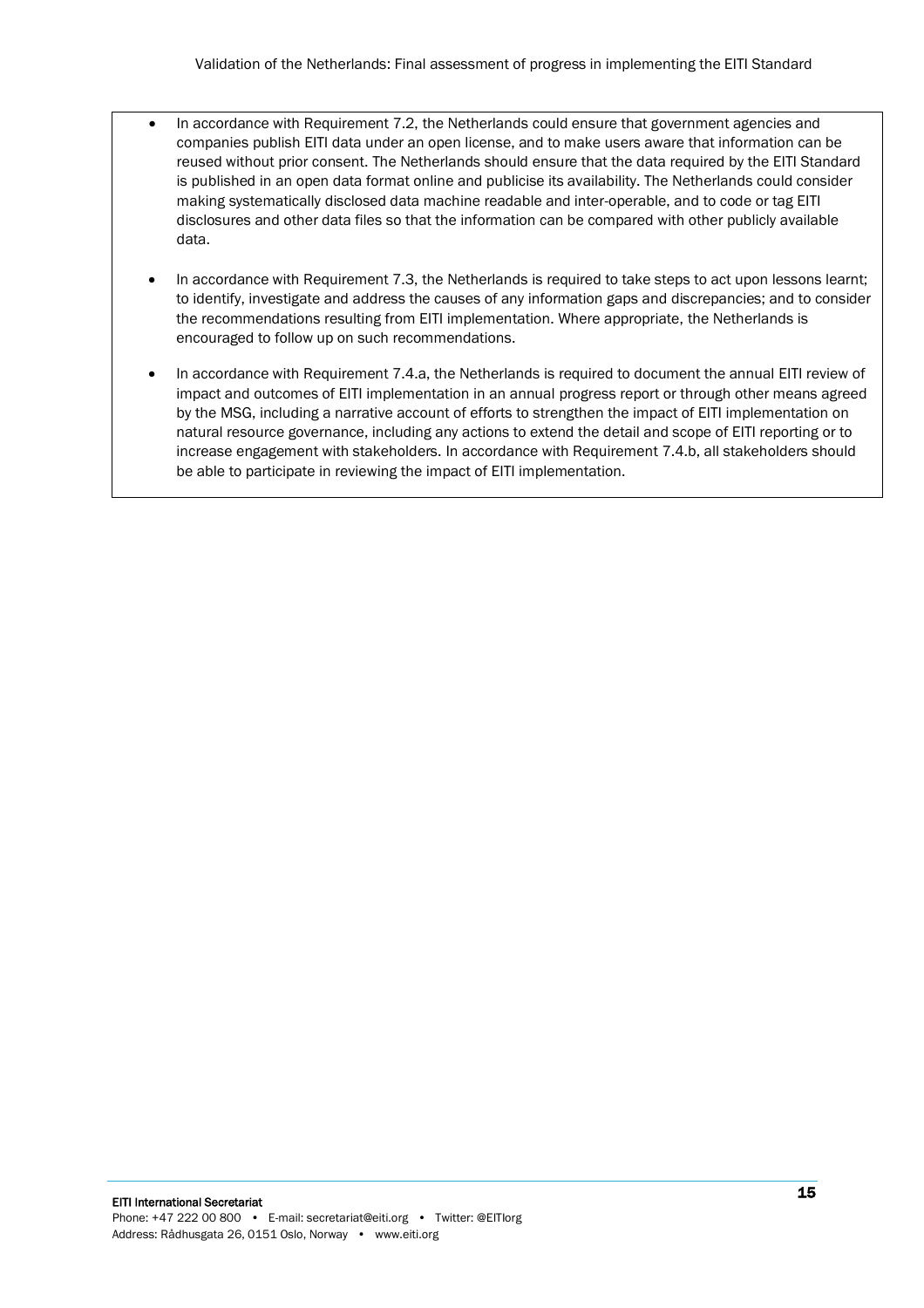- In accordance with Requirement 7.2, the Netherlands could ensure that government agencies and companies publish EITI data under an open license, and to make users aware that information can be reused without prior consent. The Netherlands should ensure that the data required by the EITI Standard is published in an open data format online and publicise its availability. The Netherlands could consider making systematically disclosed data machine readable and inter-operable, and to code or tag EITI disclosures and other data files so that the information can be compared with other publicly available data.

- In accordance with Requirement 7.3, the Netherlands is required to take steps to act upon lessons learnt; to identify, investigate and address the causes of any information gaps and discrepancies; and to consider the recommendations resulting from EITI implementation. Where appropriate, the Netherlands is encouraged to follow up on such recommendations.

- In accordance with Requirement 7.4.a, the Netherlands is required to document the annual EITI review of impact and outcomes of EITI implementation in an annual progress report or through other means agreed by the MSG, including a narrative account of efforts to strengthen the impact of EITI implementation on natural resource governance, including any actions to extend the detail and scope of EITI reporting or to increase engagement with stakeholders. In accordance with Requirement 7.4.b, all stakeholders should be able to participate in reviewing the impact of EITI implementation.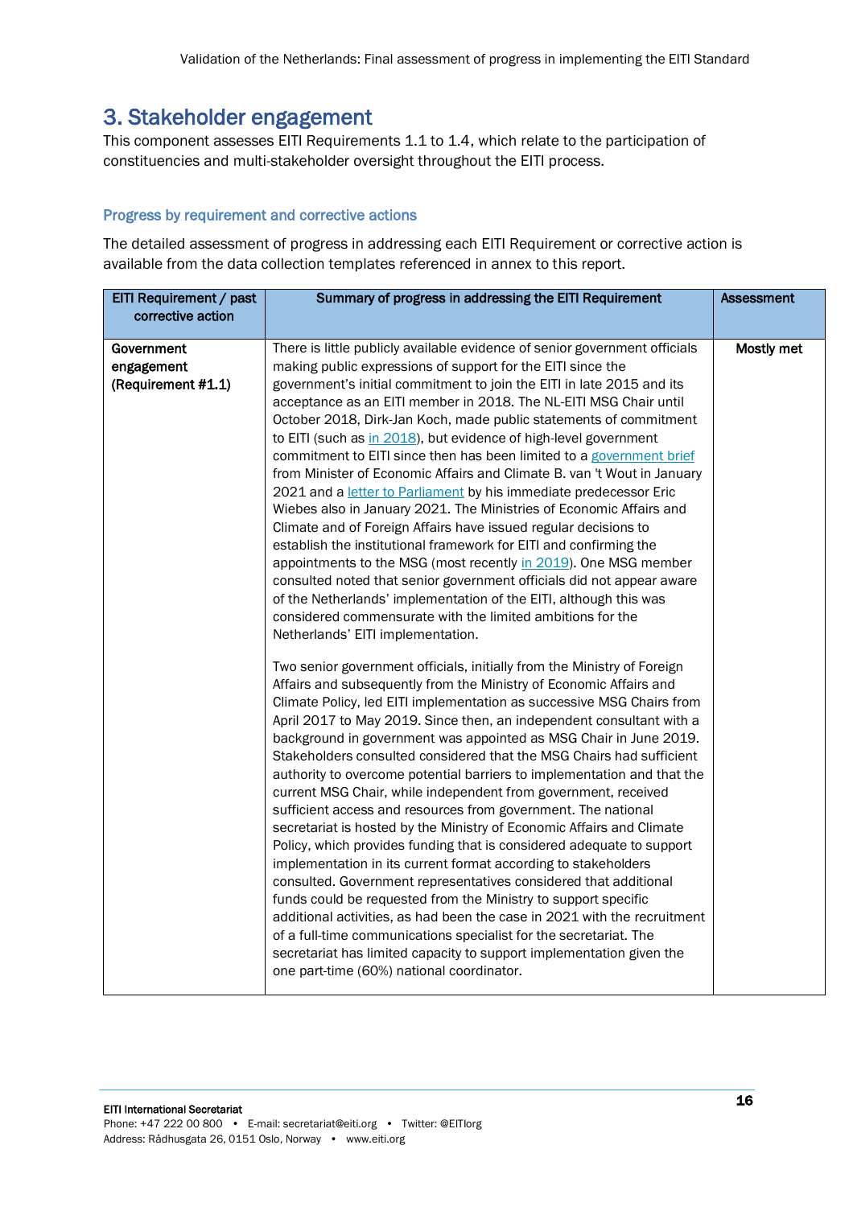# 3. Stakeholder engagement

This component assesses EITI Requirements 1.1 to 1.4, which relate to the participation of constituencies and multi-stakeholder oversight throughout the EITI process.

### Progress by requirement and corrective actions

The detailed assessment of progress in addressing each EITI Requirement or corrective action is available from the data collection templates referenced in annex to this report.

| EITI Requirement / past corrective action | Summary of progress in addressing the EITI Requirement | Assessment |
|---|---|---|
| **Government engagement (Requirement #1.1)** | There is little publicly available evidence of senior government officials making public expressions of support for the EITI since the government's initial commitment to join the EITI in late 2015 and its acceptance as an EITI member in 2018. The NL-EITI MSG Chair until October 2018, Dirk-Jan Koch, made public statements of commitment to EITI (such as in 2018), but evidence of high-level government commitment to EITI since then has been limited to a government brief from Minister of Economic Affairs and Climate B. van 't Wout in January 2021 and a letter to Parliament by his immediate predecessor Eric Wiebes also in January 2021. The Ministries of Economic Affairs and Climate and of Foreign Affairs have issued regular decisions to establish the institutional framework for EITI and confirming the appointments to the MSG (most recently in 2019). One MSG member consulted noted that senior government officials did not appear aware of the Netherlands' implementation of the EITI, although this was considered commensurate with the limited ambitions for the Netherlands' EITI implementation.<br><br>Two senior government officials, initially from the Ministry of Foreign Affairs and subsequently from the Ministry of Economic Affairs and Climate Policy, led EITI implementation as successive MSG Chairs from April 2017 to May 2019. Since then, an independent consultant with a background in government was appointed as MSG Chair in June 2019. Stakeholders consulted considered that the MSG Chairs had sufficient authority to overcome potential barriers to implementation and that the current MSG Chair, while independent from government, received sufficient access and resources from government. The national secretariat is hosted by the Ministry of Economic Affairs and Climate Policy, which provides funding that is considered adequate to support implementation in its current format according to stakeholders consulted. Government representatives considered that additional funds could be requested from the Ministry to support specific additional activities, as had been the case in 2021 with the recruitment of a full-time communications specialist for the secretariat. The secretariat has limited capacity to support implementation given the one part-time (60%) national coordinator. | **Mostly met** |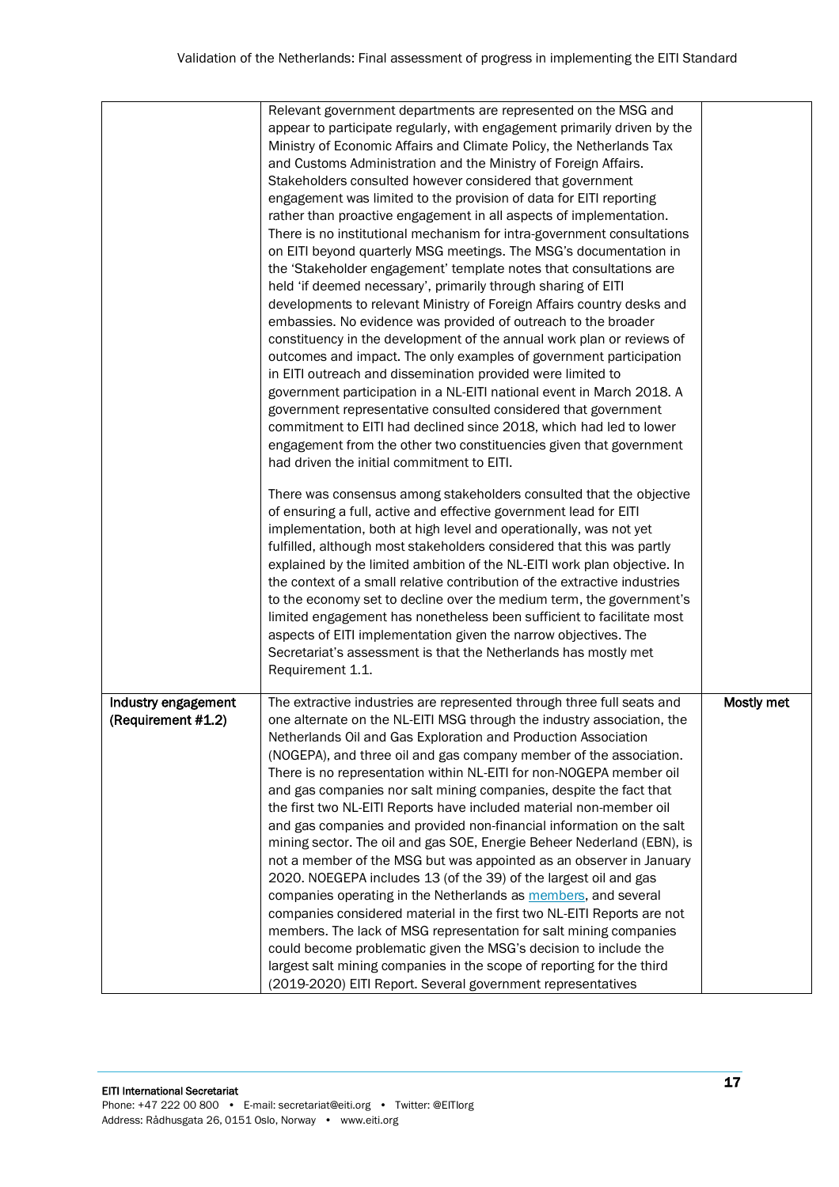| | | |
|---|---|---|
| | Relevant government departments are represented on the MSG and appear to participate regularly, with engagement primarily driven by the Ministry of Economic Affairs and Climate Policy, the Netherlands Tax and Customs Administration and the Ministry of Foreign Affairs. Stakeholders consulted however considered that government engagement was limited to the provision of data for EITI reporting rather than proactive engagement in all aspects of implementation. There is no institutional mechanism for intra-government consultations on EITI beyond quarterly MSG meetings. The MSG's documentation in the 'Stakeholder engagement' template notes that consultations are held 'if deemed necessary', primarily through sharing of EITI developments to relevant Ministry of Foreign Affairs country desks and embassies. No evidence was provided of outreach to the broader constituency in the development of the annual work plan or reviews of outcomes and impact. The only examples of government participation in EITI outreach and dissemination provided were limited to government participation in a NL-EITI national event in March 2018. A government representative consulted considered that government commitment to EITI had declined since 2018, which had led to lower engagement from the other two constituencies given that government had driven the initial commitment to EITI.<br><br>There was consensus among stakeholders consulted that the objective of ensuring a full, active and effective government lead for EITI implementation, both at high level and operationally, was not yet fulfilled, although most stakeholders considered that this was partly explained by the limited ambition of the NL-EITI work plan objective. In the context of a small relative contribution of the extractive industries to the economy set to decline over the medium term, the government's limited engagement has nonetheless been sufficient to facilitate most aspects of EITI implementation given the narrow objectives. The Secretariat's assessment is that the Netherlands has mostly met Requirement 1.1. | |
| **Industry engagement (Requirement #1.2)** | The extractive industries are represented through three full seats and one alternate on the NL-EITI MSG through the industry association, the Netherlands Oil and Gas Exploration and Production Association (NOGEPA), and three oil and gas company member of the association. There is no representation within NL-EITI for non-NOGEPA member oil and gas companies nor salt mining companies, despite the fact that the first two NL-EITI Reports have included material non-member oil and gas companies and provided non-financial information on the salt mining sector. The oil and gas SOE, Energie Beheer Nederland (EBN), is not a member of the MSG but was appointed as an observer in January 2020. NOEGEPA includes 13 (of the 39) of the largest oil and gas companies operating in the Netherlands as members, and several companies considered material in the first two NL-EITI Reports are not members. The lack of MSG representation for salt mining companies could become problematic given the MSG's decision to include the largest salt mining companies in the scope of reporting for the third (2019-2020) EITI Report. Several government representatives | **Mostly met** |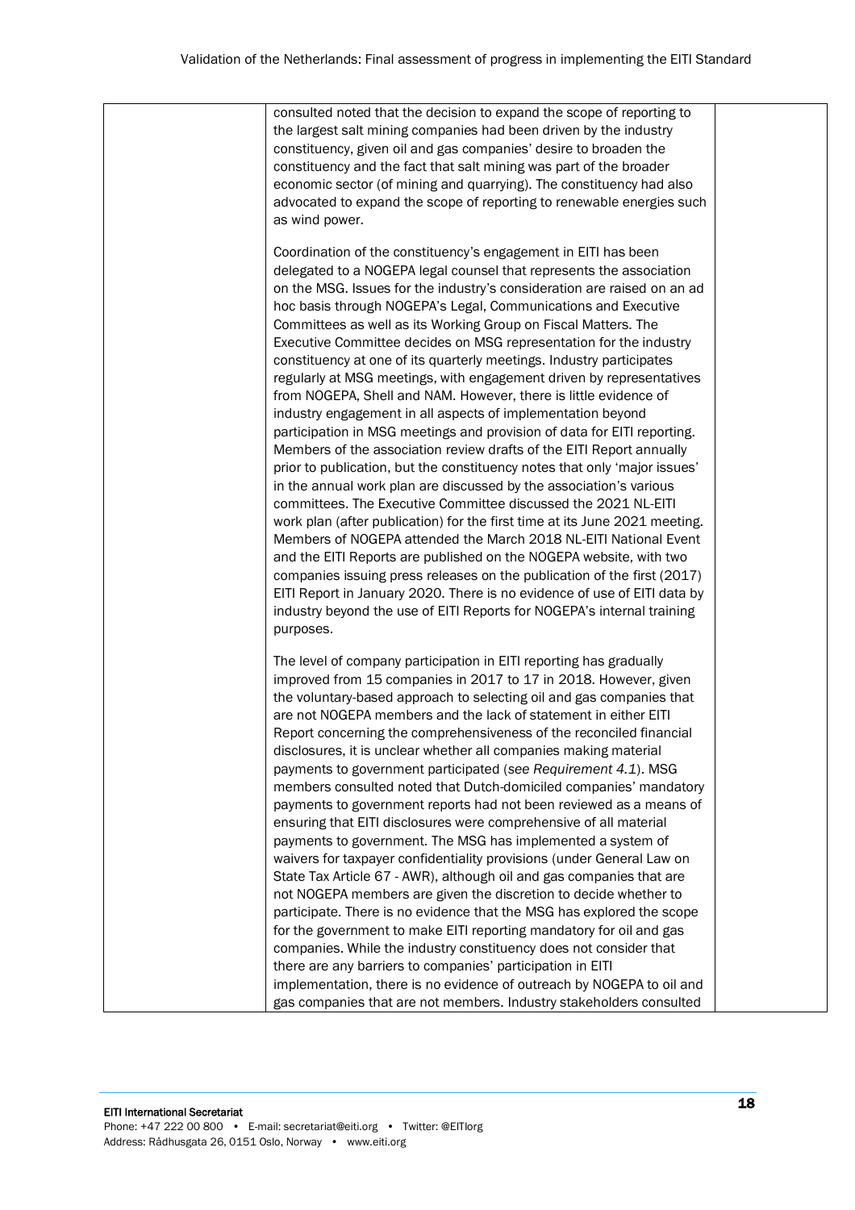| | | |
|---|---|---|
| | consulted noted that the decision to expand the scope of reporting to the largest salt mining companies had been driven by the industry constituency, given oil and gas companies' desire to broaden the constituency and the fact that salt mining was part of the broader economic sector (of mining and quarrying). The constituency had also advocated to expand the scope of reporting to renewable energies such as wind power.<br><br>Coordination of the constituency's engagement in EITI has been delegated to a NOGEPA legal counsel that represents the association on the MSG. Issues for the industry's consideration are raised on an ad hoc basis through NOGEPA's Legal, Communications and Executive Committees as well as its Working Group on Fiscal Matters. The Executive Committee decides on MSG representation for the industry constituency at one of its quarterly meetings. Industry participates regularly at MSG meetings, with engagement driven by representatives from NOGEPA, Shell and NAM. However, there is little evidence of industry engagement in all aspects of implementation beyond participation in MSG meetings and provision of data for EITI reporting. Members of the association review drafts of the EITI Report annually prior to publication, but the constituency notes that only 'major issues' in the annual work plan are discussed by the association's various committees. The Executive Committee discussed the 2021 NL-EITI work plan (after publication) for the first time at its June 2021 meeting. Members of NOGEPA attended the March 2018 NL-EITI National Event and the EITI Reports are published on the NOGEPA website, with two companies issuing press releases on the publication of the first (2017) EITI Report in January 2020. There is no evidence of use of EITI data by industry beyond the use of EITI Reports for NOGEPA's internal training purposes.<br><br>The level of company participation in EITI reporting has gradually improved from 15 companies in 2017 to 17 in 2018. However, given the voluntary-based approach to selecting oil and gas companies that are not NOGEPA members and the lack of statement in either EITI Report concerning the comprehensiveness of the reconciled financial disclosures, it is unclear whether all companies making material payments to government participated (*see Requirement 4.1*). MSG members consulted noted that Dutch-domiciled companies' mandatory payments to government reports had not been reviewed as a means of ensuring that EITI disclosures were comprehensive of all material payments to government. The MSG has implemented a system of waivers for taxpayer confidentiality provisions (under General Law on State Tax Article 67 - AWR), although oil and gas companies that are not NOGEPA members are given the discretion to decide whether to participate. There is no evidence that the MSG has explored the scope for the government to make EITI reporting mandatory for oil and gas companies. While the industry constituency does not consider that there are any barriers to companies' participation in EITI implementation, there is no evidence of outreach by NOGEPA to oil and gas companies that are not members. Industry stakeholders consulted | |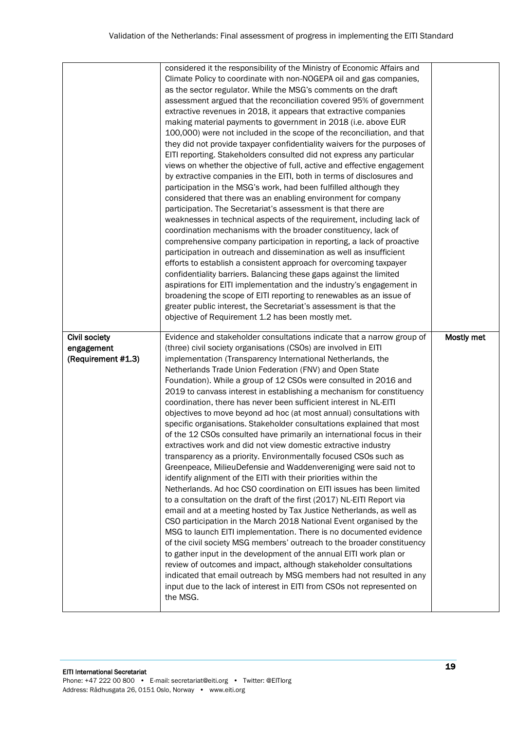| | | |
|---|---|---|
| | considered it the responsibility of the Ministry of Economic Affairs and Climate Policy to coordinate with non-NOGEPA oil and gas companies, as the sector regulator. While the MSG's comments on the draft assessment argued that the reconciliation covered 95% of government extractive revenues in 2018, it appears that extractive companies making material payments to government in 2018 (i.e. above EUR 100,000) were not included in the scope of the reconciliation, and that they did not provide taxpayer confidentiality waivers for the purposes of EITI reporting. Stakeholders consulted did not express any particular views on whether the objective of full, active and effective engagement by extractive companies in the EITI, both in terms of disclosures and participation in the MSG's work, had been fulfilled although they considered that there was an enabling environment for company participation. The Secretariat's assessment is that there are weaknesses in technical aspects of the requirement, including lack of coordination mechanisms with the broader constituency, lack of comprehensive company participation in reporting, a lack of proactive participation in outreach and dissemination as well as insufficient efforts to establish a consistent approach for overcoming taxpayer confidentiality barriers. Balancing these gaps against the limited aspirations for EITI implementation and the industry's engagement in broadening the scope of EITI reporting to renewables as an issue of greater public interest, the Secretariat's assessment is that the objective of Requirement 1.2 has been mostly met. | |
| **Civil society engagement (Requirement #1.3)** | Evidence and stakeholder consultations indicate that a narrow group of (three) civil society organisations (CSOs) are involved in EITI implementation (Transparency International Netherlands, the Netherlands Trade Union Federation (FNV) and Open State Foundation). While a group of 12 CSOs were consulted in 2016 and 2019 to canvass interest in establishing a mechanism for constituency coordination, there has never been sufficient interest in NL-EITI objectives to move beyond ad hoc (at most annual) consultations with specific organisations. Stakeholder consultations explained that most of the 12 CSOs consulted have primarily an international focus in their extractives work and did not view domestic extractive industry transparency as a priority. Environmentally focused CSOs such as Greenpeace, MilieuDefensie and Waddenvereniging were said not to identify alignment of the EITI with their priorities within the Netherlands. Ad hoc CSO coordination on EITI issues has been limited to a consultation on the draft of the first (2017) NL-EITI Report via email and at a meeting hosted by Tax Justice Netherlands, as well as CSO participation in the March 2018 National Event organised by the MSG to launch EITI implementation. There is no documented evidence of the civil society MSG members' outreach to the broader constituency to gather input in the development of the annual EITI work plan or review of outcomes and impact, although stakeholder consultations indicated that email outreach by MSG members had not resulted in any input due to the lack of interest in EITI from CSOs not represented on the MSG. | **Mostly met** |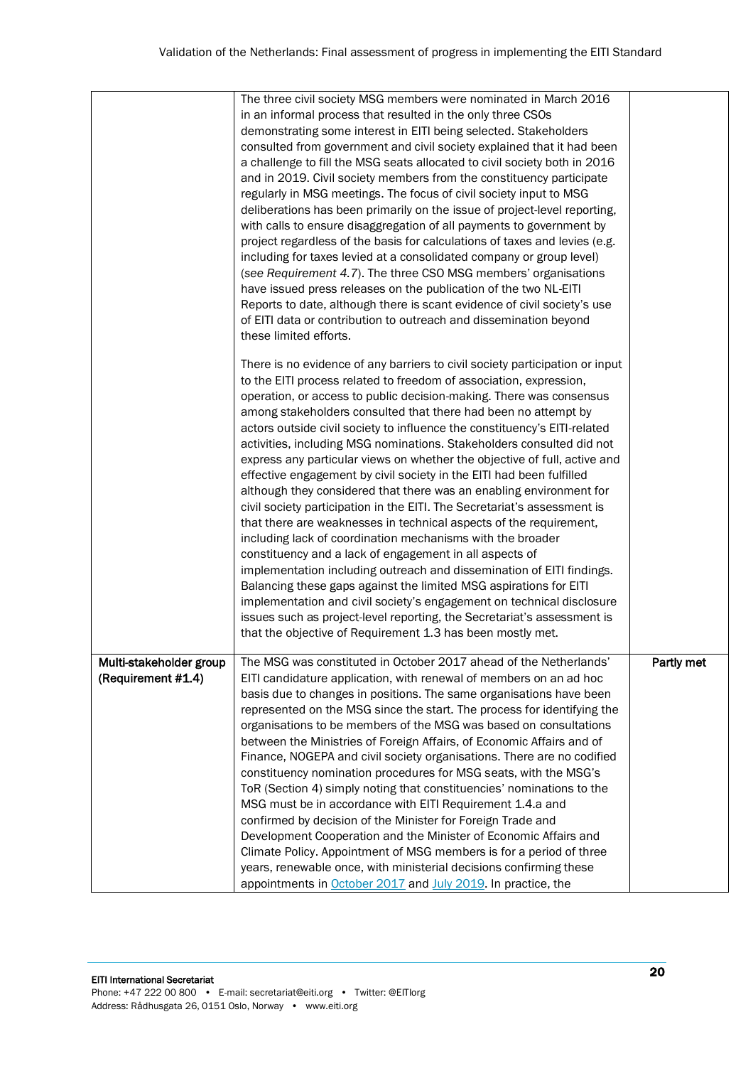| | | |
|---|---|---|
| | The three civil society MSG members were nominated in March 2016 in an informal process that resulted in the only three CSOs demonstrating some interest in EITI being selected. Stakeholders consulted from government and civil society explained that it had been a challenge to fill the MSG seats allocated to civil society both in 2016 and in 2019. Civil society members from the constituency participate regularly in MSG meetings. The focus of civil society input to MSG deliberations has been primarily on the issue of project-level reporting, with calls to ensure disaggregation of all payments to government by project regardless of the basis for calculations of taxes and levies (e.g. including for taxes levied at a consolidated company or group level) (*see Requirement 4.7*). The three CSO MSG members' organisations have issued press releases on the publication of the two NL-EITI Reports to date, although there is scant evidence of civil society's use of EITI data or contribution to outreach and dissemination beyond these limited efforts.<br><br>There is no evidence of any barriers to civil society participation or input to the EITI process related to freedom of association, expression, operation, or access to public decision-making. There was consensus among stakeholders consulted that there had been no attempt by actors outside civil society to influence the constituency's EITI-related activities, including MSG nominations. Stakeholders consulted did not express any particular views on whether the objective of full, active and effective engagement by civil society in the EITI had been fulfilled although they considered that there was an enabling environment for civil society participation in the EITI. The Secretariat's assessment is that there are weaknesses in technical aspects of the requirement, including lack of coordination mechanisms with the broader constituency and a lack of engagement in all aspects of implementation including outreach and dissemination of EITI findings. Balancing these gaps against the limited MSG aspirations for EITI implementation and civil society's engagement on technical disclosure issues such as project-level reporting, the Secretariat's assessment is that the objective of Requirement 1.3 has been mostly met. | |
| **Multi-stakeholder group (Requirement #1.4)** | The MSG was constituted in October 2017 ahead of the Netherlands' EITI candidature application, with renewal of members on an ad hoc basis due to changes in positions. The same organisations have been represented on the MSG since the start. The process for identifying the organisations to be members of the MSG was based on consultations between the Ministries of Foreign Affairs, of Economic Affairs and of Finance, NOGEPA and civil society organisations. There are no codified constituency nomination procedures for MSG seats, with the MSG's ToR (Section 4) simply noting that constituencies' nominations to the MSG must be in accordance with EITI Requirement 1.4.a and confirmed by decision of the Minister for Foreign Trade and Development Cooperation and the Minister of Economic Affairs and Climate Policy. Appointment of MSG members is for a period of three years, renewable once, with ministerial decisions confirming these appointments in October 2017 and July 2019. In practice, the | **Partly met** |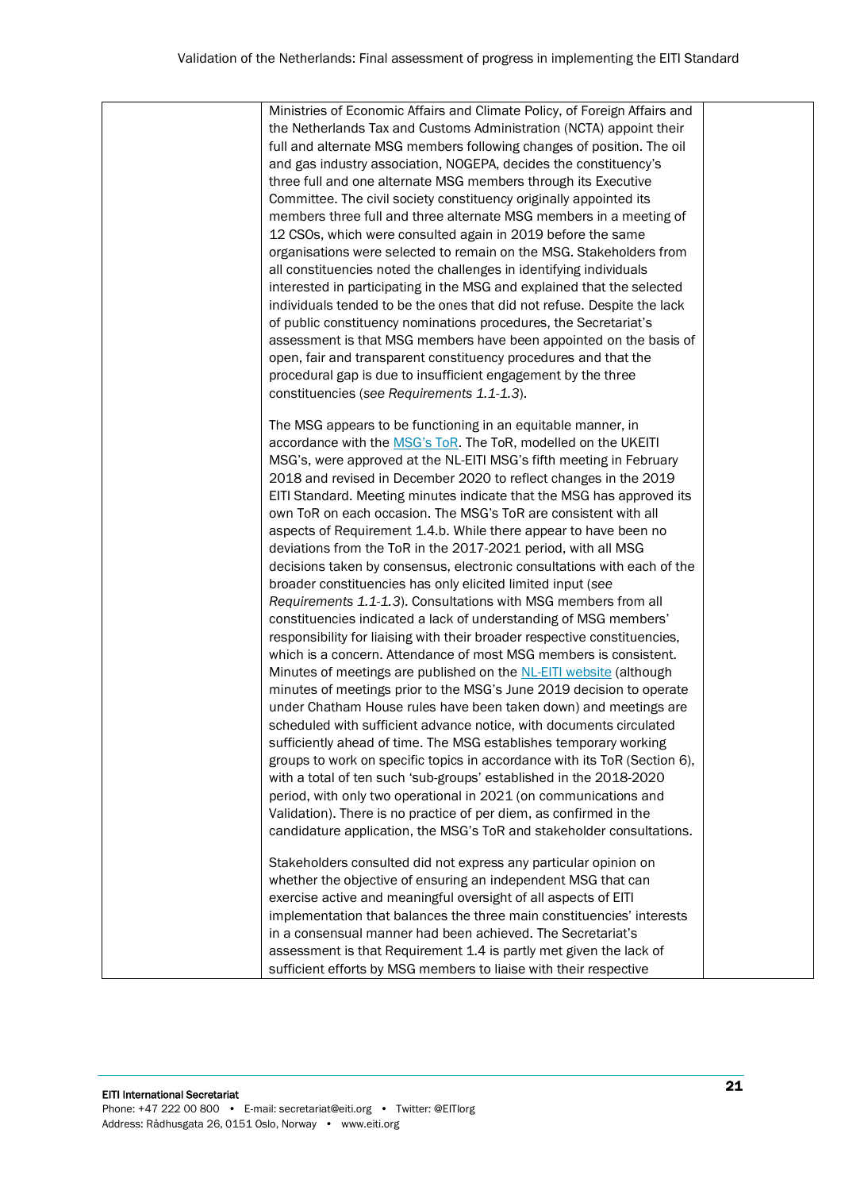| | | |
|---|---|---|
| | Ministries of Economic Affairs and Climate Policy, of Foreign Affairs and the Netherlands Tax and Customs Administration (NCTA) appoint their full and alternate MSG members following changes of position. The oil and gas industry association, NOGEPA, decides the constituency's three full and one alternate MSG members through its Executive Committee. The civil society constituency originally appointed its members three full and three alternate MSG members in a meeting of 12 CSOs, which were consulted again in 2019 before the same organisations were selected to remain on the MSG. Stakeholders from all constituencies noted the challenges in identifying individuals interested in participating in the MSG and explained that the selected individuals tended to be the ones that did not refuse. Despite the lack of public constituency nominations procedures, the Secretariat's assessment is that MSG members have been appointed on the basis of open, fair and transparent constituency procedures and that the procedural gap is due to insufficient engagement by the three constituencies (*see Requirements 1.1-1.3*).<br><br>The MSG appears to be functioning in an equitable manner, in accordance with the [MSG's ToR](). The ToR, modelled on the UKEITI MSG's, were approved at the NL-EITI MSG's fifth meeting in February 2018 and revised in December 2020 to reflect changes in the 2019 EITI Standard. Meeting minutes indicate that the MSG has approved its own ToR on each occasion. The MSG's ToR are consistent with all aspects of Requirement 1.4.b. While there appear to have been no deviations from the ToR in the 2017-2021 period, with all MSG decisions taken by consensus, electronic consultations with each of the broader constituencies has only elicited limited input (*see Requirements 1.1-1.3*). Consultations with MSG members from all constituencies indicated a lack of understanding of MSG members' responsibility for liaising with their broader respective constituencies, which is a concern. Attendance of most MSG members is consistent. Minutes of meetings are published on the [NL-EITI website]() (although minutes of meetings prior to the MSG's June 2019 decision to operate under Chatham House rules have been taken down) and meetings are scheduled with sufficient advance notice, with documents circulated sufficiently ahead of time. The MSG establishes temporary working groups to work on specific topics in accordance with its ToR (Section 6), with a total of ten such 'sub-groups' established in the 2018-2020 period, with only two operational in 2021 (on communications and Validation). There is no practice of per diem, as confirmed in the candidature application, the MSG's ToR and stakeholder consultations.<br><br>Stakeholders consulted did not express any particular opinion on whether the objective of ensuring an independent MSG that can exercise active and meaningful oversight of all aspects of EITI implementation that balances the three main constituencies' interests in a consensual manner had been achieved. The Secretariat's assessment is that Requirement 1.4 is partly met given the lack of sufficient efforts by MSG members to liaise with their respective | |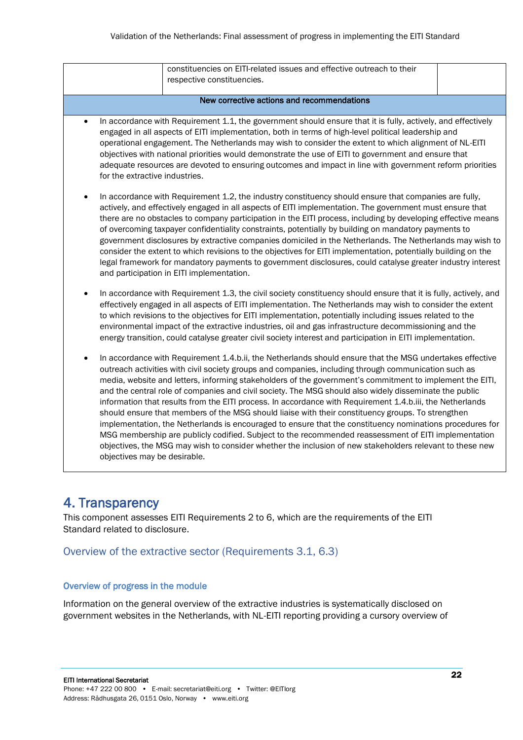| | constituencies on EITI-related issues and effective outreach to their respective constituencies. | |
|---|---|---|

**New corrective actions and recommendations**

- In accordance with Requirement 1.1, the government should ensure that it is fully, actively, and effectively engaged in all aspects of EITI implementation, both in terms of high-level political leadership and operational engagement. The Netherlands may wish to consider the extent to which alignment of NL-EITI objectives with national priorities would demonstrate the use of EITI to government and ensure that adequate resources are devoted to ensuring outcomes and impact in line with government reform priorities for the extractive industries.

- In accordance with Requirement 1.2, the industry constituency should ensure that companies are fully, actively, and effectively engaged in all aspects of EITI implementation. The government must ensure that there are no obstacles to company participation in the EITI process, including by developing effective means of overcoming taxpayer confidentiality constraints, potentially by building on mandatory payments to government disclosures by extractive companies domiciled in the Netherlands. The Netherlands may wish to consider the extent to which revisions to the objectives for EITI implementation, potentially building on the legal framework for mandatory payments to government disclosures, could catalyse greater industry interest and participation in EITI implementation.

- In accordance with Requirement 1.3, the civil society constituency should ensure that it is fully, actively, and effectively engaged in all aspects of EITI implementation. The Netherlands may wish to consider the extent to which revisions to the objectives for EITI implementation, potentially including issues related to the environmental impact of the extractive industries, oil and gas infrastructure decommissioning and the energy transition, could catalyse greater civil society interest and participation in EITI implementation.

- In accordance with Requirement 1.4.b.ii, the Netherlands should ensure that the MSG undertakes effective outreach activities with civil society groups and companies, including through communication such as media, website and letters, informing stakeholders of the government's commitment to implement the EITI, and the central role of companies and civil society. The MSG should also widely disseminate the public information that results from the EITI process. In accordance with Requirement 1.4.b.iii, the Netherlands should ensure that members of the MSG should liaise with their constituency groups. To strengthen implementation, the Netherlands is encouraged to ensure that the constituency nominations procedures for MSG membership are publicly codified. Subject to the recommended reassessment of EITI implementation objectives, the MSG may wish to consider whether the inclusion of new stakeholders relevant to these new objectives may be desirable.

# 4. Transparency

This component assesses EITI Requirements 2 to 6, which are the requirements of the EITI Standard related to disclosure.

## Overview of the extractive sector (Requirements 3.1, 6.3)

### Overview of progress in the module

Information on the general overview of the extractive industries is systematically disclosed on government websites in the Netherlands, with NL-EITI reporting providing a cursory overview of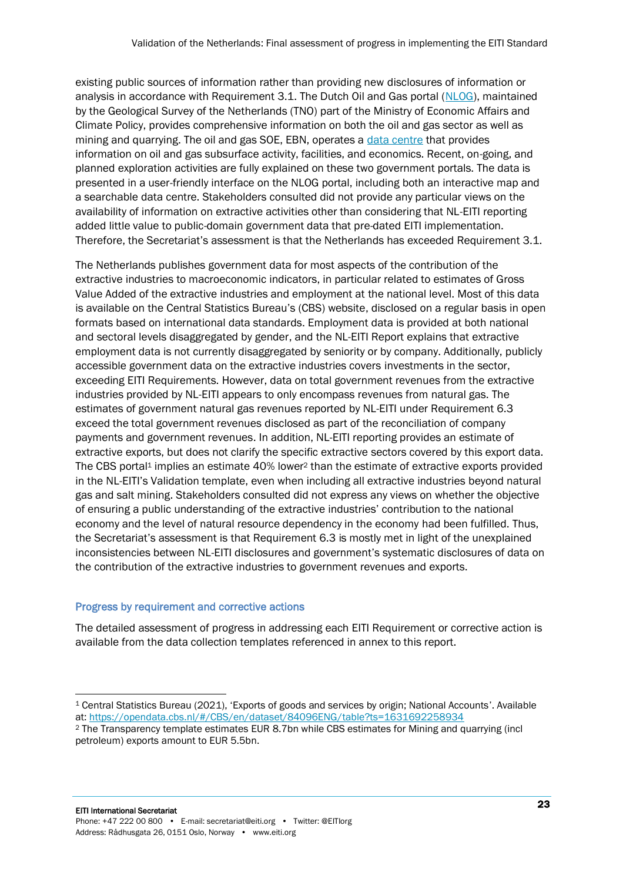existing public sources of information rather than providing new disclosures of information or analysis in accordance with Requirement 3.1. The Dutch Oil and Gas portal (NLOG), maintained by the Geological Survey of the Netherlands (TNO) part of the Ministry of Economic Affairs and Climate Policy, provides comprehensive information on both the oil and gas sector as well as mining and quarrying. The oil and gas SOE, EBN, operates a data centre that provides information on oil and gas subsurface activity, facilities, and economics. Recent, on-going, and planned exploration activities are fully explained on these two government portals. The data is presented in a user-friendly interface on the NLOG portal, including both an interactive map and a searchable data centre. Stakeholders consulted did not provide any particular views on the availability of information on extractive activities other than considering that NL-EITI reporting added little value to public-domain government data that pre-dated EITI implementation. Therefore, the Secretariat's assessment is that the Netherlands has exceeded Requirement 3.1.

The Netherlands publishes government data for most aspects of the contribution of the extractive industries to macroeconomic indicators, in particular related to estimates of Gross Value Added of the extractive industries and employment at the national level. Most of this data is available on the Central Statistics Bureau's (CBS) website, disclosed on a regular basis in open formats based on international data standards. Employment data is provided at both national and sectoral levels disaggregated by gender, and the NL-EITI Report explains that extractive employment data is not currently disaggregated by seniority or by company. Additionally, publicly accessible government data on the extractive industries covers investments in the sector, exceeding EITI Requirements. However, data on total government revenues from the extractive industries provided by NL-EITI appears to only encompass revenues from natural gas. The estimates of government natural gas revenues reported by NL-EITI under Requirement 6.3 exceed the total government revenues disclosed as part of the reconciliation of company payments and government revenues. In addition, NL-EITI reporting provides an estimate of extractive exports, but does not clarify the specific extractive sectors covered by this export data. The CBS portal[1] implies an estimate 40% lower[2] than the estimate of extractive exports provided in the NL-EITI's Validation template, even when including all extractive industries beyond natural gas and salt mining. Stakeholders consulted did not express any views on whether the objective of ensuring a public understanding of the extractive industries' contribution to the national economy and the level of natural resource dependency in the economy had been fulfilled. Thus, the Secretariat's assessment is that Requirement 6.3 is mostly met in light of the unexplained inconsistencies between NL-EITI disclosures and government's systematic disclosures of data on the contribution of the extractive industries to government revenues and exports.

### Progress by requirement and corrective actions

The detailed assessment of progress in addressing each EITI Requirement or corrective action is available from the data collection templates referenced in annex to this report.

---

[1] Central Statistics Bureau (2021), 'Exports of goods and services by origin; National Accounts'. Available at: https://opendata.cbs.nl/#/CBS/en/dataset/84096ENG/table?ts=1631692258934

[2] The Transparency template estimates EUR 8.7bn while CBS estimates for Mining and quarrying (incl petroleum) exports amount to EUR 5.5bn.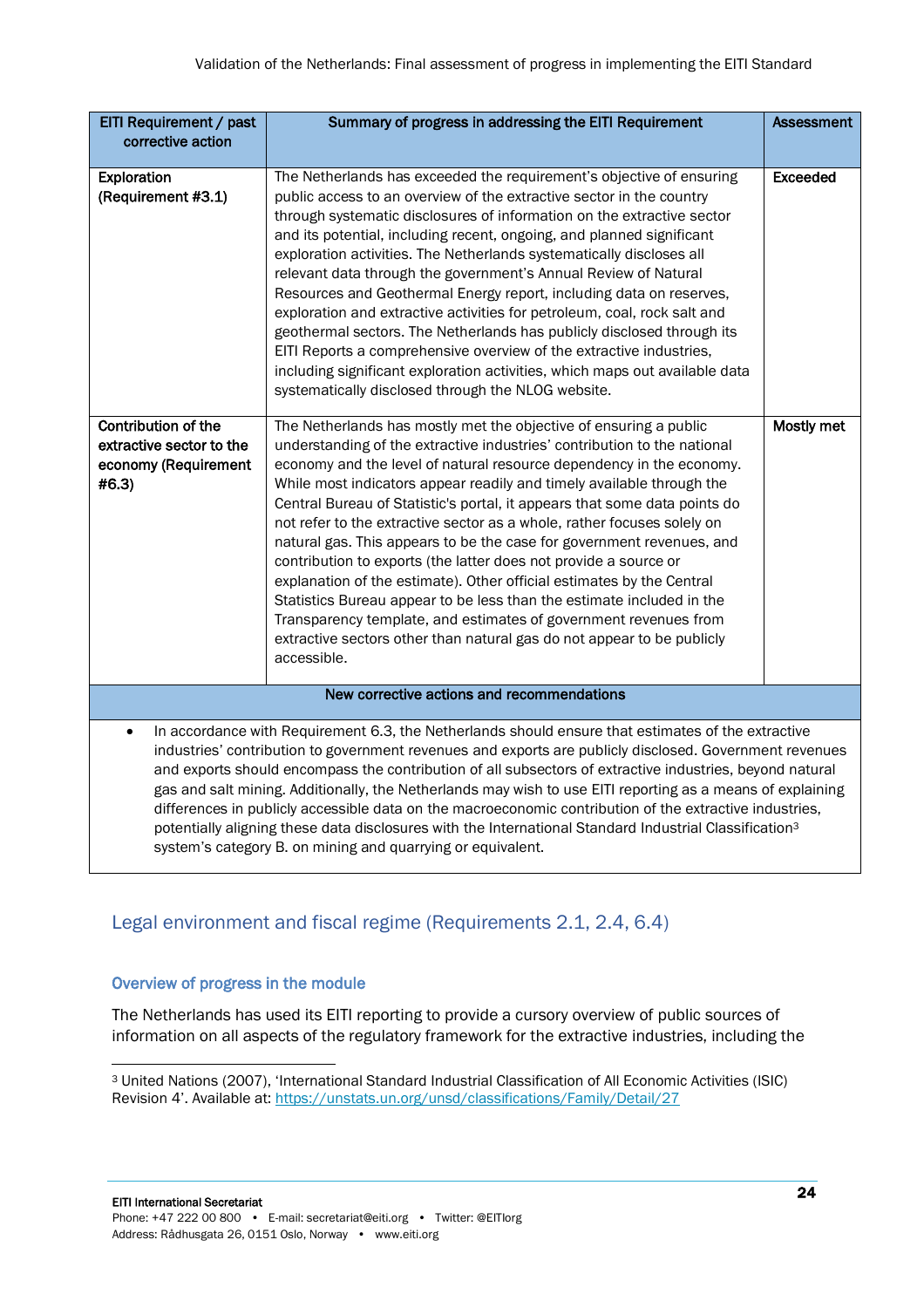| EITI Requirement / past corrective action | Summary of progress in addressing the EITI Requirement | Assessment |
|---|---|---|
| **Exploration (Requirement #3.1)** | The Netherlands has exceeded the requirement's objective of ensuring public access to an overview of the extractive sector in the country through systematic disclosures of information on the extractive sector and its potential, including recent, ongoing, and planned significant exploration activities. The Netherlands systematically discloses all relevant data through the government's Annual Review of Natural Resources and Geothermal Energy report, including data on reserves, exploration and extractive activities for petroleum, coal, rock salt and geothermal sectors. The Netherlands has publicly disclosed through its EITI Reports a comprehensive overview of the extractive industries, including significant exploration activities, which maps out available data systematically disclosed through the NLOG website. | **Exceeded** |
| **Contribution of the extractive sector to the economy (Requirement #6.3)** | The Netherlands has mostly met the objective of ensuring a public understanding of the extractive industries' contribution to the national economy and the level of natural resource dependency in the economy. While most indicators appear readily and timely available through the Central Bureau of Statistic's portal, it appears that some data points do not refer to the extractive sector as a whole, rather focuses solely on natural gas. This appears to be the case for government revenues, and contribution to exports (the latter does not provide a source or explanation of the estimate). Other official estimates by the Central Statistics Bureau appear to be less than the estimate included in the Transparency template, and estimates of government revenues from extractive sectors other than natural gas do not appear to be publicly accessible. | **Mostly met** |
| **New corrective actions and recommendations** | | |
| • In accordance with Requirement 6.3, the Netherlands should ensure that estimates of the extractive industries' contribution to government revenues and exports are publicly disclosed. Government revenues and exports should encompass the contribution of all subsectors of extractive industries, beyond natural gas and salt mining. Additionally, the Netherlands may wish to use EITI reporting as a means of explaining differences in publicly accessible data on the macroeconomic contribution of the extractive industries, potentially aligning these data disclosures with the International Standard Industrial Classification[3] system's category B. on mining and quarrying or equivalent. | | |

## Legal environment and fiscal regime (Requirements 2.1, 2.4, 6.4)

### Overview of progress in the module

The Netherlands has used its EITI reporting to provide a cursory overview of public sources of information on all aspects of the regulatory framework for the extractive industries, including the

[3] United Nations (2007), 'International Standard Industrial Classification of All Economic Activities (ISIC) Revision 4'. Available at: https://unstats.un.org/unsd/classifications/Family/Detail/27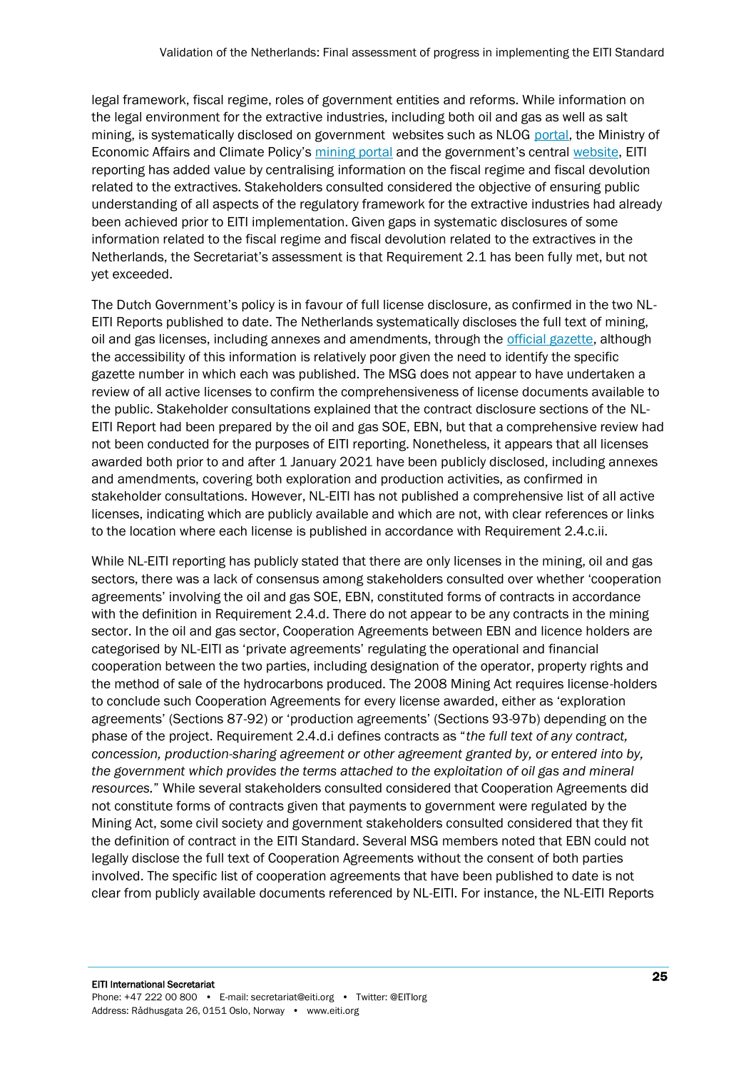legal framework, fiscal regime, roles of government entities and reforms. While information on the legal environment for the extractive industries, including both oil and gas as well as salt mining, is systematically disclosed on government websites such as NLOG portal, the Ministry of Economic Affairs and Climate Policy's mining portal and the government's central website, EITI reporting has added value by centralising information on the fiscal regime and fiscal devolution related to the extractives. Stakeholders consulted considered the objective of ensuring public understanding of all aspects of the regulatory framework for the extractive industries had already been achieved prior to EITI implementation. Given gaps in systematic disclosures of some information related to the fiscal regime and fiscal devolution related to the extractives in the Netherlands, the Secretariat's assessment is that Requirement 2.1 has been fully met, but not yet exceeded.

The Dutch Government's policy is in favour of full license disclosure, as confirmed in the two NL-EITI Reports published to date. The Netherlands systematically discloses the full text of mining, oil and gas licenses, including annexes and amendments, through the official gazette, although the accessibility of this information is relatively poor given the need to identify the specific gazette number in which each was published. The MSG does not appear to have undertaken a review of all active licenses to confirm the comprehensiveness of license documents available to the public. Stakeholder consultations explained that the contract disclosure sections of the NL-EITI Report had been prepared by the oil and gas SOE, EBN, but that a comprehensive review had not been conducted for the purposes of EITI reporting. Nonetheless, it appears that all licenses awarded both prior to and after 1 January 2021 have been publicly disclosed, including annexes and amendments, covering both exploration and production activities, as confirmed in stakeholder consultations. However, NL-EITI has not published a comprehensive list of all active licenses, indicating which are publicly available and which are not, with clear references or links to the location where each license is published in accordance with Requirement 2.4.c.ii.

While NL-EITI reporting has publicly stated that there are only licenses in the mining, oil and gas sectors, there was a lack of consensus among stakeholders consulted over whether 'cooperation agreements' involving the oil and gas SOE, EBN, constituted forms of contracts in accordance with the definition in Requirement 2.4.d. There do not appear to be any contracts in the mining sector. In the oil and gas sector, Cooperation Agreements between EBN and licence holders are categorised by NL-EITI as 'private agreements' regulating the operational and financial cooperation between the two parties, including designation of the operator, property rights and the method of sale of the hydrocarbons produced. The 2008 Mining Act requires license-holders to conclude such Cooperation Agreements for every license awarded, either as 'exploration agreements' (Sections 87-92) or 'production agreements' (Sections 93-97b) depending on the phase of the project. Requirement 2.4.d.i defines contracts as "*the full text of any contract, concession, production-sharing agreement or other agreement granted by, or entered into by, the government which provides the terms attached to the exploitation of oil gas and mineral resources.*" While several stakeholders consulted considered that Cooperation Agreements did not constitute forms of contracts given that payments to government were regulated by the Mining Act, some civil society and government stakeholders consulted considered that they fit the definition of contract in the EITI Standard. Several MSG members noted that EBN could not legally disclose the full text of Cooperation Agreements without the consent of both parties involved. The specific list of cooperation agreements that have been published to date is not clear from publicly available documents referenced by NL-EITI. For instance, the NL-EITI Reports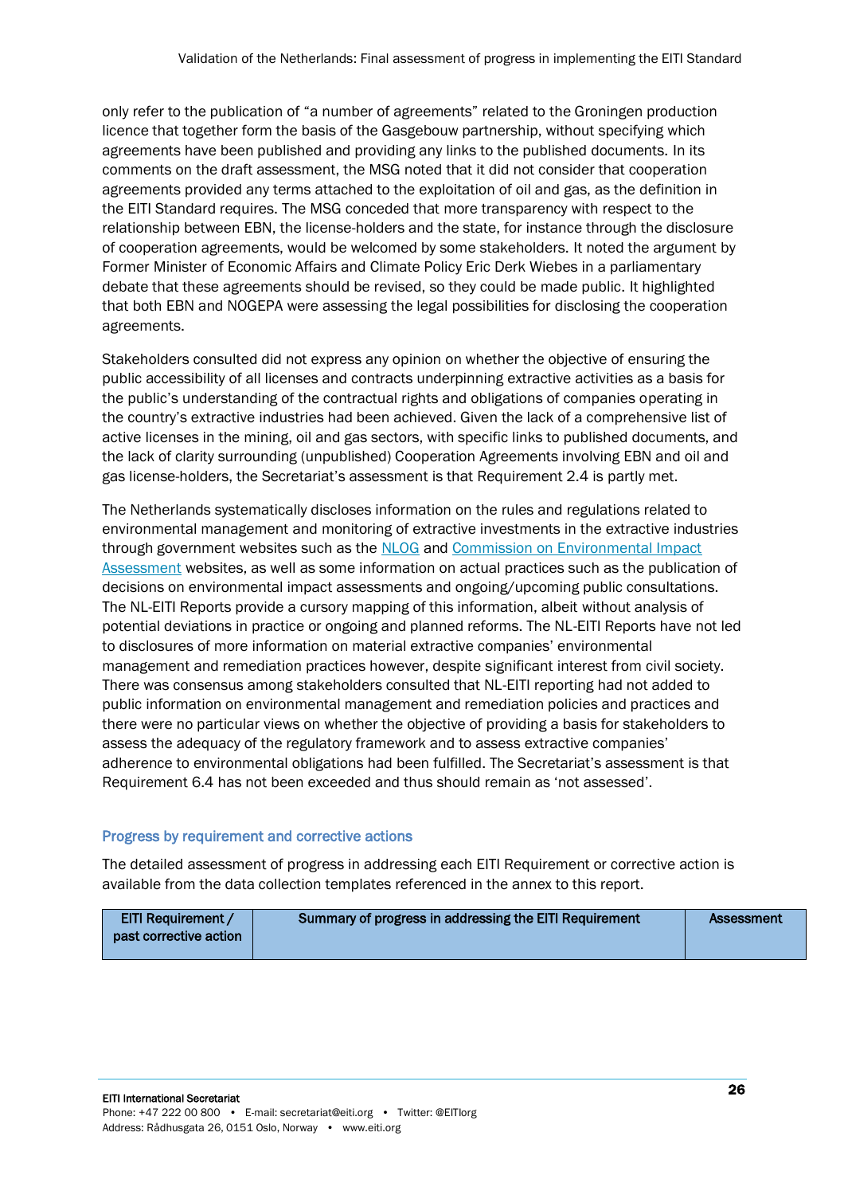only refer to the publication of "a number of agreements" related to the Groningen production licence that together form the basis of the Gasgebouw partnership, without specifying which agreements have been published and providing any links to the published documents. In its comments on the draft assessment, the MSG noted that it did not consider that cooperation agreements provided any terms attached to the exploitation of oil and gas, as the definition in the EITI Standard requires. The MSG conceded that more transparency with respect to the relationship between EBN, the license-holders and the state, for instance through the disclosure of cooperation agreements, would be welcomed by some stakeholders. It noted the argument by Former Minister of Economic Affairs and Climate Policy Eric Derk Wiebes in a parliamentary debate that these agreements should be revised, so they could be made public. It highlighted that both EBN and NOGEPA were assessing the legal possibilities for disclosing the cooperation agreements.

Stakeholders consulted did not express any opinion on whether the objective of ensuring the public accessibility of all licenses and contracts underpinning extractive activities as a basis for the public's understanding of the contractual rights and obligations of companies operating in the country's extractive industries had been achieved. Given the lack of a comprehensive list of active licenses in the mining, oil and gas sectors, with specific links to published documents, and the lack of clarity surrounding (unpublished) Cooperation Agreements involving EBN and oil and gas license-holders, the Secretariat's assessment is that Requirement 2.4 is partly met.

The Netherlands systematically discloses information on the rules and regulations related to environmental management and monitoring of extractive investments in the extractive industries through government websites such as the NLOG and Commission on Environmental Impact Assessment websites, as well as some information on actual practices such as the publication of decisions on environmental impact assessments and ongoing/upcoming public consultations. The NL-EITI Reports provide a cursory mapping of this information, albeit without analysis of potential deviations in practice or ongoing and planned reforms. The NL-EITI Reports have not led to disclosures of more information on material extractive companies' environmental management and remediation practices however, despite significant interest from civil society. There was consensus among stakeholders consulted that NL-EITI reporting had not added to public information on environmental management and remediation policies and practices and there were no particular views on whether the objective of providing a basis for stakeholders to assess the adequacy of the regulatory framework and to assess extractive companies' adherence to environmental obligations had been fulfilled. The Secretariat's assessment is that Requirement 6.4 has not been exceeded and thus should remain as 'not assessed'.

### Progress by requirement and corrective actions

The detailed assessment of progress in addressing each EITI Requirement or corrective action is available from the data collection templates referenced in the annex to this report.

| EITI Requirement / past corrective action | Summary of progress in addressing the EITI Requirement | Assessment |
|---|---|---|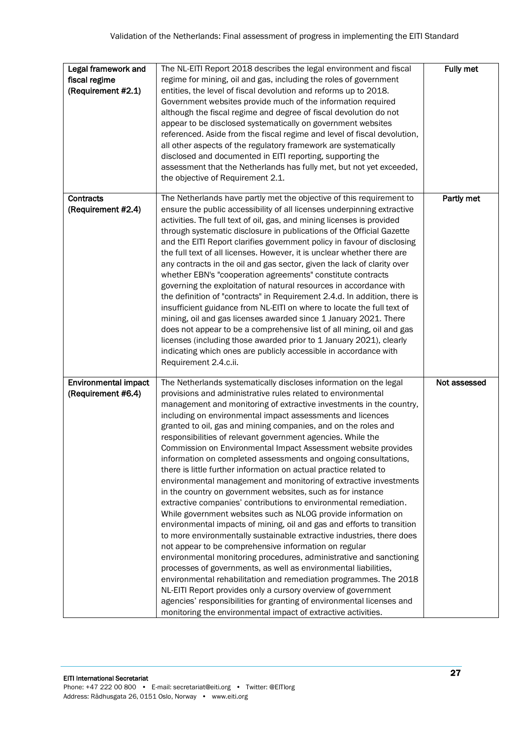| Legal framework and fiscal regime (Requirement #2.1) | The NL-EITI Report 2018 describes the legal environment and fiscal regime for mining, oil and gas, including the roles of government entities, the level of fiscal devolution and reforms up to 2018. Government websites provide much of the information required although the fiscal regime and degree of fiscal devolution do not appear to be disclosed systematically on government websites referenced. Aside from the fiscal regime and level of fiscal devolution, all other aspects of the regulatory framework are systematically disclosed and documented in EITI reporting, supporting the assessment that the Netherlands has fully met, but not yet exceeded, the objective of Requirement 2.1. | Fully met |
|---|---|---|
| Contracts (Requirement #2.4) | The Netherlands have partly met the objective of this requirement to ensure the public accessibility of all licenses underpinning extractive activities. The full text of oil, gas, and mining licenses is provided through systematic disclosure in publications of the Official Gazette and the EITI Report clarifies government policy in favour of disclosing the full text of all licenses. However, it is unclear whether there are any contracts in the oil and gas sector, given the lack of clarity over whether EBN's "cooperation agreements" constitute contracts governing the exploitation of natural resources in accordance with the definition of "contracts" in Requirement 2.4.d. In addition, there is insufficient guidance from NL-EITI on where to locate the full text of mining, oil and gas licenses awarded since 1 January 2021. There does not appear to be a comprehensive list of all mining, oil and gas licenses (including those awarded prior to 1 January 2021), clearly indicating which ones are publicly accessible in accordance with Requirement 2.4.c.ii. | Partly met |
| Environmental impact (Requirement #6.4) | The Netherlands systematically discloses information on the legal provisions and administrative rules related to environmental management and monitoring of extractive investments in the country, including on environmental impact assessments and licences granted to oil, gas and mining companies, and on the roles and responsibilities of relevant government agencies. While the Commission on Environmental Impact Assessment website provides information on completed assessments and ongoing consultations, there is little further information on actual practice related to environmental management and monitoring of extractive investments in the country on government websites, such as for instance extractive companies' contributions to environmental remediation. While government websites such as NLOG provide information on environmental impacts of mining, oil and gas and efforts to transition to more environmentally sustainable extractive industries, there does not appear to be comprehensive information on regular environmental monitoring procedures, administrative and sanctioning processes of governments, as well as environmental liabilities, environmental rehabilitation and remediation programmes. The 2018 NL-EITI Report provides only a cursory overview of government agencies' responsibilities for granting of environmental licenses and monitoring the environmental impact of extractive activities. | Not assessed |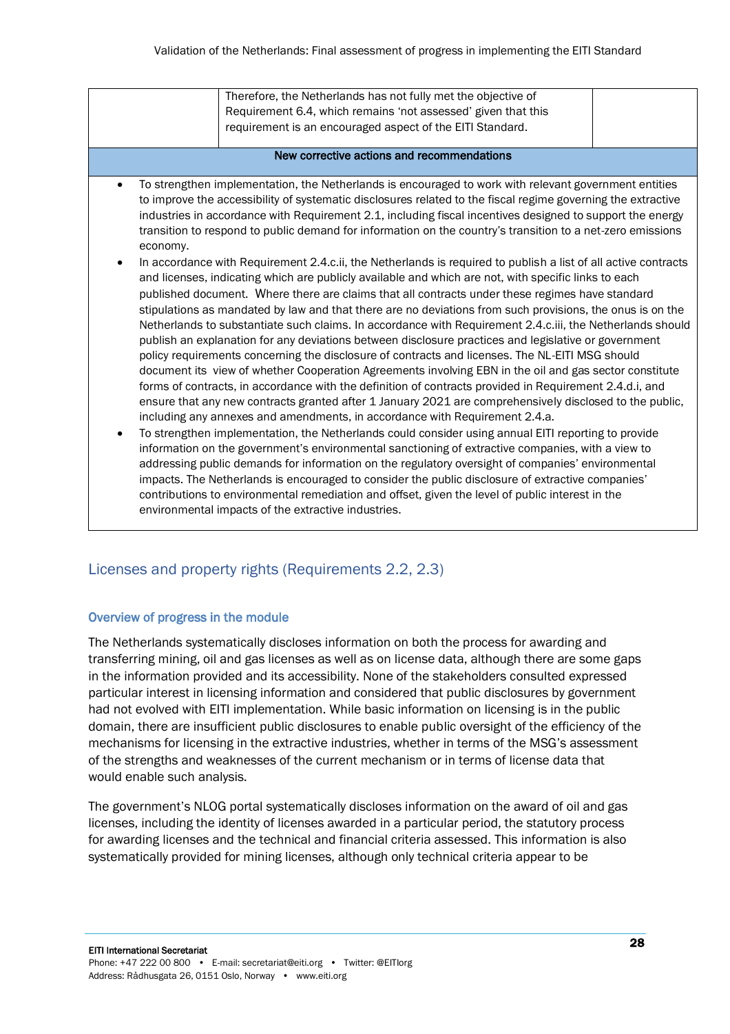|  | Therefore, the Netherlands has not fully met the objective of Requirement 6.4, which remains 'not assessed' given that this requirement is an encouraged aspect of the EITI Standard. |  |
|---|---|---|

**New corrective actions and recommendations**

- To strengthen implementation, the Netherlands is encouraged to work with relevant government entities to improve the accessibility of systematic disclosures related to the fiscal regime governing the extractive industries in accordance with Requirement 2.1, including fiscal incentives designed to support the energy transition to respond to public demand for information on the country's transition to a net-zero emissions economy.
- In accordance with Requirement 2.4.c.ii, the Netherlands is required to publish a list of all active contracts and licenses, indicating which are publicly available and which are not, with specific links to each published document. Where there are claims that all contracts under these regimes have standard stipulations as mandated by law and that there are no deviations from such provisions, the onus is on the Netherlands to substantiate such claims. In accordance with Requirement 2.4.c.iii, the Netherlands should publish an explanation for any deviations between disclosure practices and legislative or government policy requirements concerning the disclosure of contracts and licenses. The NL-EITI MSG should document its view of whether Cooperation Agreements involving EBN in the oil and gas sector constitute forms of contracts, in accordance with the definition of contracts provided in Requirement 2.4.d.i, and ensure that any new contracts granted after 1 January 2021 are comprehensively disclosed to the public, including any annexes and amendments, in accordance with Requirement 2.4.a.
- To strengthen implementation, the Netherlands could consider using annual EITI reporting to provide information on the government's environmental sanctioning of extractive companies, with a view to addressing public demands for information on the regulatory oversight of companies' environmental impacts. The Netherlands is encouraged to consider the public disclosure of extractive companies' contributions to environmental remediation and offset, given the level of public interest in the environmental impacts of the extractive industries.

## Licenses and property rights (Requirements 2.2, 2.3)

### Overview of progress in the module

The Netherlands systematically discloses information on both the process for awarding and transferring mining, oil and gas licenses as well as on license data, although there are some gaps in the information provided and its accessibility. None of the stakeholders consulted expressed particular interest in licensing information and considered that public disclosures by government had not evolved with EITI implementation. While basic information on licensing is in the public domain, there are insufficient public disclosures to enable public oversight of the efficiency of the mechanisms for licensing in the extractive industries, whether in terms of the MSG's assessment of the strengths and weaknesses of the current mechanism or in terms of license data that would enable such analysis.

The government's NLOG portal systematically discloses information on the award of oil and gas licenses, including the identity of licenses awarded in a particular period, the statutory process for awarding licenses and the technical and financial criteria assessed. This information is also systematically provided for mining licenses, although only technical criteria appear to be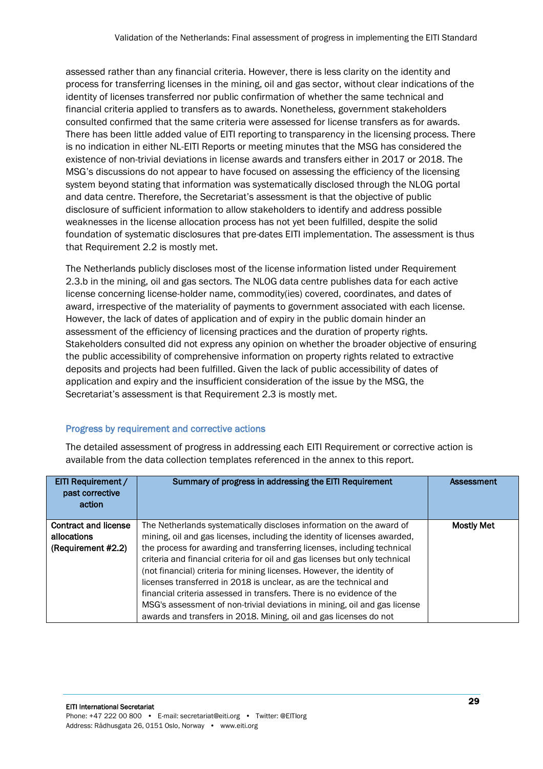assessed rather than any financial criteria. However, there is less clarity on the identity and process for transferring licenses in the mining, oil and gas sector, without clear indications of the identity of licenses transferred nor public confirmation of whether the same technical and financial criteria applied to transfers as to awards. Nonetheless, government stakeholders consulted confirmed that the same criteria were assessed for license transfers as for awards. There has been little added value of EITI reporting to transparency in the licensing process. There is no indication in either NL-EITI Reports or meeting minutes that the MSG has considered the existence of non-trivial deviations in license awards and transfers either in 2017 or 2018. The MSG's discussions do not appear to have focused on assessing the efficiency of the licensing system beyond stating that information was systematically disclosed through the NLOG portal and data centre. Therefore, the Secretariat's assessment is that the objective of public disclosure of sufficient information to allow stakeholders to identify and address possible weaknesses in the license allocation process has not yet been fulfilled, despite the solid foundation of systematic disclosures that pre-dates EITI implementation. The assessment is thus that Requirement 2.2 is mostly met.

The Netherlands publicly discloses most of the license information listed under Requirement 2.3.b in the mining, oil and gas sectors. The NLOG data centre publishes data for each active license concerning license-holder name, commodity(ies) covered, coordinates, and dates of award, irrespective of the materiality of payments to government associated with each license. However, the lack of dates of application and of expiry in the public domain hinder an assessment of the efficiency of licensing practices and the duration of property rights. Stakeholders consulted did not express any opinion on whether the broader objective of ensuring the public accessibility of comprehensive information on property rights related to extractive deposits and projects had been fulfilled. Given the lack of public accessibility of dates of application and expiry and the insufficient consideration of the issue by the MSG, the Secretariat's assessment is that Requirement 2.3 is mostly met.

### Progress by requirement and corrective actions

The detailed assessment of progress in addressing each EITI Requirement or corrective action is available from the data collection templates referenced in the annex to this report.

| EITI Requirement / past corrective action | Summary of progress in addressing the EITI Requirement | Assessment |
|---|---|---|
| **Contract and license allocations (Requirement #2.2)** | The Netherlands systematically discloses information on the award of mining, oil and gas licenses, including the identity of licenses awarded, the process for awarding and transferring licenses, including technical criteria and financial criteria for oil and gas licenses but only technical (not financial) criteria for mining licenses. However, the identity of licenses transferred in 2018 is unclear, as are the technical and financial criteria assessed in transfers. There is no evidence of the MSG's assessment of non-trivial deviations in mining, oil and gas license awards and transfers in 2018. Mining, oil and gas licenses do not | **Mostly Met** |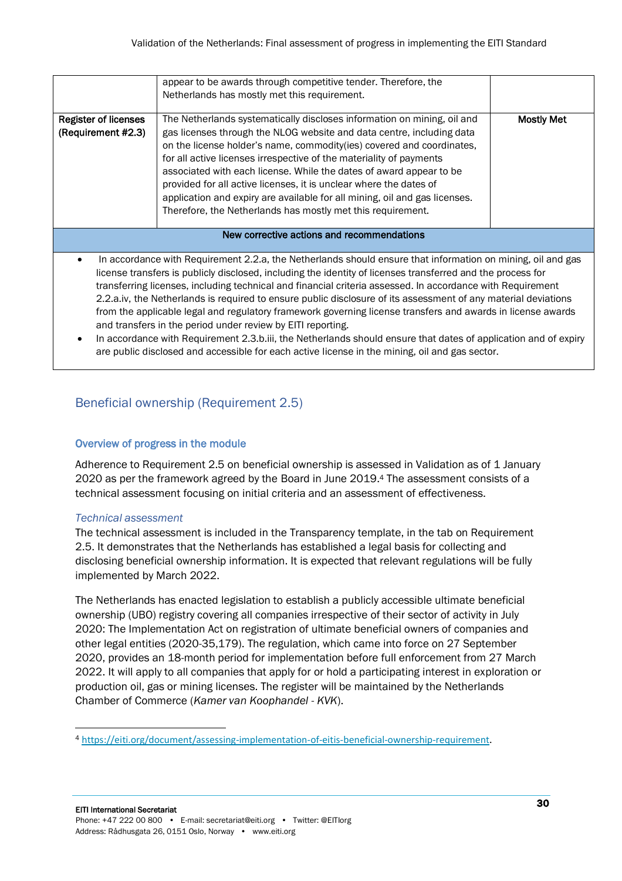| | | |
|---|---|---|
| | appear to be awards through competitive tender. Therefore, the Netherlands has mostly met this requirement. | |
| **Register of licenses (Requirement #2.3)** | The Netherlands systematically discloses information on mining, oil and gas licenses through the NLOG website and data centre, including data on the license holder's name, commodity(ies) covered and coordinates, for all active licenses irrespective of the materiality of payments associated with each license. While the dates of award appear to be provided for all active licenses, it is unclear where the dates of application and expiry are available for all mining, oil and gas licenses. Therefore, the Netherlands has mostly met this requirement. | **Mostly Met** |

**New corrective actions and recommendations**

- In accordance with Requirement 2.2.a, the Netherlands should ensure that information on mining, oil and gas license transfers is publicly disclosed, including the identity of licenses transferred and the process for transferring licenses, including technical and financial criteria assessed. In accordance with Requirement 2.2.a.iv, the Netherlands is required to ensure public disclosure of its assessment of any material deviations from the applicable legal and regulatory framework governing license transfers and awards in license awards and transfers in the period under review by EITI reporting.
- In accordance with Requirement 2.3.b.iii, the Netherlands should ensure that dates of application and of expiry are public disclosed and accessible for each active license in the mining, oil and gas sector.

## Beneficial ownership (Requirement 2.5)

### Overview of progress in the module

Adherence to Requirement 2.5 on beneficial ownership is assessed in Validation as of 1 January 2020 as per the framework agreed by the Board in June 2019.[4] The assessment consists of a technical assessment focusing on initial criteria and an assessment of effectiveness.

#### *Technical assessment*

The technical assessment is included in the Transparency template, in the tab on Requirement 2.5. It demonstrates that the Netherlands has established a legal basis for collecting and disclosing beneficial ownership information. It is expected that relevant regulations will be fully implemented by March 2022.

The Netherlands has enacted legislation to establish a publicly accessible ultimate beneficial ownership (UBO) registry covering all companies irrespective of their sector of activity in July 2020: The Implementation Act on registration of ultimate beneficial owners of companies and other legal entities (2020-35,179). The regulation, which came into force on 27 September 2020, provides an 18-month period for implementation before full enforcement from 27 March 2022. It will apply to all companies that apply for or hold a participating interest in exploration or production oil, gas or mining licenses. The register will be maintained by the Netherlands Chamber of Commerce (*Kamer van Koophandel - KVK*).

[4] https://eiti.org/document/assessing-implementation-of-eitis-beneficial-ownership-requirement.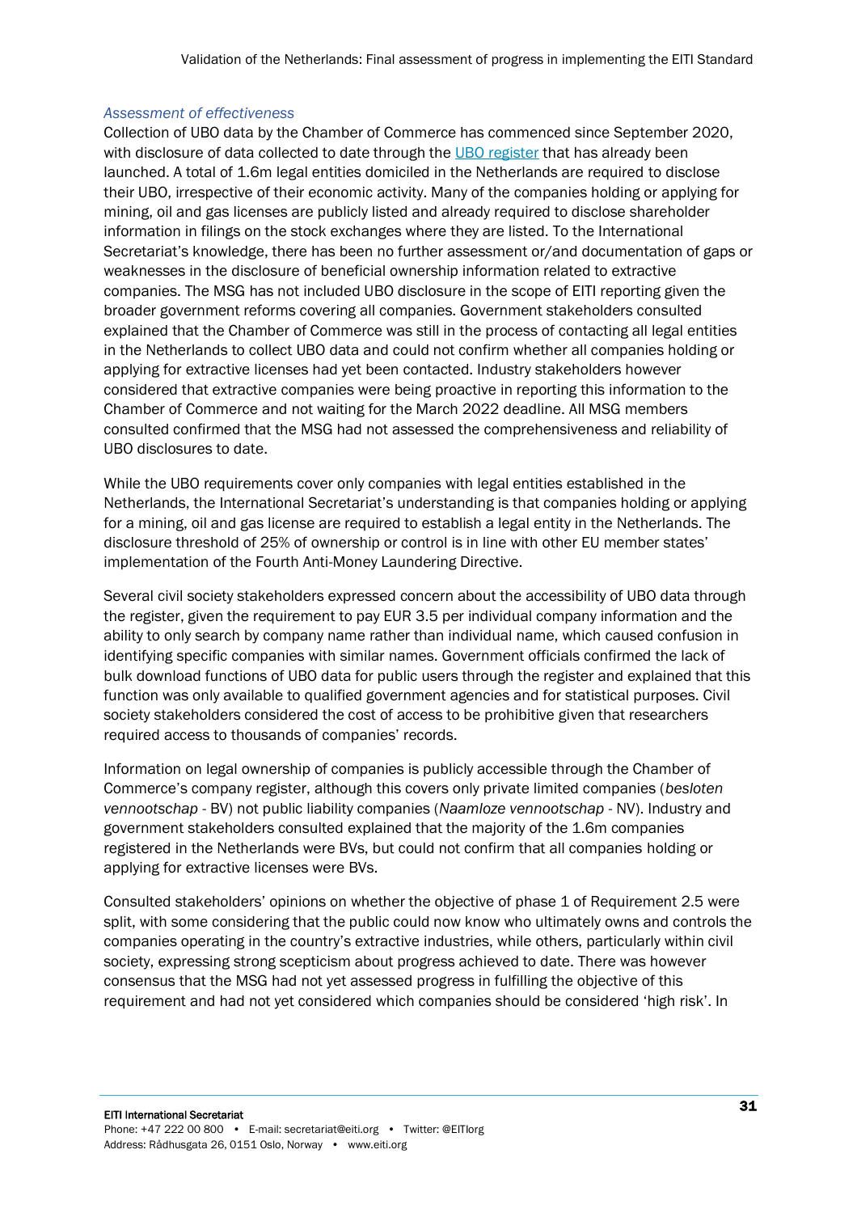*Assessment of effectiveness*

Collection of UBO data by the Chamber of Commerce has commenced since September 2020, with disclosure of data collected to date through the [UBO register](#) that has already been launched. A total of 1.6m legal entities domiciled in the Netherlands are required to disclose their UBO, irrespective of their economic activity. Many of the companies holding or applying for mining, oil and gas licenses are publicly listed and already required to disclose shareholder information in filings on the stock exchanges where they are listed. To the International Secretariat's knowledge, there has been no further assessment or/and documentation of gaps or weaknesses in the disclosure of beneficial ownership information related to extractive companies. The MSG has not included UBO disclosure in the scope of EITI reporting given the broader government reforms covering all companies. Government stakeholders consulted explained that the Chamber of Commerce was still in the process of contacting all legal entities in the Netherlands to collect UBO data and could not confirm whether all companies holding or applying for extractive licenses had yet been contacted. Industry stakeholders however considered that extractive companies were being proactive in reporting this information to the Chamber of Commerce and not waiting for the March 2022 deadline. All MSG members consulted confirmed that the MSG had not assessed the comprehensiveness and reliability of UBO disclosures to date.

While the UBO requirements cover only companies with legal entities established in the Netherlands, the International Secretariat's understanding is that companies holding or applying for a mining, oil and gas license are required to establish a legal entity in the Netherlands. The disclosure threshold of 25% of ownership or control is in line with other EU member states' implementation of the Fourth Anti-Money Laundering Directive.

Several civil society stakeholders expressed concern about the accessibility of UBO data through the register, given the requirement to pay EUR 3.5 per individual company information and the ability to only search by company name rather than individual name, which caused confusion in identifying specific companies with similar names. Government officials confirmed the lack of bulk download functions of UBO data for public users through the register and explained that this function was only available to qualified government agencies and for statistical purposes. Civil society stakeholders considered the cost of access to be prohibitive given that researchers required access to thousands of companies' records.

Information on legal ownership of companies is publicly accessible through the Chamber of Commerce's company register, although this covers only private limited companies (*besloten vennootschap* - BV) not public liability companies (*Naamloze vennootschap* - NV). Industry and government stakeholders consulted explained that the majority of the 1.6m companies registered in the Netherlands were BVs, but could not confirm that all companies holding or applying for extractive licenses were BVs.

Consulted stakeholders' opinions on whether the objective of phase 1 of Requirement 2.5 were split, with some considering that the public could now know who ultimately owns and controls the companies operating in the country's extractive industries, while others, particularly within civil society, expressing strong scepticism about progress achieved to date. There was however consensus that the MSG had not yet assessed progress in fulfilling the objective of this requirement and had not yet considered which companies should be considered 'high risk'. In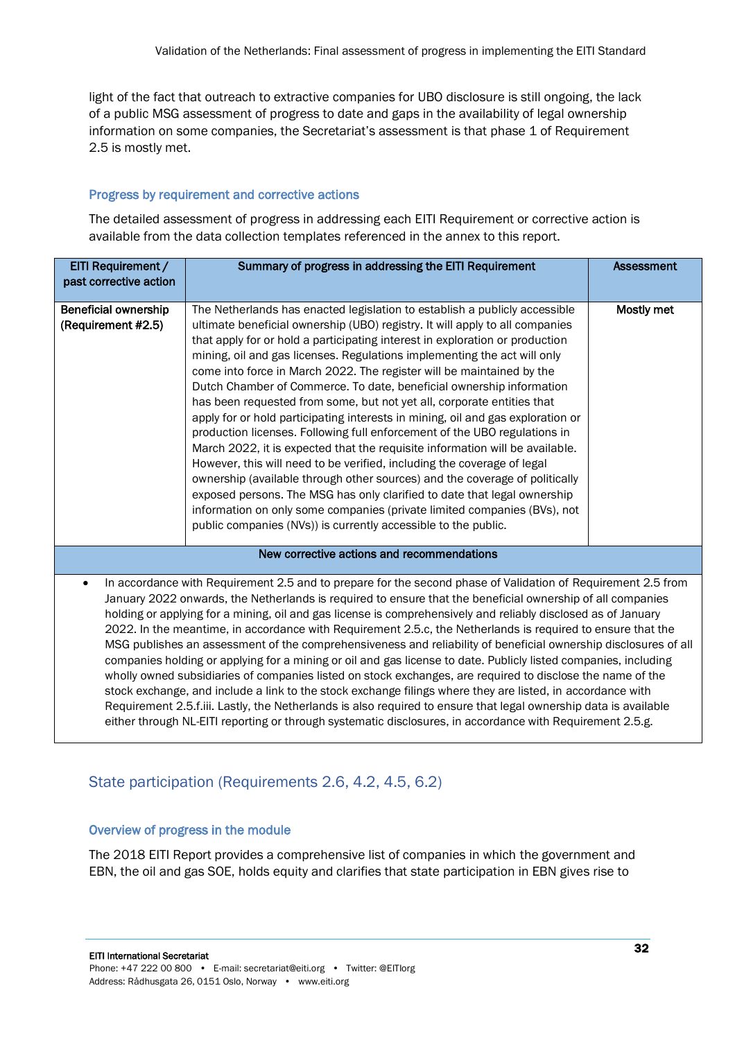light of the fact that outreach to extractive companies for UBO disclosure is still ongoing, the lack of a public MSG assessment of progress to date and gaps in the availability of legal ownership information on some companies, the Secretariat's assessment is that phase 1 of Requirement 2.5 is mostly met.

### Progress by requirement and corrective actions

The detailed assessment of progress in addressing each EITI Requirement or corrective action is available from the data collection templates referenced in the annex to this report.

| EITI Requirement / past corrective action | Summary of progress in addressing the EITI Requirement | Assessment |
|---|---|---|
| **Beneficial ownership (Requirement #2.5)** | The Netherlands has enacted legislation to establish a publicly accessible ultimate beneficial ownership (UBO) registry. It will apply to all companies that apply for or hold a participating interest in exploration or production mining, oil and gas licenses. Regulations implementing the act will only come into force in March 2022. The register will be maintained by the Dutch Chamber of Commerce. To date, beneficial ownership information has been requested from some, but not yet all, corporate entities that apply for or hold participating interests in mining, oil and gas exploration or production licenses. Following full enforcement of the UBO regulations in March 2022, it is expected that the requisite information will be available. However, this will need to be verified, including the coverage of legal ownership (available through other sources) and the coverage of politically exposed persons. The MSG has only clarified to date that legal ownership information on only some companies (private limited companies (BVs), not public companies (NVs)) is currently accessible to the public. | **Mostly met** |
| **New corrective actions and recommendations** | | |
| • In accordance with Requirement 2.5 and to prepare for the second phase of Validation of Requirement 2.5 from January 2022 onwards, the Netherlands is required to ensure that the beneficial ownership of all companies holding or applying for a mining, oil and gas license is comprehensively and reliably disclosed as of January 2022. In the meantime, in accordance with Requirement 2.5.c, the Netherlands is required to ensure that the MSG publishes an assessment of the comprehensiveness and reliability of beneficial ownership disclosures of all companies holding or applying for a mining or oil and gas license to date. Publicly listed companies, including wholly owned subsidiaries of companies listed on stock exchanges, are required to disclose the name of the stock exchange, and include a link to the stock exchange filings where they are listed, in accordance with Requirement 2.5.f.iii. Lastly, the Netherlands is also required to ensure that legal ownership data is available either through NL-EITI reporting or through systematic disclosures, in accordance with Requirement 2.5.g. | | |

## State participation (Requirements 2.6, 4.2, 4.5, 6.2)

### Overview of progress in the module

The 2018 EITI Report provides a comprehensive list of companies in which the government and EBN, the oil and gas SOE, holds equity and clarifies that state participation in EBN gives rise to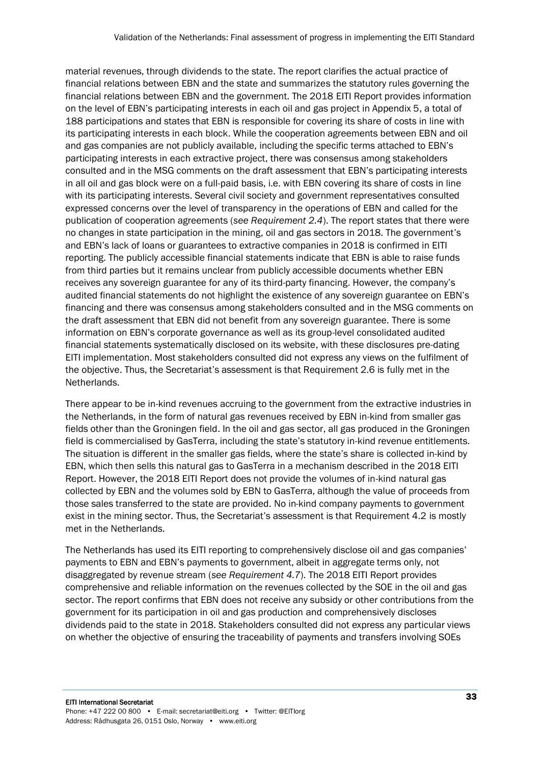material revenues, through dividends to the state. The report clarifies the actual practice of financial relations between EBN and the state and summarizes the statutory rules governing the financial relations between EBN and the government. The 2018 EITI Report provides information on the level of EBN's participating interests in each oil and gas project in Appendix 5, a total of 188 participations and states that EBN is responsible for covering its share of costs in line with its participating interests in each block. While the cooperation agreements between EBN and oil and gas companies are not publicly available, including the specific terms attached to EBN's participating interests in each extractive project, there was consensus among stakeholders consulted and in the MSG comments on the draft assessment that EBN's participating interests in all oil and gas block were on a full-paid basis, i.e. with EBN covering its share of costs in line with its participating interests. Several civil society and government representatives consulted expressed concerns over the level of transparency in the operations of EBN and called for the publication of cooperation agreements (*see Requirement 2.4*). The report states that there were no changes in state participation in the mining, oil and gas sectors in 2018. The government's and EBN's lack of loans or guarantees to extractive companies in 2018 is confirmed in EITI reporting. The publicly accessible financial statements indicate that EBN is able to raise funds from third parties but it remains unclear from publicly accessible documents whether EBN receives any sovereign guarantee for any of its third-party financing. However, the company's audited financial statements do not highlight the existence of any sovereign guarantee on EBN's financing and there was consensus among stakeholders consulted and in the MSG comments on the draft assessment that EBN did not benefit from any sovereign guarantee. There is some information on EBN's corporate governance as well as its group-level consolidated audited financial statements systematically disclosed on its website, with these disclosures pre-dating EITI implementation. Most stakeholders consulted did not express any views on the fulfilment of the objective. Thus, the Secretariat's assessment is that Requirement 2.6 is fully met in the Netherlands.

There appear to be in-kind revenues accruing to the government from the extractive industries in the Netherlands, in the form of natural gas revenues received by EBN in-kind from smaller gas fields other than the Groningen field. In the oil and gas sector, all gas produced in the Groningen field is commercialised by GasTerra, including the state's statutory in-kind revenue entitlements. The situation is different in the smaller gas fields, where the state's share is collected in-kind by EBN, which then sells this natural gas to GasTerra in a mechanism described in the 2018 EITI Report. However, the 2018 EITI Report does not provide the volumes of in-kind natural gas collected by EBN and the volumes sold by EBN to GasTerra, although the value of proceeds from those sales transferred to the state are provided. No in-kind company payments to government exist in the mining sector. Thus, the Secretariat's assessment is that Requirement 4.2 is mostly met in the Netherlands.

The Netherlands has used its EITI reporting to comprehensively disclose oil and gas companies' payments to EBN and EBN's payments to government, albeit in aggregate terms only, not disaggregated by revenue stream (*see Requirement 4.7*). The 2018 EITI Report provides comprehensive and reliable information on the revenues collected by the SOE in the oil and gas sector. The report confirms that EBN does not receive any subsidy or other contributions from the government for its participation in oil and gas production and comprehensively discloses dividends paid to the state in 2018. Stakeholders consulted did not express any particular views on whether the objective of ensuring the traceability of payments and transfers involving SOEs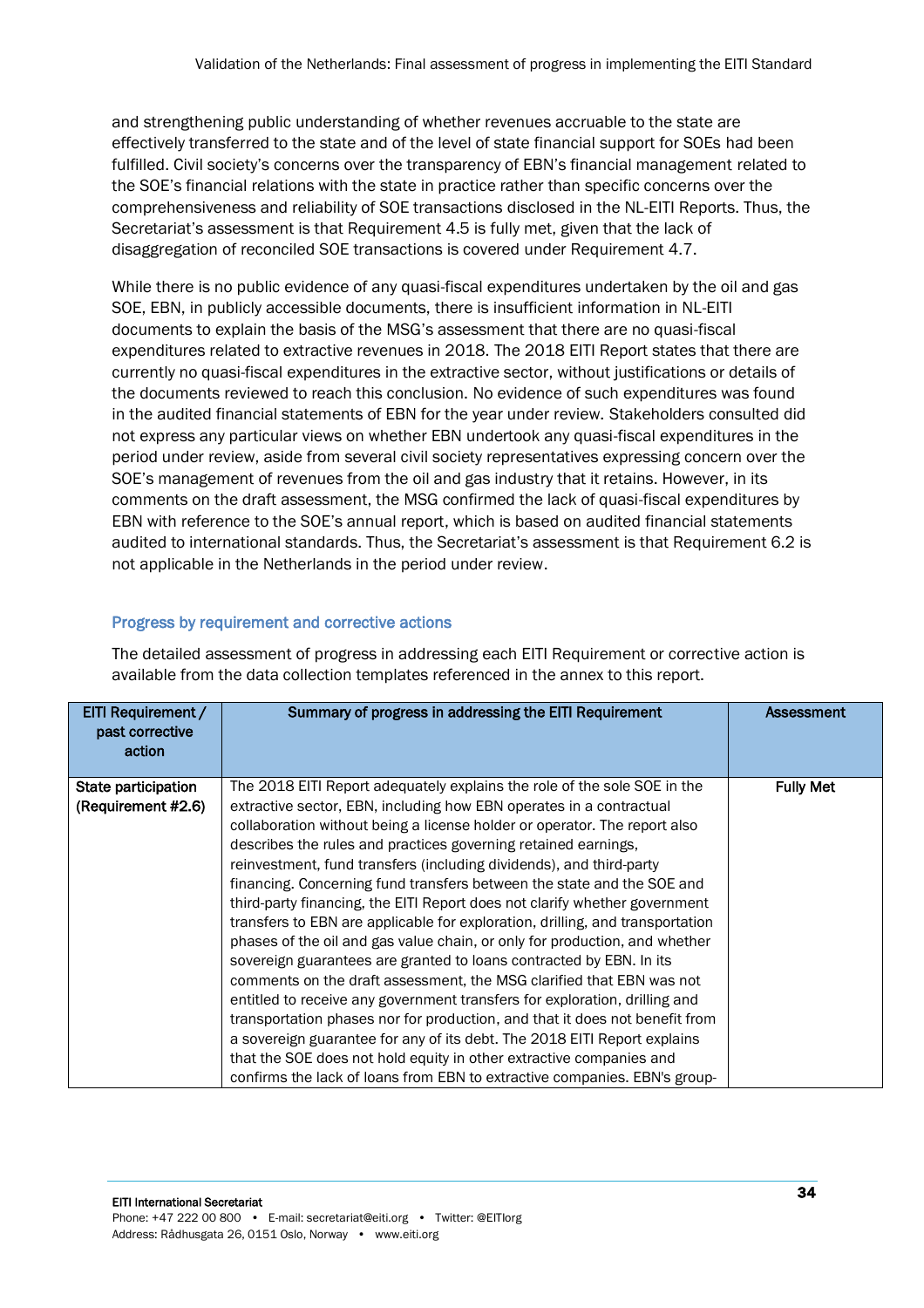and strengthening public understanding of whether revenues accruable to the state are effectively transferred to the state and of the level of state financial support for SOEs had been fulfilled. Civil society's concerns over the transparency of EBN's financial management related to the SOE's financial relations with the state in practice rather than specific concerns over the comprehensiveness and reliability of SOE transactions disclosed in the NL-EITI Reports. Thus, the Secretariat's assessment is that Requirement 4.5 is fully met, given that the lack of disaggregation of reconciled SOE transactions is covered under Requirement 4.7.

While there is no public evidence of any quasi-fiscal expenditures undertaken by the oil and gas SOE, EBN, in publicly accessible documents, there is insufficient information in NL-EITI documents to explain the basis of the MSG's assessment that there are no quasi-fiscal expenditures related to extractive revenues in 2018. The 2018 EITI Report states that there are currently no quasi-fiscal expenditures in the extractive sector, without justifications or details of the documents reviewed to reach this conclusion. No evidence of such expenditures was found in the audited financial statements of EBN for the year under review. Stakeholders consulted did not express any particular views on whether EBN undertook any quasi-fiscal expenditures in the period under review, aside from several civil society representatives expressing concern over the SOE's management of revenues from the oil and gas industry that it retains. However, in its comments on the draft assessment, the MSG confirmed the lack of quasi-fiscal expenditures by EBN with reference to the SOE's annual report, which is based on audited financial statements audited to international standards. Thus, the Secretariat's assessment is that Requirement 6.2 is not applicable in the Netherlands in the period under review.

### Progress by requirement and corrective actions

The detailed assessment of progress in addressing each EITI Requirement or corrective action is available from the data collection templates referenced in the annex to this report.

| EITI Requirement / past corrective action | Summary of progress in addressing the EITI Requirement | Assessment |
|---|---|---|
| **State participation (Requirement #2.6)** | The 2018 EITI Report adequately explains the role of the sole SOE in the extractive sector, EBN, including how EBN operates in a contractual collaboration without being a license holder or operator. The report also describes the rules and practices governing retained earnings, reinvestment, fund transfers (including dividends), and third-party financing. Concerning fund transfers between the state and the SOE and third-party financing, the EITI Report does not clarify whether government transfers to EBN are applicable for exploration, drilling, and transportation phases of the oil and gas value chain, or only for production, and whether sovereign guarantees are granted to loans contracted by EBN. In its comments on the draft assessment, the MSG clarified that EBN was not entitled to receive any government transfers for exploration, drilling and transportation phases nor for production, and that it does not benefit from a sovereign guarantee for any of its debt. The 2018 EITI Report explains that the SOE does not hold equity in other extractive companies and confirms the lack of loans from EBN to extractive companies. EBN's group- | **Fully Met** |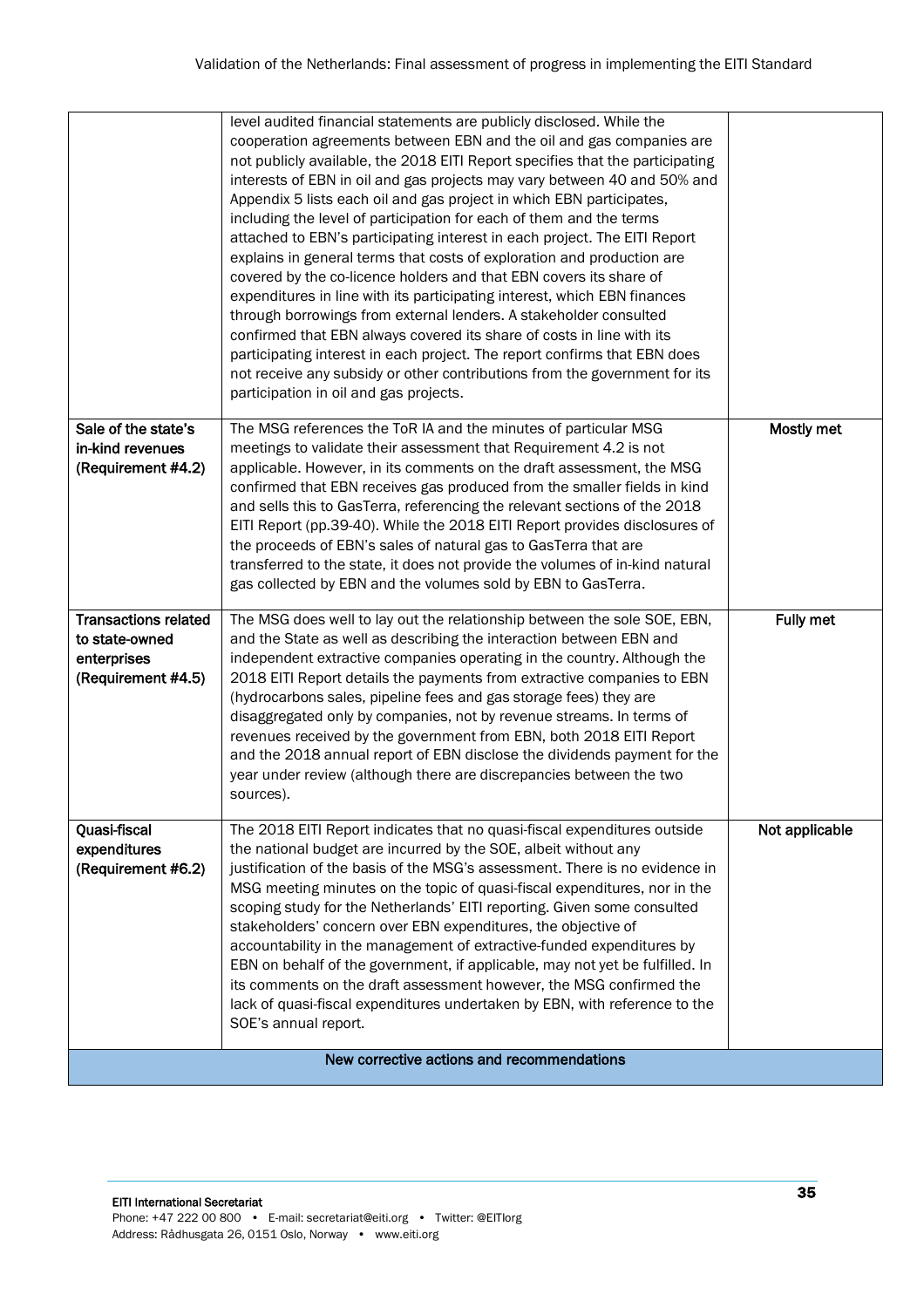| | | |
|---|---|---|
| | level audited financial statements are publicly disclosed. While the cooperation agreements between EBN and the oil and gas companies are not publicly available, the 2018 EITI Report specifies that the participating interests of EBN in oil and gas projects may vary between 40 and 50% and Appendix 5 lists each oil and gas project in which EBN participates, including the level of participation for each of them and the terms attached to EBN's participating interest in each project. The EITI Report explains in general terms that costs of exploration and production are covered by the co-licence holders and that EBN covers its share of expenditures in line with its participating interest, which EBN finances through borrowings from external lenders. A stakeholder consulted confirmed that EBN always covered its share of costs in line with its participating interest in each project. The report confirms that EBN does not receive any subsidy or other contributions from the government for its participation in oil and gas projects. | |
| **Sale of the state's in-kind revenues (Requirement #4.2)** | The MSG references the ToR IA and the minutes of particular MSG meetings to validate their assessment that Requirement 4.2 is not applicable. However, in its comments on the draft assessment, the MSG confirmed that EBN receives gas produced from the smaller fields in kind and sells this to GasTerra, referencing the relevant sections of the 2018 EITI Report (pp.39-40). While the 2018 EITI Report provides disclosures of the proceeds of EBN's sales of natural gas to GasTerra that are transferred to the state, it does not provide the volumes of in-kind natural gas collected by EBN and the volumes sold by EBN to GasTerra. | **Mostly met** |
| **Transactions related to state-owned enterprises (Requirement #4.5)** | The MSG does well to lay out the relationship between the sole SOE, EBN, and the State as well as describing the interaction between EBN and independent extractive companies operating in the country. Although the 2018 EITI Report details the payments from extractive companies to EBN (hydrocarbons sales, pipeline fees and gas storage fees) they are disaggregated only by companies, not by revenue streams. In terms of revenues received by the government from EBN, both 2018 EITI Report and the 2018 annual report of EBN disclose the dividends payment for the year under review (although there are discrepancies between the two sources). | **Fully met** |
| **Quasi-fiscal expenditures (Requirement #6.2)** | The 2018 EITI Report indicates that no quasi-fiscal expenditures outside the national budget are incurred by the SOE, albeit without any justification of the basis of the MSG's assessment. There is no evidence in MSG meeting minutes on the topic of quasi-fiscal expenditures, nor in the scoping study for the Netherlands' EITI reporting. Given some consulted stakeholders' concern over EBN expenditures, the objective of accountability in the management of extractive-funded expenditures by EBN on behalf of the government, if applicable, may not yet be fulfilled. In its comments on the draft assessment however, the MSG confirmed the lack of quasi-fiscal expenditures undertaken by EBN, with reference to the SOE's annual report. | **Not applicable** |
| **New corrective actions and recommendations** | | |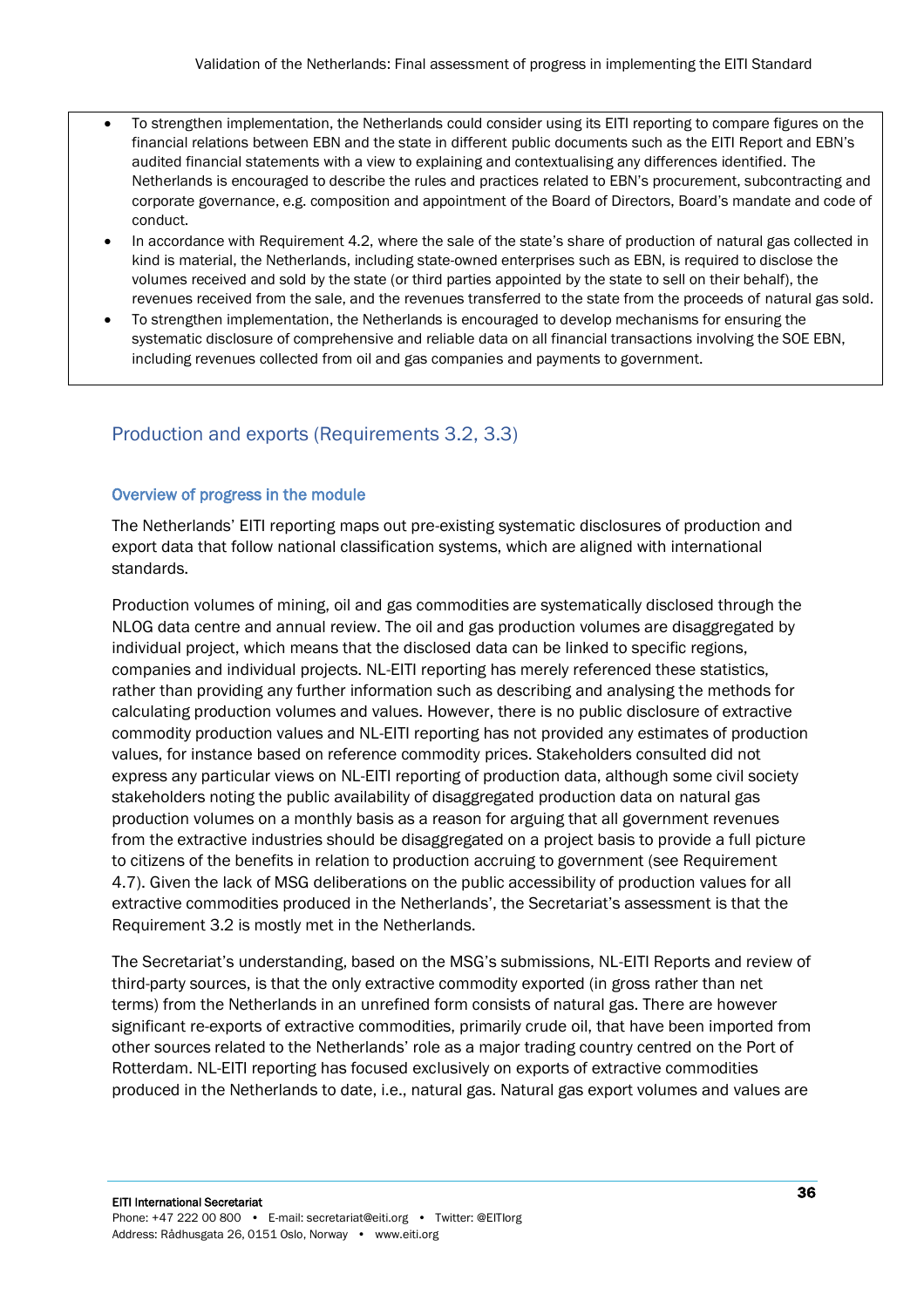- To strengthen implementation, the Netherlands could consider using its EITI reporting to compare figures on the financial relations between EBN and the state in different public documents such as the EITI Report and EBN's audited financial statements with a view to explaining and contextualising any differences identified. The Netherlands is encouraged to describe the rules and practices related to EBN's procurement, subcontracting and corporate governance, e.g. composition and appointment of the Board of Directors, Board's mandate and code of conduct.
- In accordance with Requirement 4.2, where the sale of the state's share of production of natural gas collected in kind is material, the Netherlands, including state-owned enterprises such as EBN, is required to disclose the volumes received and sold by the state (or third parties appointed by the state to sell on their behalf), the revenues received from the sale, and the revenues transferred to the state from the proceeds of natural gas sold.
- To strengthen implementation, the Netherlands is encouraged to develop mechanisms for ensuring the systematic disclosure of comprehensive and reliable data on all financial transactions involving the SOE EBN, including revenues collected from oil and gas companies and payments to government.

## Production and exports (Requirements 3.2, 3.3)

### Overview of progress in the module

The Netherlands' EITI reporting maps out pre-existing systematic disclosures of production and export data that follow national classification systems, which are aligned with international standards.

Production volumes of mining, oil and gas commodities are systematically disclosed through the NLOG data centre and annual review. The oil and gas production volumes are disaggregated by individual project, which means that the disclosed data can be linked to specific regions, companies and individual projects. NL-EITI reporting has merely referenced these statistics, rather than providing any further information such as describing and analysing the methods for calculating production volumes and values. However, there is no public disclosure of extractive commodity production values and NL-EITI reporting has not provided any estimates of production values, for instance based on reference commodity prices. Stakeholders consulted did not express any particular views on NL-EITI reporting of production data, although some civil society stakeholders noting the public availability of disaggregated production data on natural gas production volumes on a monthly basis as a reason for arguing that all government revenues from the extractive industries should be disaggregated on a project basis to provide a full picture to citizens of the benefits in relation to production accruing to government (see Requirement 4.7). Given the lack of MSG deliberations on the public accessibility of production values for all extractive commodities produced in the Netherlands', the Secretariat's assessment is that the Requirement 3.2 is mostly met in the Netherlands.

The Secretariat's understanding, based on the MSG's submissions, NL-EITI Reports and review of third-party sources, is that the only extractive commodity exported (in gross rather than net terms) from the Netherlands in an unrefined form consists of natural gas. There are however significant re-exports of extractive commodities, primarily crude oil, that have been imported from other sources related to the Netherlands' role as a major trading country centred on the Port of Rotterdam. NL-EITI reporting has focused exclusively on exports of extractive commodities produced in the Netherlands to date, i.e., natural gas. Natural gas export volumes and values are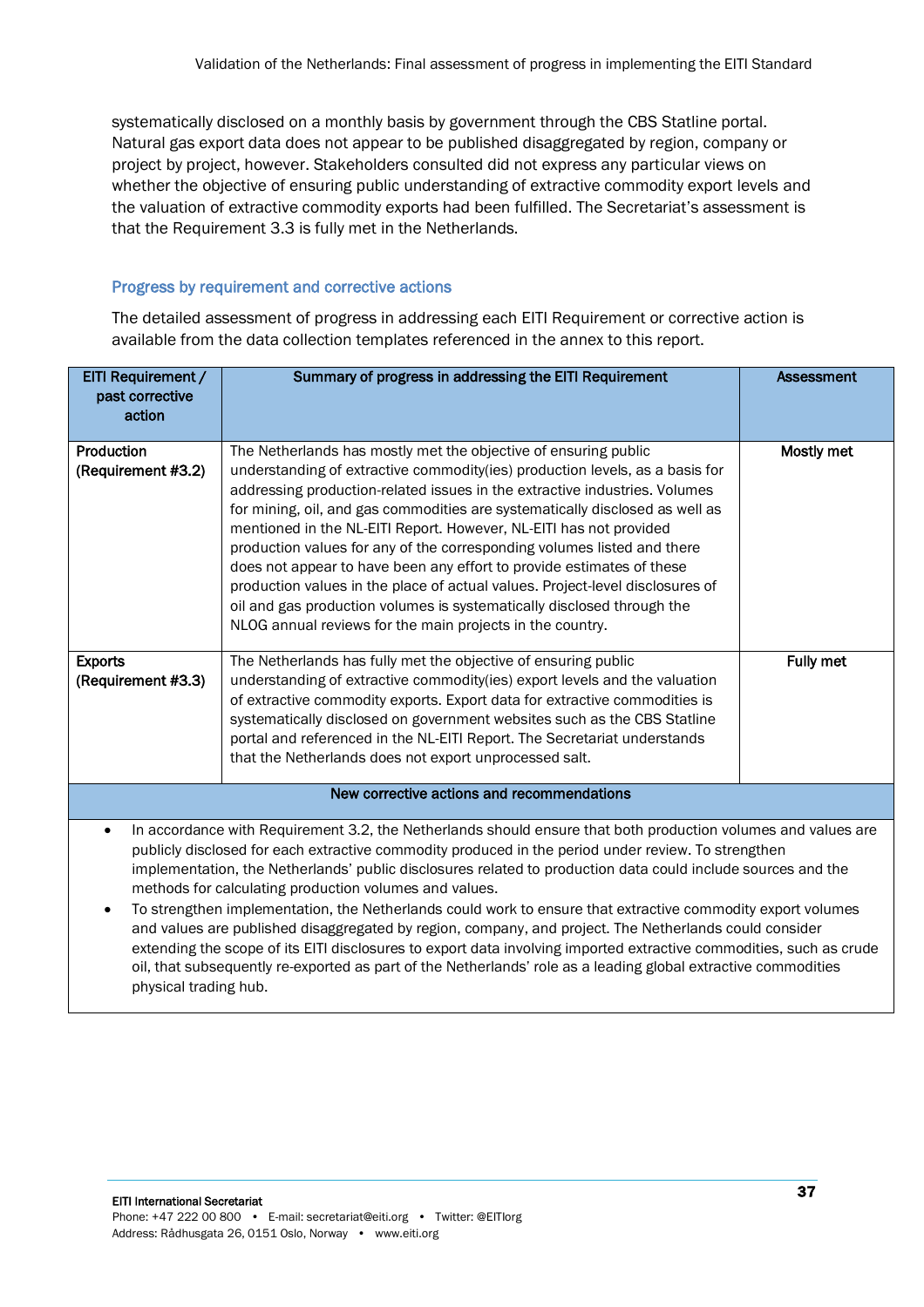systematically disclosed on a monthly basis by government through the CBS Statline portal. Natural gas export data does not appear to be published disaggregated by region, company or project by project, however. Stakeholders consulted did not express any particular views on whether the objective of ensuring public understanding of extractive commodity export levels and the valuation of extractive commodity exports had been fulfilled. The Secretariat's assessment is that the Requirement 3.3 is fully met in the Netherlands.

### Progress by requirement and corrective actions

The detailed assessment of progress in addressing each EITI Requirement or corrective action is available from the data collection templates referenced in the annex to this report.

| EITI Requirement / past corrective action | Summary of progress in addressing the EITI Requirement | Assessment |
|---|---|---|
| Production (Requirement #3.2) | The Netherlands has mostly met the objective of ensuring public understanding of extractive commodity(ies) production levels, as a basis for addressing production-related issues in the extractive industries. Volumes for mining, oil, and gas commodities are systematically disclosed as well as mentioned in the NL-EITI Report. However, NL-EITI has not provided production values for any of the corresponding volumes listed and there does not appear to have been any effort to provide estimates of these production values in the place of actual values. Project-level disclosures of oil and gas production volumes is systematically disclosed through the NLOG annual reviews for the main projects in the country. | **Mostly met** |
| Exports (Requirement #3.3) | The Netherlands has fully met the objective of ensuring public understanding of extractive commodity(ies) export levels and the valuation of extractive commodity exports. Export data for extractive commodities is systematically disclosed on government websites such as the CBS Statline portal and referenced in the NL-EITI Report. The Secretariat understands that the Netherlands does not export unprocessed salt. | **Fully met** |

**New corrective actions and recommendations**

- In accordance with Requirement 3.2, the Netherlands should ensure that both production volumes and values are publicly disclosed for each extractive commodity produced in the period under review. To strengthen implementation, the Netherlands' public disclosures related to production data could include sources and the methods for calculating production volumes and values.
- To strengthen implementation, the Netherlands could work to ensure that extractive commodity export volumes and values are published disaggregated by region, company, and project. The Netherlands could consider extending the scope of its EITI disclosures to export data involving imported extractive commodities, such as crude oil, that subsequently re-exported as part of the Netherlands' role as a leading global extractive commodities physical trading hub.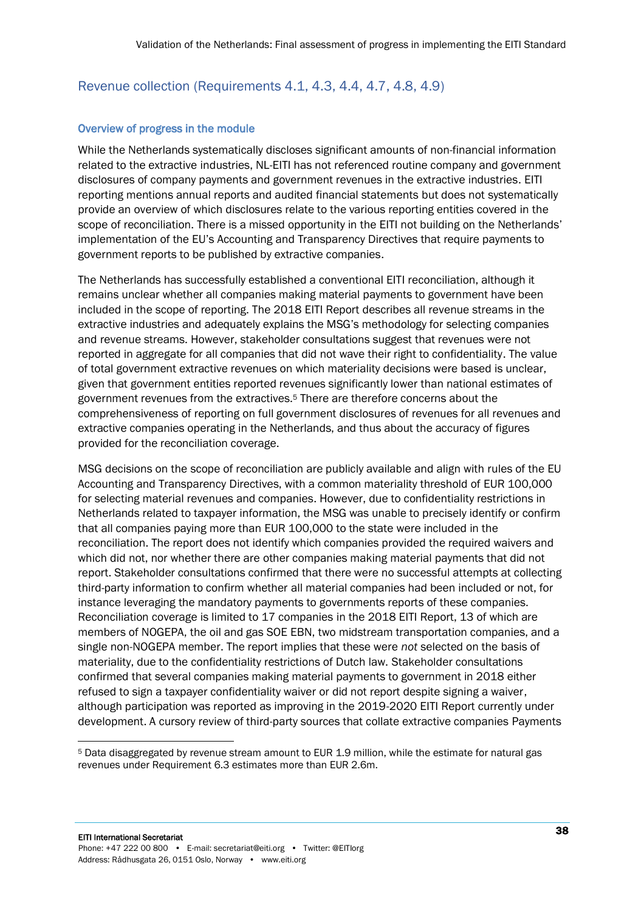## Revenue collection (Requirements 4.1, 4.3, 4.4, 4.7, 4.8, 4.9)

### Overview of progress in the module

While the Netherlands systematically discloses significant amounts of non-financial information related to the extractive industries, NL-EITI has not referenced routine company and government disclosures of company payments and government revenues in the extractive industries. EITI reporting mentions annual reports and audited financial statements but does not systematically provide an overview of which disclosures relate to the various reporting entities covered in the scope of reconciliation. There is a missed opportunity in the EITI not building on the Netherlands' implementation of the EU's Accounting and Transparency Directives that require payments to government reports to be published by extractive companies.

The Netherlands has successfully established a conventional EITI reconciliation, although it remains unclear whether all companies making material payments to government have been included in the scope of reporting. The 2018 EITI Report describes all revenue streams in the extractive industries and adequately explains the MSG's methodology for selecting companies and revenue streams. However, stakeholder consultations suggest that revenues were not reported in aggregate for all companies that did not wave their right to confidentiality. The value of total government extractive revenues on which materiality decisions were based is unclear, given that government entities reported revenues significantly lower than national estimates of government revenues from the extractives.[5] There are therefore concerns about the comprehensiveness of reporting on full government disclosures of revenues for all revenues and extractive companies operating in the Netherlands, and thus about the accuracy of figures provided for the reconciliation coverage.

MSG decisions on the scope of reconciliation are publicly available and align with rules of the EU Accounting and Transparency Directives, with a common materiality threshold of EUR 100,000 for selecting material revenues and companies. However, due to confidentiality restrictions in Netherlands related to taxpayer information, the MSG was unable to precisely identify or confirm that all companies paying more than EUR 100,000 to the state were included in the reconciliation. The report does not identify which companies provided the required waivers and which did not, nor whether there are other companies making material payments that did not report. Stakeholder consultations confirmed that there were no successful attempts at collecting third-party information to confirm whether all material companies had been included or not, for instance leveraging the mandatory payments to governments reports of these companies. Reconciliation coverage is limited to 17 companies in the 2018 EITI Report, 13 of which are members of NOGEPA, the oil and gas SOE EBN, two midstream transportation companies, and a single non-NOGEPA member. The report implies that these were *not* selected on the basis of materiality, due to the confidentiality restrictions of Dutch law. Stakeholder consultations confirmed that several companies making material payments to government in 2018 either refused to sign a taxpayer confidentiality waiver or did not report despite signing a waiver, although participation was reported as improving in the 2019-2020 EITI Report currently under development. A cursory review of third-party sources that collate extractive companies Payments

---

[5] Data disaggregated by revenue stream amount to EUR 1.9 million, while the estimate for natural gas revenues under Requirement 6.3 estimates more than EUR 2.6m.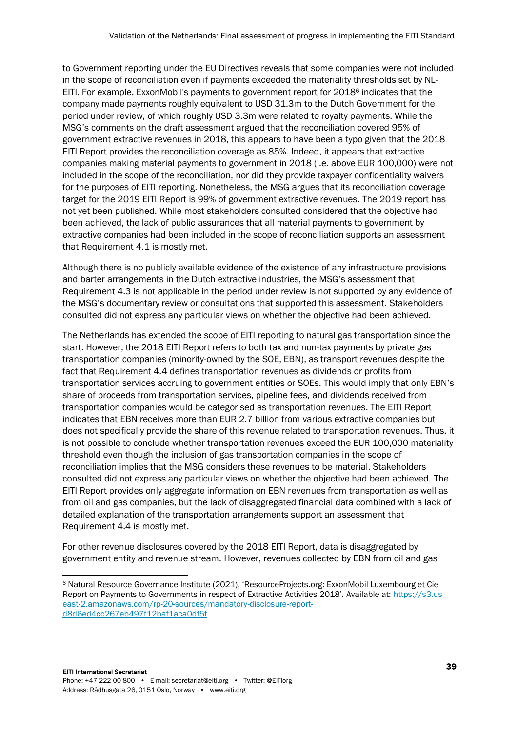to Government reporting under the EU Directives reveals that some companies were not included in the scope of reconciliation even if payments exceeded the materiality thresholds set by NL-EITI. For example, ExxonMobil's payments to government report for 2018[6] indicates that the company made payments roughly equivalent to USD 31.3m to the Dutch Government for the period under review, of which roughly USD 3.3m were related to royalty payments. While the MSG's comments on the draft assessment argued that the reconciliation covered 95% of government extractive revenues in 2018, this appears to have been a typo given that the 2018 EITI Report provides the reconciliation coverage as 85%. Indeed, it appears that extractive companies making material payments to government in 2018 (i.e. above EUR 100,000) were not included in the scope of the reconciliation, nor did they provide taxpayer confidentiality waivers for the purposes of EITI reporting. Nonetheless, the MSG argues that its reconciliation coverage target for the 2019 EITI Report is 99% of government extractive revenues. The 2019 report has not yet been published. While most stakeholders consulted considered that the objective had been achieved, the lack of public assurances that all material payments to government by extractive companies had been included in the scope of reconciliation supports an assessment that Requirement 4.1 is mostly met.

Although there is no publicly available evidence of the existence of any infrastructure provisions and barter arrangements in the Dutch extractive industries, the MSG's assessment that Requirement 4.3 is not applicable in the period under review is not supported by any evidence of the MSG's documentary review or consultations that supported this assessment. Stakeholders consulted did not express any particular views on whether the objective had been achieved.

The Netherlands has extended the scope of EITI reporting to natural gas transportation since the start. However, the 2018 EITI Report refers to both tax and non-tax payments by private gas transportation companies (minority-owned by the SOE, EBN), as transport revenues despite the fact that Requirement 4.4 defines transportation revenues as dividends or profits from transportation services accruing to government entities or SOEs. This would imply that only EBN's share of proceeds from transportation services, pipeline fees, and dividends received from transportation companies would be categorised as transportation revenues. The EITI Report indicates that EBN receives more than EUR 2.7 billion from various extractive companies but does not specifically provide the share of this revenue related to transportation revenues. Thus, it is not possible to conclude whether transportation revenues exceed the EUR 100,000 materiality threshold even though the inclusion of gas transportation companies in the scope of reconciliation implies that the MSG considers these revenues to be material. Stakeholders consulted did not express any particular views on whether the objective had been achieved. The EITI Report provides only aggregate information on EBN revenues from transportation as well as from oil and gas companies, but the lack of disaggregated financial data combined with a lack of detailed explanation of the transportation arrangements support an assessment that Requirement 4.4 is mostly met.

For other revenue disclosures covered by the 2018 EITI Report, data is disaggregated by government entity and revenue stream. However, revenues collected by EBN from oil and gas

---

[6] Natural Resource Governance Institute (2021), 'ResourceProjects.org: ExxonMobil Luxembourg et Cie Report on Payments to Governments in respect of Extractive Activities 2018'. Available at: https://s3.us-east-2.amazonaws.com/rp-20-sources/mandatory-disclosure-report-d8d6ed4cc267eb497f12baf1aca0df5f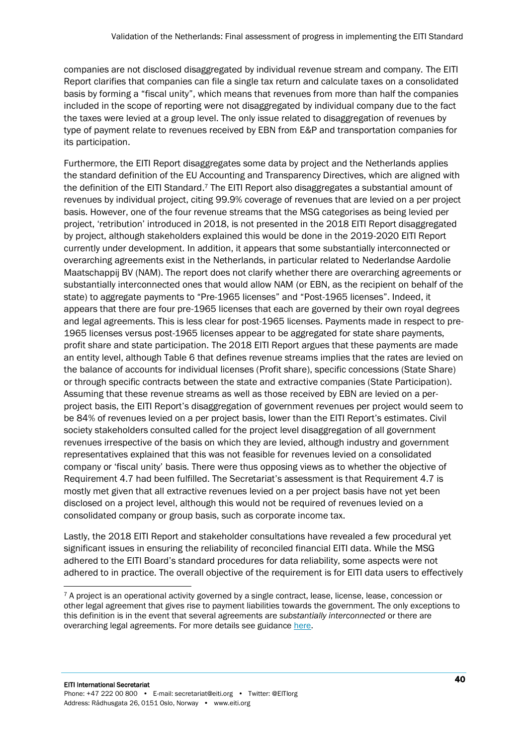companies are not disclosed disaggregated by individual revenue stream and company. The EITI Report clarifies that companies can file a single tax return and calculate taxes on a consolidated basis by forming a "fiscal unity", which means that revenues from more than half the companies included in the scope of reporting were not disaggregated by individual company due to the fact the taxes were levied at a group level. The only issue related to disaggregation of revenues by type of payment relate to revenues received by EBN from E&P and transportation companies for its participation.

Furthermore, the EITI Report disaggregates some data by project and the Netherlands applies the standard definition of the EU Accounting and Transparency Directives, which are aligned with the definition of the EITI Standard.[7] The EITI Report also disaggregates a substantial amount of revenues by individual project, citing 99.9% coverage of revenues that are levied on a per project basis. However, one of the four revenue streams that the MSG categorises as being levied per project, 'retribution' introduced in 2018, is not presented in the 2018 EITI Report disaggregated by project, although stakeholders explained this would be done in the 2019-2020 EITI Report currently under development. In addition, it appears that some substantially interconnected or overarching agreements exist in the Netherlands, in particular related to Nederlandse Aardolie Maatschappij BV (NAM). The report does not clarify whether there are overarching agreements or substantially interconnected ones that would allow NAM (or EBN, as the recipient on behalf of the state) to aggregate payments to "Pre-1965 licenses" and "Post-1965 licenses". Indeed, it appears that there are four pre-1965 licenses that each are governed by their own royal degrees and legal agreements. This is less clear for post-1965 licenses. Payments made in respect to pre-1965 licenses versus post-1965 licenses appear to be aggregated for state share payments, profit share and state participation. The 2018 EITI Report argues that these payments are made an entity level, although Table 6 that defines revenue streams implies that the rates are levied on the balance of accounts for individual licenses (Profit share), specific concessions (State Share) or through specific contracts between the state and extractive companies (State Participation). Assuming that these revenue streams as well as those received by EBN are levied on a per-project basis, the EITI Report's disaggregation of government revenues per project would seem to be 84% of revenues levied on a per project basis, lower than the EITI Report's estimates. Civil society stakeholders consulted called for the project level disaggregation of all government revenues irrespective of the basis on which they are levied, although industry and government representatives explained that this was not feasible for revenues levied on a consolidated company or 'fiscal unity' basis. There were thus opposing views as to whether the objective of Requirement 4.7 had been fulfilled. The Secretariat's assessment is that Requirement 4.7 is mostly met given that all extractive revenues levied on a per project basis have not yet been disclosed on a project level, although this would not be required of revenues levied on a consolidated company or group basis, such as corporate income tax.

Lastly, the 2018 EITI Report and stakeholder consultations have revealed a few procedural yet significant issues in ensuring the reliability of reconciled financial EITI data. While the MSG adhered to the EITI Board's standard procedures for data reliability, some aspects were not adhered to in practice. The overall objective of the requirement is for EITI data users to effectively

[7] A project is an operational activity governed by a single contract, lease, license, lease, concession or other legal agreement that gives rise to payment liabilities towards the government. The only exceptions to this definition is in the event that several agreements are *substantially interconnected* or there are overarching legal agreements. For more details see guidance [here](#).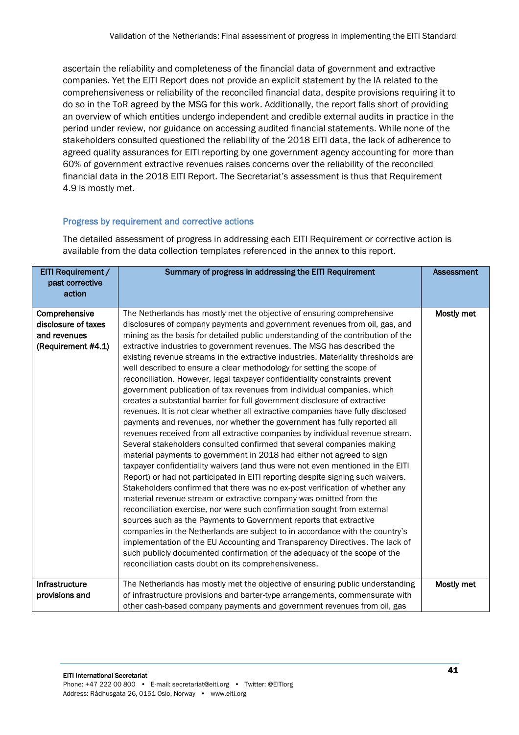ascertain the reliability and completeness of the financial data of government and extractive companies. Yet the EITI Report does not provide an explicit statement by the IA related to the comprehensiveness or reliability of the reconciled financial data, despite provisions requiring it to do so in the ToR agreed by the MSG for this work. Additionally, the report falls short of providing an overview of which entities undergo independent and credible external audits in practice in the period under review, nor guidance on accessing audited financial statements. While none of the stakeholders consulted questioned the reliability of the 2018 EITI data, the lack of adherence to agreed quality assurances for EITI reporting by one government agency accounting for more than 60% of government extractive revenues raises concerns over the reliability of the reconciled financial data in the 2018 EITI Report. The Secretariat's assessment is thus that Requirement 4.9 is mostly met.

### Progress by requirement and corrective actions

The detailed assessment of progress in addressing each EITI Requirement or corrective action is available from the data collection templates referenced in the annex to this report.

| EITI Requirement / past corrective action | Summary of progress in addressing the EITI Requirement | Assessment |
|---|---|---|
| **Comprehensive disclosure of taxes and revenues (Requirement #4.1)** | The Netherlands has mostly met the objective of ensuring comprehensive disclosures of company payments and government revenues from oil, gas, and mining as the basis for detailed public understanding of the contribution of the extractive industries to government revenues. The MSG has described the existing revenue streams in the extractive industries. Materiality thresholds are well described to ensure a clear methodology for setting the scope of reconciliation. However, legal taxpayer confidentiality constraints prevent government publication of tax revenues from individual companies, which creates a substantial barrier for full government disclosure of extractive revenues. It is not clear whether all extractive companies have fully disclosed payments and revenues, nor whether the government has fully reported all revenues received from all extractive companies by individual revenue stream. Several stakeholders consulted confirmed that several companies making material payments to government in 2018 had either not agreed to sign taxpayer confidentiality waivers (and thus were not even mentioned in the EITI Report) or had not participated in EITI reporting despite signing such waivers. Stakeholders confirmed that there was no ex-post verification of whether any material revenue stream or extractive company was omitted from the reconciliation exercise, nor were such confirmation sought from external sources such as the Payments to Government reports that extractive companies in the Netherlands are subject to in accordance with the country's implementation of the EU Accounting and Transparency Directives. The lack of such publicly documented confirmation of the adequacy of the scope of the reconciliation casts doubt on its comprehensiveness. | **Mostly met** |
| **Infrastructure provisions and** | The Netherlands has mostly met the objective of ensuring public understanding of infrastructure provisions and barter-type arrangements, commensurate with other cash-based company payments and government revenues from oil, gas | **Mostly met** |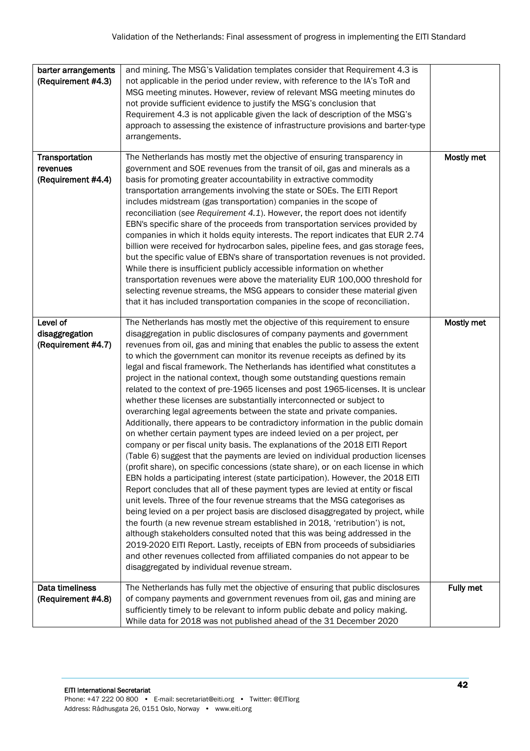| | | |
|---|---|---|
| **barter arrangements (Requirement #4.3)** | and mining. The MSG's Validation templates consider that Requirement 4.3 is not applicable in the period under review, with reference to the IA's ToR and MSG meeting minutes. However, review of relevant MSG meeting minutes do not provide sufficient evidence to justify the MSG's conclusion that Requirement 4.3 is not applicable given the lack of description of the MSG's approach to assessing the existence of infrastructure provisions and barter-type arrangements. | |
| **Transportation revenues (Requirement #4.4)** | The Netherlands has mostly met the objective of ensuring transparency in government and SOE revenues from the transit of oil, gas and minerals as a basis for promoting greater accountability in extractive commodity transportation arrangements involving the state or SOEs. The EITI Report includes midstream (gas transportation) companies in the scope of reconciliation (*see Requirement 4.1*). However, the report does not identify EBN's specific share of the proceeds from transportation services provided by companies in which it holds equity interests. The report indicates that EUR 2.74 billion were received for hydrocarbon sales, pipeline fees, and gas storage fees, but the specific value of EBN's share of transportation revenues is not provided. While there is insufficient publicly accessible information on whether transportation revenues were above the materiality EUR 100,000 threshold for selecting revenue streams, the MSG appears to consider these material given that it has included transportation companies in the scope of reconciliation. | **Mostly met** |
| **Level of disaggregation (Requirement #4.7)** | The Netherlands has mostly met the objective of this requirement to ensure disaggregation in public disclosures of company payments and government revenues from oil, gas and mining that enables the public to assess the extent to which the government can monitor its revenue receipts as defined by its legal and fiscal framework. The Netherlands has identified what constitutes a project in the national context, though some outstanding questions remain related to the context of pre-1965 licenses and post 1965-licenses. It is unclear whether these licenses are substantially interconnected or subject to overarching legal agreements between the state and private companies. Additionally, there appears to be contradictory information in the public domain on whether certain payment types are indeed levied on a per project, per company or per fiscal unity basis. The explanations of the 2018 EITI Report (Table 6) suggest that the payments are levied on individual production licenses (profit share), on specific concessions (state share), or on each license in which EBN holds a participating interest (state participation). However, the 2018 EITI Report concludes that all of these payment types are levied at entity or fiscal unit levels. Three of the four revenue streams that the MSG categorises as being levied on a per project basis are disclosed disaggregated by project, while the fourth (a new revenue stream established in 2018, 'retribution') is not, although stakeholders consulted noted that this was being addressed in the 2019-2020 EITI Report. Lastly, receipts of EBN from proceeds of subsidiaries and other revenues collected from affiliated companies do not appear to be disaggregated by individual revenue stream. | **Mostly met** |
| **Data timeliness (Requirement #4.8)** | The Netherlands has fully met the objective of ensuring that public disclosures of company payments and government revenues from oil, gas and mining are sufficiently timely to be relevant to inform public debate and policy making. While data for 2018 was not published ahead of the 31 December 2020 | **Fully met** |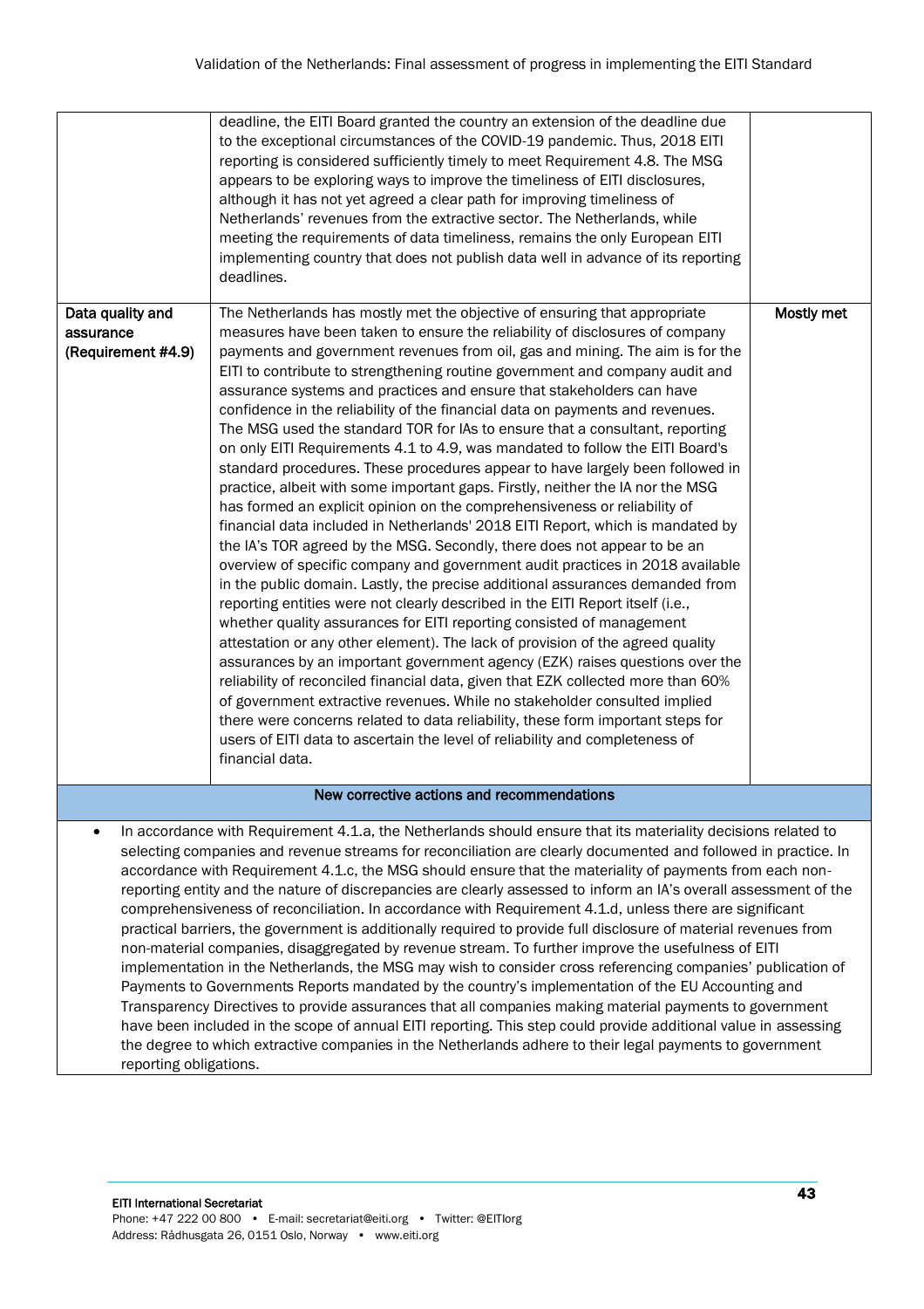| | | |
|---|---|---|
| | deadline, the EITI Board granted the country an extension of the deadline due to the exceptional circumstances of the COVID-19 pandemic. Thus, 2018 EITI reporting is considered sufficiently timely to meet Requirement 4.8. The MSG appears to be exploring ways to improve the timeliness of EITI disclosures, although it has not yet agreed a clear path for improving timeliness of Netherlands' revenues from the extractive sector. The Netherlands, while meeting the requirements of data timeliness, remains the only European EITI implementing country that does not publish data well in advance of its reporting deadlines. | |
| **Data quality and assurance (Requirement #4.9)** | The Netherlands has mostly met the objective of ensuring that appropriate measures have been taken to ensure the reliability of disclosures of company payments and government revenues from oil, gas and mining. The aim is for the EITI to contribute to strengthening routine government and company audit and assurance systems and practices and ensure that stakeholders can have confidence in the reliability of the financial data on payments and revenues. The MSG used the standard TOR for IAs to ensure that a consultant, reporting on only EITI Requirements 4.1 to 4.9, was mandated to follow the EITI Board's standard procedures. These procedures appear to have largely been followed in practice, albeit with some important gaps. Firstly, neither the IA nor the MSG has formed an explicit opinion on the comprehensiveness or reliability of financial data included in Netherlands' 2018 EITI Report, which is mandated by the IA's TOR agreed by the MSG. Secondly, there does not appear to be an overview of specific company and government audit practices in 2018 available in the public domain. Lastly, the precise additional assurances demanded from reporting entities were not clearly described in the EITI Report itself (i.e., whether quality assurances for EITI reporting consisted of management attestation or any other element). The lack of provision of the agreed quality assurances by an important government agency (EZK) raises questions over the reliability of reconciled financial data, given that EZK collected more than 60% of government extractive revenues. While no stakeholder consulted implied there were concerns related to data reliability, these form important steps for users of EITI data to ascertain the level of reliability and completeness of financial data. | **Mostly met** |

**New corrective actions and recommendations**

- In accordance with Requirement 4.1.a, the Netherlands should ensure that its materiality decisions related to selecting companies and revenue streams for reconciliation are clearly documented and followed in practice. In accordance with Requirement 4.1.c, the MSG should ensure that the materiality of payments from each non-reporting entity and the nature of discrepancies are clearly assessed to inform an IA's overall assessment of the comprehensiveness of reconciliation. In accordance with Requirement 4.1.d, unless there are significant practical barriers, the government is additionally required to provide full disclosure of material revenues from non-material companies, disaggregated by revenue stream. To further improve the usefulness of EITI implementation in the Netherlands, the MSG may wish to consider cross referencing companies' publication of Payments to Governments Reports mandated by the country's implementation of the EU Accounting and Transparency Directives to provide assurances that all companies making material payments to government have been included in the scope of annual EITI reporting. This step could provide additional value in assessing the degree to which extractive companies in the Netherlands adhere to their legal payments to government reporting obligations.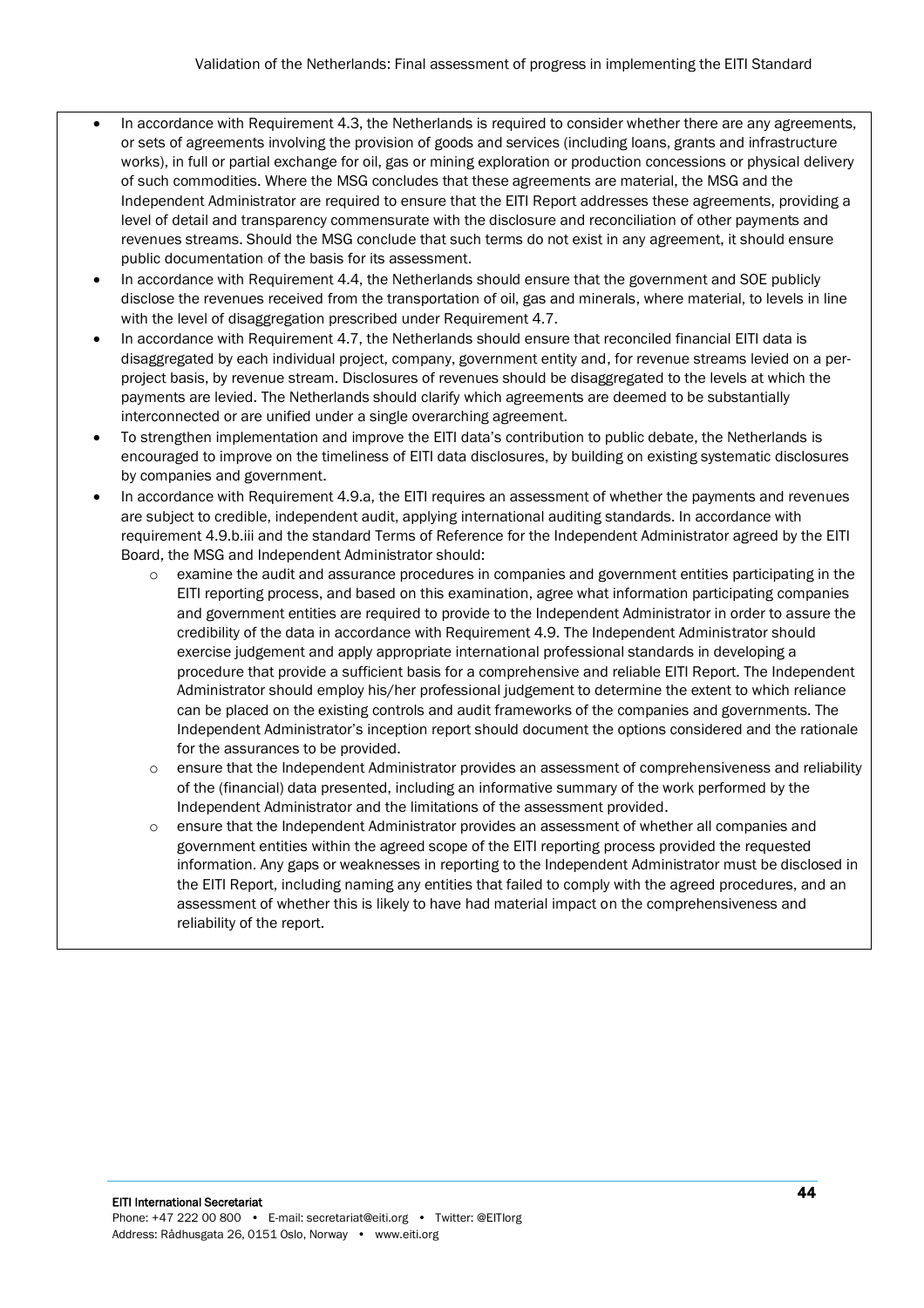- In accordance with Requirement 4.3, the Netherlands is required to consider whether there are any agreements, or sets of agreements involving the provision of goods and services (including loans, grants and infrastructure works), in full or partial exchange for oil, gas or mining exploration or production concessions or physical delivery of such commodities. Where the MSG concludes that these agreements are material, the MSG and the Independent Administrator are required to ensure that the EITI Report addresses these agreements, providing a level of detail and transparency commensurate with the disclosure and reconciliation of other payments and revenues streams. Should the MSG conclude that such terms do not exist in any agreement, it should ensure public documentation of the basis for its assessment.
- In accordance with Requirement 4.4, the Netherlands should ensure that the government and SOE publicly disclose the revenues received from the transportation of oil, gas and minerals, where material, to levels in line with the level of disaggregation prescribed under Requirement 4.7.
- In accordance with Requirement 4.7, the Netherlands should ensure that reconciled financial EITI data is disaggregated by each individual project, company, government entity and, for revenue streams levied on a per-project basis, by revenue stream. Disclosures of revenues should be disaggregated to the levels at which the payments are levied. The Netherlands should clarify which agreements are deemed to be substantially interconnected or are unified under a single overarching agreement.
- To strengthen implementation and improve the EITI data's contribution to public debate, the Netherlands is encouraged to improve on the timeliness of EITI data disclosures, by building on existing systematic disclosures by companies and government.
- In accordance with Requirement 4.9.a, the EITI requires an assessment of whether the payments and revenues are subject to credible, independent audit, applying international auditing standards. In accordance with requirement 4.9.b.iii and the standard Terms of Reference for the Independent Administrator agreed by the EITI Board, the MSG and Independent Administrator should:
  - examine the audit and assurance procedures in companies and government entities participating in the EITI reporting process, and based on this examination, agree what information participating companies and government entities are required to provide to the Independent Administrator in order to assure the credibility of the data in accordance with Requirement 4.9. The Independent Administrator should exercise judgement and apply appropriate international professional standards in developing a procedure that provide a sufficient basis for a comprehensive and reliable EITI Report. The Independent Administrator should employ his/her professional judgement to determine the extent to which reliance can be placed on the existing controls and audit frameworks of the companies and governments. The Independent Administrator's inception report should document the options considered and the rationale for the assurances to be provided.
  - ensure that the Independent Administrator provides an assessment of comprehensiveness and reliability of the (financial) data presented, including an informative summary of the work performed by the Independent Administrator and the limitations of the assessment provided.
  - ensure that the Independent Administrator provides an assessment of whether all companies and government entities within the agreed scope of the EITI reporting process provided the requested information. Any gaps or weaknesses in reporting to the Independent Administrator must be disclosed in the EITI Report, including naming any entities that failed to comply with the agreed procedures, and an assessment of whether this is likely to have had material impact on the comprehensiveness and reliability of the report.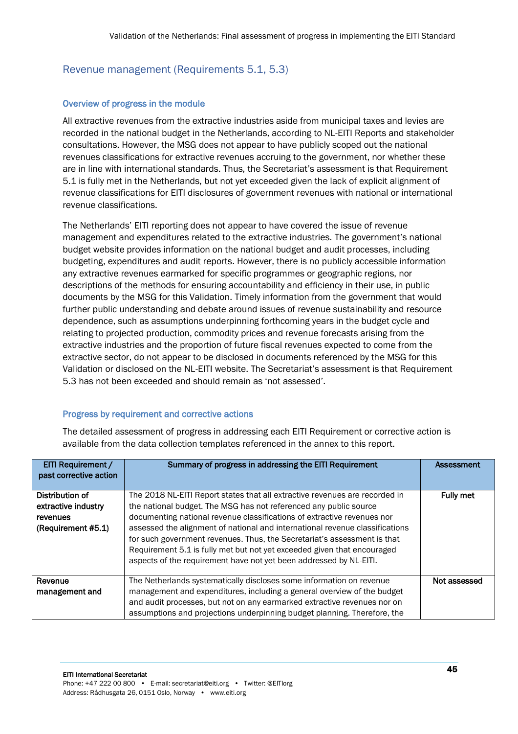## Revenue management (Requirements 5.1, 5.3)

### Overview of progress in the module

All extractive revenues from the extractive industries aside from municipal taxes and levies are recorded in the national budget in the Netherlands, according to NL-EITI Reports and stakeholder consultations. However, the MSG does not appear to have publicly scoped out the national revenues classifications for extractive revenues accruing to the government, nor whether these are in line with international standards. Thus, the Secretariat's assessment is that Requirement 5.1 is fully met in the Netherlands, but not yet exceeded given the lack of explicit alignment of revenue classifications for EITI disclosures of government revenues with national or international revenue classifications.

The Netherlands' EITI reporting does not appear to have covered the issue of revenue management and expenditures related to the extractive industries. The government's national budget website provides information on the national budget and audit processes, including budgeting, expenditures and audit reports. However, there is no publicly accessible information any extractive revenues earmarked for specific programmes or geographic regions, nor descriptions of the methods for ensuring accountability and efficiency in their use, in public documents by the MSG for this Validation. Timely information from the government that would further public understanding and debate around issues of revenue sustainability and resource dependence, such as assumptions underpinning forthcoming years in the budget cycle and relating to projected production, commodity prices and revenue forecasts arising from the extractive industries and the proportion of future fiscal revenues expected to come from the extractive sector, do not appear to be disclosed in documents referenced by the MSG for this Validation or disclosed on the NL-EITI website. The Secretariat's assessment is that Requirement 5.3 has not been exceeded and should remain as 'not assessed'.

### Progress by requirement and corrective actions

The detailed assessment of progress in addressing each EITI Requirement or corrective action is available from the data collection templates referenced in the annex to this report.

| EITI Requirement / past corrective action | Summary of progress in addressing the EITI Requirement | Assessment |
|---|---|---|
| Distribution of extractive industry revenues (Requirement #5.1) | The 2018 NL-EITI Report states that all extractive revenues are recorded in the national budget. The MSG has not referenced any public source documenting national revenue classifications of extractive revenues nor assessed the alignment of national and international revenue classifications for such government revenues. Thus, the Secretariat's assessment is that Requirement 5.1 is fully met but not yet exceeded given that encouraged aspects of the requirement have not yet been addressed by NL-EITI. | Fully met |
| Revenue management and | The Netherlands systematically discloses some information on revenue management and expenditures, including a general overview of the budget and audit processes, but not on any earmarked extractive revenues nor on assumptions and projections underpinning budget planning. Therefore, the | Not assessed |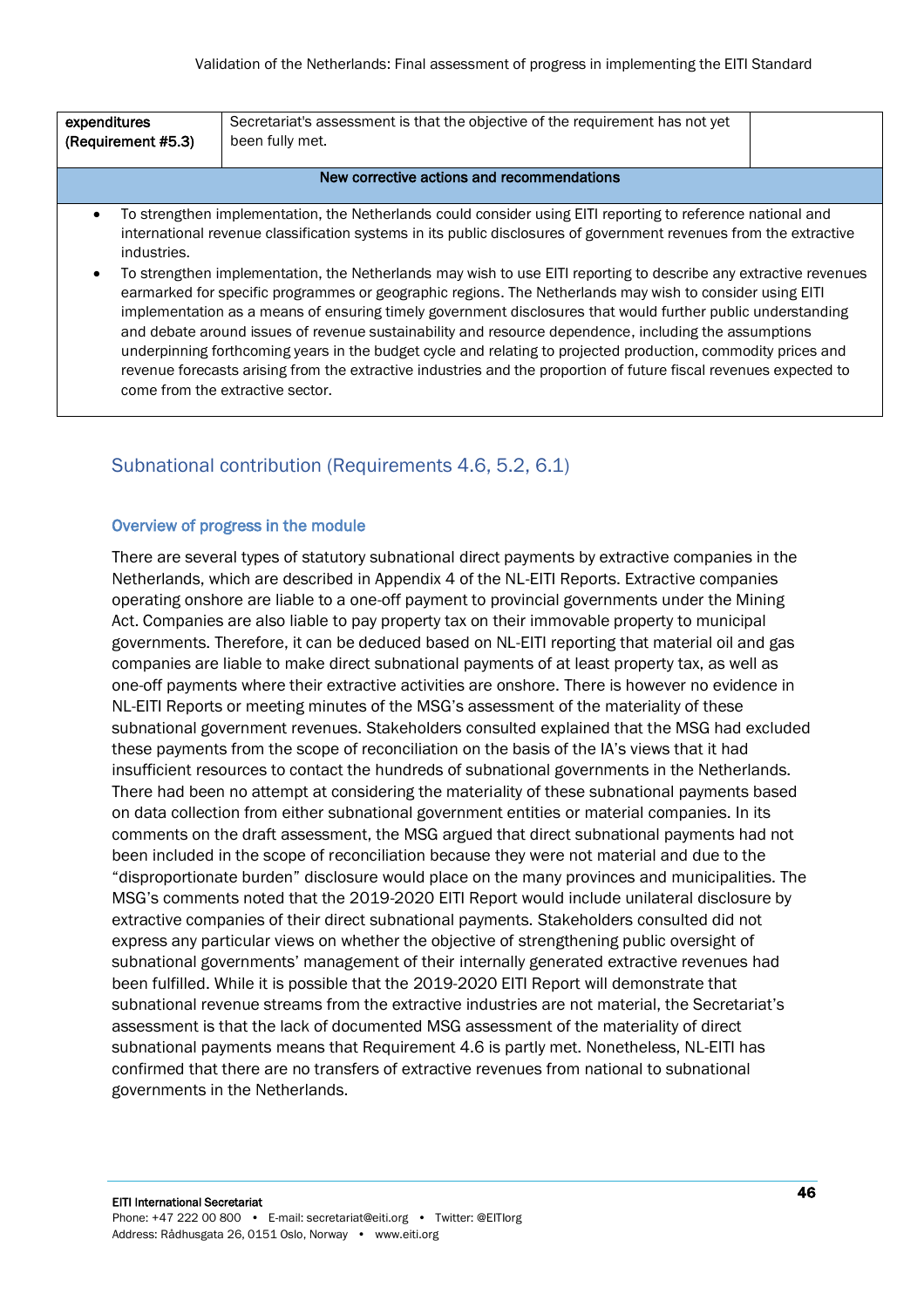| expenditures (Requirement #5.3) | Secretariat's assessment is that the objective of the requirement has not yet been fully met. | |
|---|---|---|
| **New corrective actions and recommendations** | | |

- To strengthen implementation, the Netherlands could consider using EITI reporting to reference national and international revenue classification systems in its public disclosures of government revenues from the extractive industries.
- To strengthen implementation, the Netherlands may wish to use EITI reporting to describe any extractive revenues earmarked for specific programmes or geographic regions. The Netherlands may wish to consider using EITI implementation as a means of ensuring timely government disclosures that would further public understanding and debate around issues of revenue sustainability and resource dependence, including the assumptions underpinning forthcoming years in the budget cycle and relating to projected production, commodity prices and revenue forecasts arising from the extractive industries and the proportion of future fiscal revenues expected to come from the extractive sector.

## Subnational contribution (Requirements 4.6, 5.2, 6.1)

### Overview of progress in the module

There are several types of statutory subnational direct payments by extractive companies in the Netherlands, which are described in Appendix 4 of the NL-EITI Reports. Extractive companies operating onshore are liable to a one-off payment to provincial governments under the Mining Act. Companies are also liable to pay property tax on their immovable property to municipal governments. Therefore, it can be deduced based on NL-EITI reporting that material oil and gas companies are liable to make direct subnational payments of at least property tax, as well as one-off payments where their extractive activities are onshore. There is however no evidence in NL-EITI Reports or meeting minutes of the MSG's assessment of the materiality of these subnational government revenues. Stakeholders consulted explained that the MSG had excluded these payments from the scope of reconciliation on the basis of the IA's views that it had insufficient resources to contact the hundreds of subnational governments in the Netherlands. There had been no attempt at considering the materiality of these subnational payments based on data collection from either subnational government entities or material companies. In its comments on the draft assessment, the MSG argued that direct subnational payments had not been included in the scope of reconciliation because they were not material and due to the "disproportionate burden" disclosure would place on the many provinces and municipalities. The MSG's comments noted that the 2019-2020 EITI Report would include unilateral disclosure by extractive companies of their direct subnational payments. Stakeholders consulted did not express any particular views on whether the objective of strengthening public oversight of subnational governments' management of their internally generated extractive revenues had been fulfilled. While it is possible that the 2019-2020 EITI Report will demonstrate that subnational revenue streams from the extractive industries are not material, the Secretariat's assessment is that the lack of documented MSG assessment of the materiality of direct subnational payments means that Requirement 4.6 is partly met. Nonetheless, NL-EITI has confirmed that there are no transfers of extractive revenues from national to subnational governments in the Netherlands.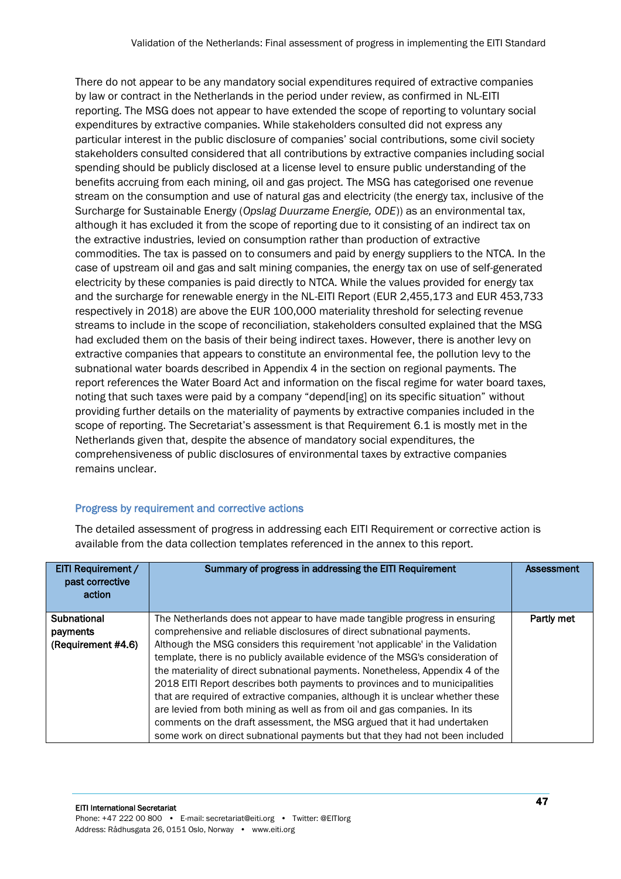There do not appear to be any mandatory social expenditures required of extractive companies by law or contract in the Netherlands in the period under review, as confirmed in NL-EITI reporting. The MSG does not appear to have extended the scope of reporting to voluntary social expenditures by extractive companies. While stakeholders consulted did not express any particular interest in the public disclosure of companies' social contributions, some civil society stakeholders consulted considered that all contributions by extractive companies including social spending should be publicly disclosed at a license level to ensure public understanding of the benefits accruing from each mining, oil and gas project. The MSG has categorised one revenue stream on the consumption and use of natural gas and electricity (the energy tax, inclusive of the Surcharge for Sustainable Energy (*Opslag Duurzame Energie, ODE*)) as an environmental tax, although it has excluded it from the scope of reporting due to it consisting of an indirect tax on the extractive industries, levied on consumption rather than production of extractive commodities. The tax is passed on to consumers and paid by energy suppliers to the NTCA. In the case of upstream oil and gas and salt mining companies, the energy tax on use of self-generated electricity by these companies is paid directly to NTCA. While the values provided for energy tax and the surcharge for renewable energy in the NL-EITI Report (EUR 2,455,173 and EUR 453,733 respectively in 2018) are above the EUR 100,000 materiality threshold for selecting revenue streams to include in the scope of reconciliation, stakeholders consulted explained that the MSG had excluded them on the basis of their being indirect taxes. However, there is another levy on extractive companies that appears to constitute an environmental fee, the pollution levy to the subnational water boards described in Appendix 4 in the section on regional payments. The report references the Water Board Act and information on the fiscal regime for water board taxes, noting that such taxes were paid by a company "depend[ing] on its specific situation" without providing further details on the materiality of payments by extractive companies included in the scope of reporting. The Secretariat's assessment is that Requirement 6.1 is mostly met in the Netherlands given that, despite the absence of mandatory social expenditures, the comprehensiveness of public disclosures of environmental taxes by extractive companies remains unclear.

### Progress by requirement and corrective actions

The detailed assessment of progress in addressing each EITI Requirement or corrective action is available from the data collection templates referenced in the annex to this report.

| EITI Requirement / past corrective action | Summary of progress in addressing the EITI Requirement | Assessment |
|---|---|---|
| **Subnational payments (Requirement #4.6)** | The Netherlands does not appear to have made tangible progress in ensuring comprehensive and reliable disclosures of direct subnational payments. Although the MSG considers this requirement 'not applicable' in the Validation template, there is no publicly available evidence of the MSG's consideration of the materiality of direct subnational payments. Nonetheless, Appendix 4 of the 2018 EITI Report describes both payments to provinces and to municipalities that are required of extractive companies, although it is unclear whether these are levied from both mining as well as from oil and gas companies. In its comments on the draft assessment, the MSG argued that it had undertaken some work on direct subnational payments but that they had not been included | **Partly met** |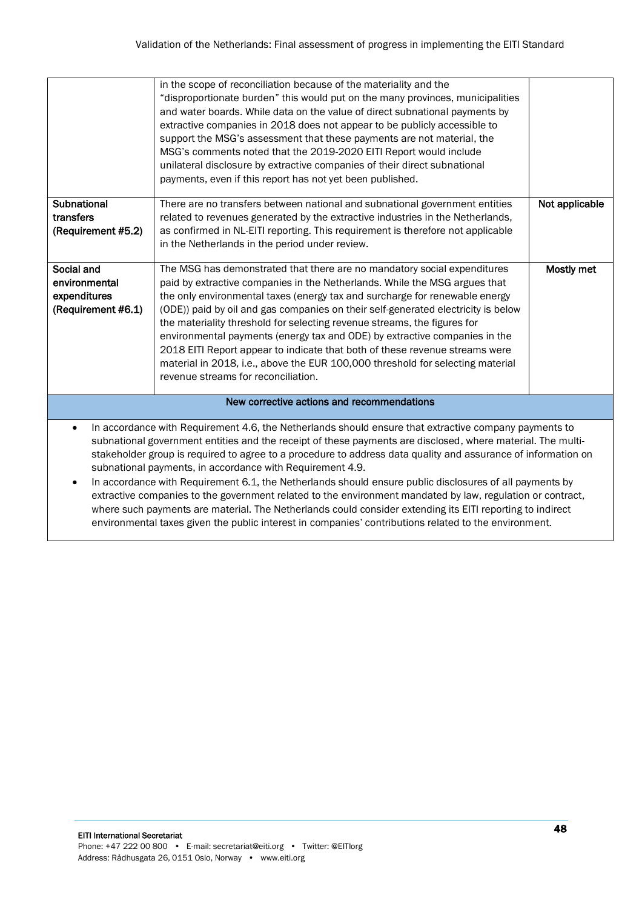|  |  |  |
|---|---|---|
|  | in the scope of reconciliation because of the materiality and the "disproportionate burden" this would put on the many provinces, municipalities and water boards. While data on the value of direct subnational payments by extractive companies in 2018 does not appear to be publicly accessible to support the MSG's assessment that these payments are not material, the MSG's comments noted that the 2019-2020 EITI Report would include unilateral disclosure by extractive companies of their direct subnational payments, even if this report has not yet been published. |  |
| **Subnational transfers (Requirement #5.2)** | There are no transfers between national and subnational government entities related to revenues generated by the extractive industries in the Netherlands, as confirmed in NL-EITI reporting. This requirement is therefore not applicable in the Netherlands in the period under review. | **Not applicable** |
| **Social and environmental expenditures (Requirement #6.1)** | The MSG has demonstrated that there are no mandatory social expenditures paid by extractive companies in the Netherlands. While the MSG argues that the only environmental taxes (energy tax and surcharge for renewable energy (ODE)) paid by oil and gas companies on their self-generated electricity is below the materiality threshold for selecting revenue streams, the figures for environmental payments (energy tax and ODE) by extractive companies in the 2018 EITI Report appear to indicate that both of these revenue streams were material in 2018, i.e., above the EUR 100,000 threshold for selecting material revenue streams for reconciliation. | **Mostly met** |

**New corrective actions and recommendations**

- In accordance with Requirement 4.6, the Netherlands should ensure that extractive company payments to subnational government entities and the receipt of these payments are disclosed, where material. The multi-stakeholder group is required to agree to a procedure to address data quality and assurance of information on subnational payments, in accordance with Requirement 4.9.
- In accordance with Requirement 6.1, the Netherlands should ensure public disclosures of all payments by extractive companies to the government related to the environment mandated by law, regulation or contract, where such payments are material. The Netherlands could consider extending its EITI reporting to indirect environmental taxes given the public interest in companies' contributions related to the environment.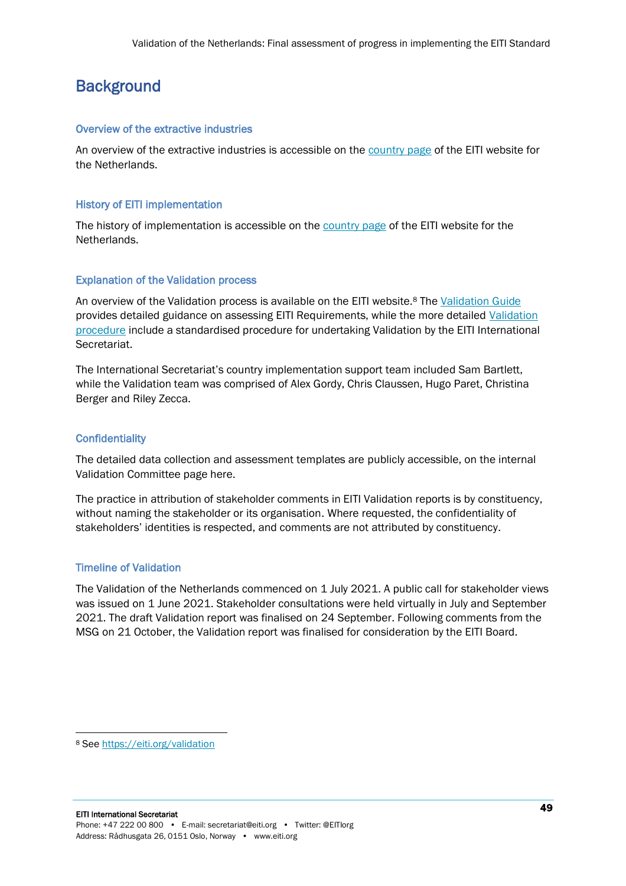# Background

### Overview of the extractive industries

An overview of the extractive industries is accessible on the country page of the EITI website for the Netherlands.

### History of EITI implementation

The history of implementation is accessible on the country page of the EITI website for the Netherlands.

### Explanation of the Validation process

An overview of the Validation process is available on the EITI website.[8] The Validation Guide provides detailed guidance on assessing EITI Requirements, while the more detailed Validation procedure include a standardised procedure for undertaking Validation by the EITI International Secretariat.

The International Secretariat's country implementation support team included Sam Bartlett, while the Validation team was comprised of Alex Gordy, Chris Claussen, Hugo Paret, Christina Berger and Riley Zecca.

### Confidentiality

The detailed data collection and assessment templates are publicly accessible, on the internal Validation Committee page here.

The practice in attribution of stakeholder comments in EITI Validation reports is by constituency, without naming the stakeholder or its organisation. Where requested, the confidentiality of stakeholders' identities is respected, and comments are not attributed by constituency.

### Timeline of Validation

The Validation of the Netherlands commenced on 1 July 2021. A public call for stakeholder views was issued on 1 June 2021. Stakeholder consultations were held virtually in July and September 2021. The draft Validation report was finalised on 24 September. Following comments from the MSG on 21 October, the Validation report was finalised for consideration by the EITI Board.

[8] See https://eiti.org/validation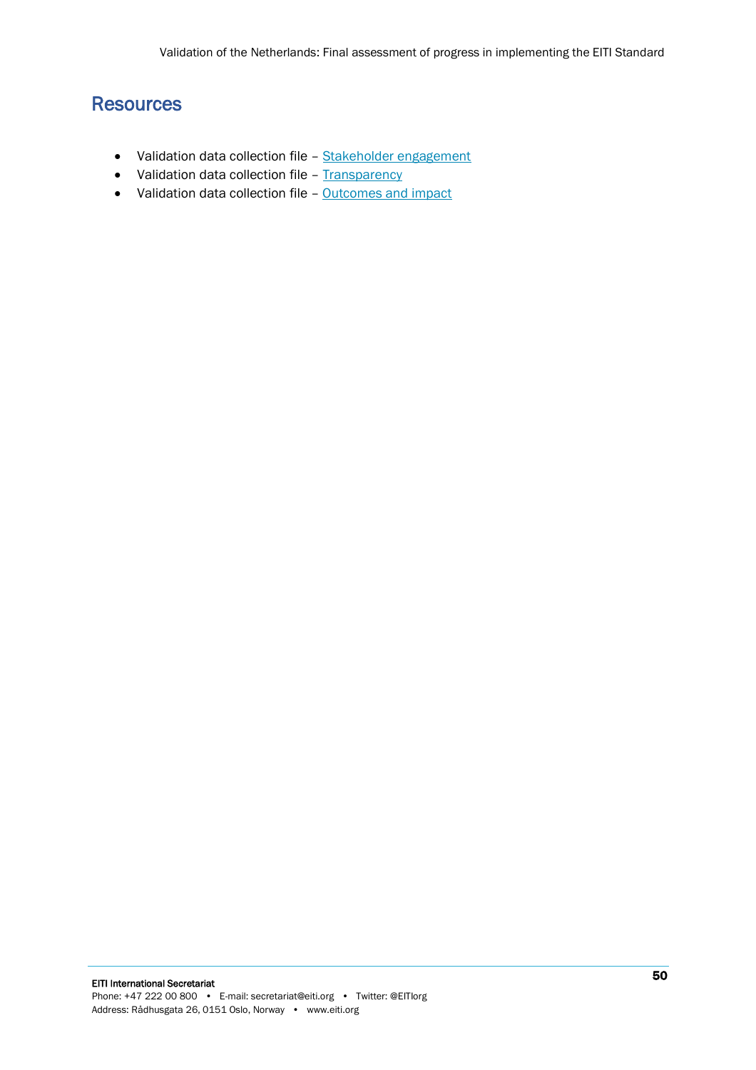## Resources

- Validation data collection file – Stakeholder engagement
- Validation data collection file – Transparency
- Validation data collection file – Outcomes and impact